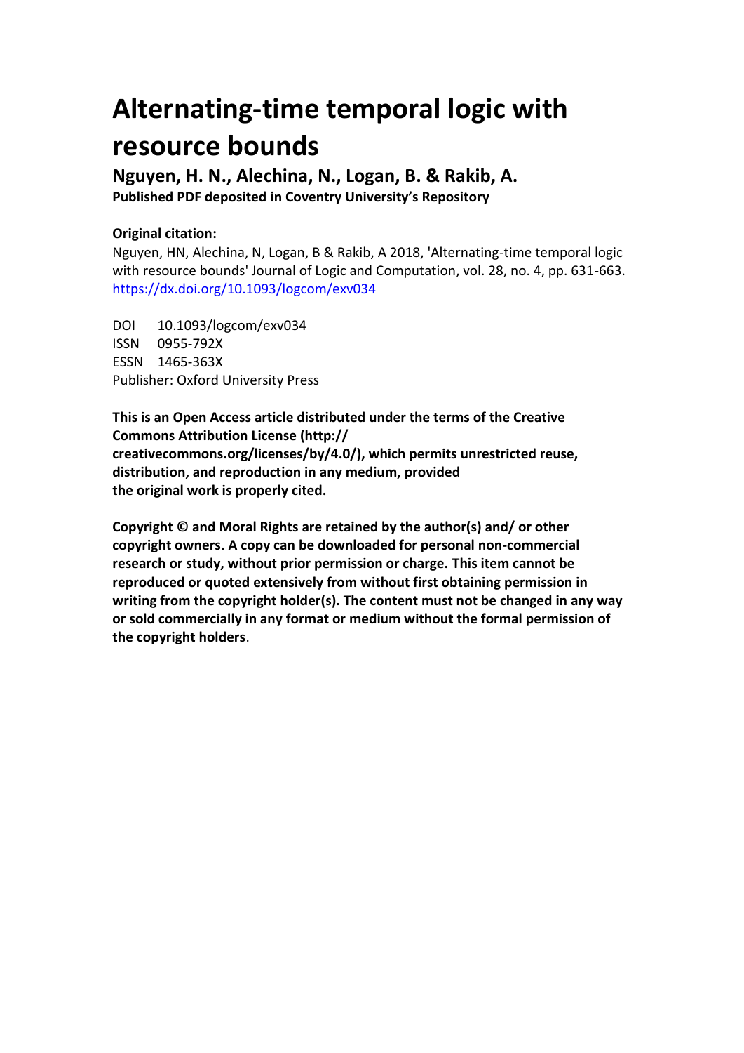# Alternating-time temporal logic with resource bounds

**Nguyen, H. N., Alechina, N., Logan, B. & Rakib, A.**

**Published PDF deposited in Coventry University's Repository**

**Original citation:**

Nguyen, HN, Alechina, N, Logan, B & Rakib, A 2018, 'Alternating-time temporal logic with resource bounds' Journal of Logic and Computation, vol. 28, no. 4, pp. 631-663. https://dx.doi.org/10.1093/logcom/exv034

DOI 10.1093/logcom/exv034
ISSN 0955-792X
ESSN 1465-363X
Publisher: Oxford University Press

**This is an Open Access article distributed under the terms of the Creative Commons Attribution License (http:// creativecommons.org/licenses/by/4.0/), which permits unrestricted reuse, distribution, and reproduction in any medium, provided the original work is properly cited.**

**Copyright © and Moral Rights are retained by the author(s) and/ or other copyright owners. A copy can be downloaded for personal non-commercial research or study, without prior permission or charge. This item cannot be reproduced or quoted extensively from without first obtaining permission in writing from the copyright holder(s). The content must not be changed in any way or sold commercially in any format or medium without the formal permission of the copyright holders**.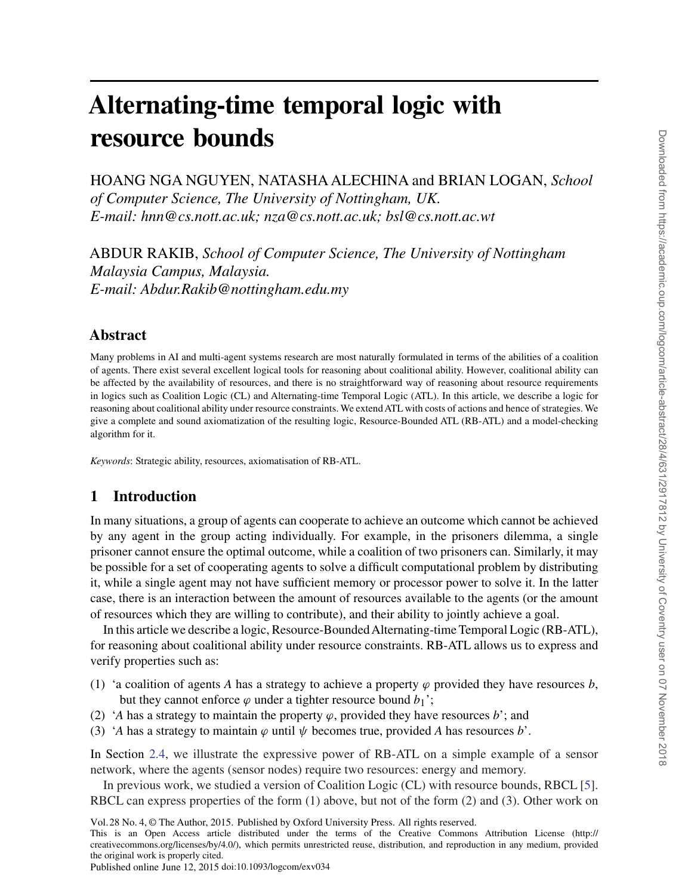# Alternating-time temporal logic with resource bounds

HOANG NGA NGUYEN, NATASHA ALECHINA and BRIAN LOGAN, *School of Computer Science, The University of Nottingham, UK.*
*E-mail: hnn@cs.nott.ac.uk; nza@cs.nott.ac.uk; bsl@cs.nott.ac.wt*

ABDUR RAKIB, *School of Computer Science, The University of Nottingham Malaysia Campus, Malaysia.*
*E-mail: Abdur.Rakib@nottingham.edu.my*

## Abstract

Many problems in AI and multi-agent systems research are most naturally formulated in terms of the abilities of a coalition of agents. There exist several excellent logical tools for reasoning about coalitional ability. However, coalitional ability can be affected by the availability of resources, and there is no straightforward way of reasoning about resource requirements in logics such as Coalition Logic (CL) and Alternating-time Temporal Logic (ATL). In this article, we describe a logic for reasoning about coalitional ability under resource constraints. We extend ATL with costs of actions and hence of strategies. We give a complete and sound axiomatization of the resulting logic, Resource-Bounded ATL (RB-ATL) and a model-checking algorithm for it.

*Keywords*: Strategic ability, resources, axiomatisation of RB-ATL.

## 1 Introduction

In many situations, a group of agents can cooperate to achieve an outcome which cannot be achieved by any agent in the group acting individually. For example, in the prisoners dilemma, a single prisoner cannot ensure the optimal outcome, while a coalition of two prisoners can. Similarly, it may be possible for a set of cooperating agents to solve a difficult computational problem by distributing it, while a single agent may not have sufficient memory or processor power to solve it. In the latter case, there is an interaction between the amount of resources available to the agents (or the amount of resources which they are willing to contribute), and their ability to jointly achieve a goal.

In this article we describe a logic, Resource-Bounded Alternating-time Temporal Logic (RB-ATL), for reasoning about coalitional ability under resource constraints. RB-ATL allows us to express and verify properties such as:

(1) 'a coalition of agents $A$ has a strategy to achieve a property $\varphi$ provided they have resources $b$, but they cannot enforce $\varphi$ under a tighter resource bound $b_1$';
(2) '$A$ has a strategy to maintain the property $\varphi$, provided they have resources $b$'; and
(3) '$A$ has a strategy to maintain $\varphi$ until $\psi$ becomes true, provided $A$ has resources $b$'.

In Section 2.4, we illustrate the expressive power of RB-ATL on a simple example of a sensor network, where the agents (sensor nodes) require two resources: energy and memory.

In previous work, we studied a version of Coalition Logic (CL) with resource bounds, RBCL [5]. RBCL can express properties of the form (1) above, but not of the form (2) and (3). Other work on

Vol. 28 No. 4, © The Author, 2015. Published by Oxford University Press. All rights reserved.
This is an Open Access article distributed under the terms of the Creative Commons Attribution License (http://creativecommons.org/licenses/by/4.0/), which permits unrestricted reuse, distribution, and reproduction in any medium, provided the original work is properly cited.
Published online June 12, 2015 doi:10.1093/logcom/exv034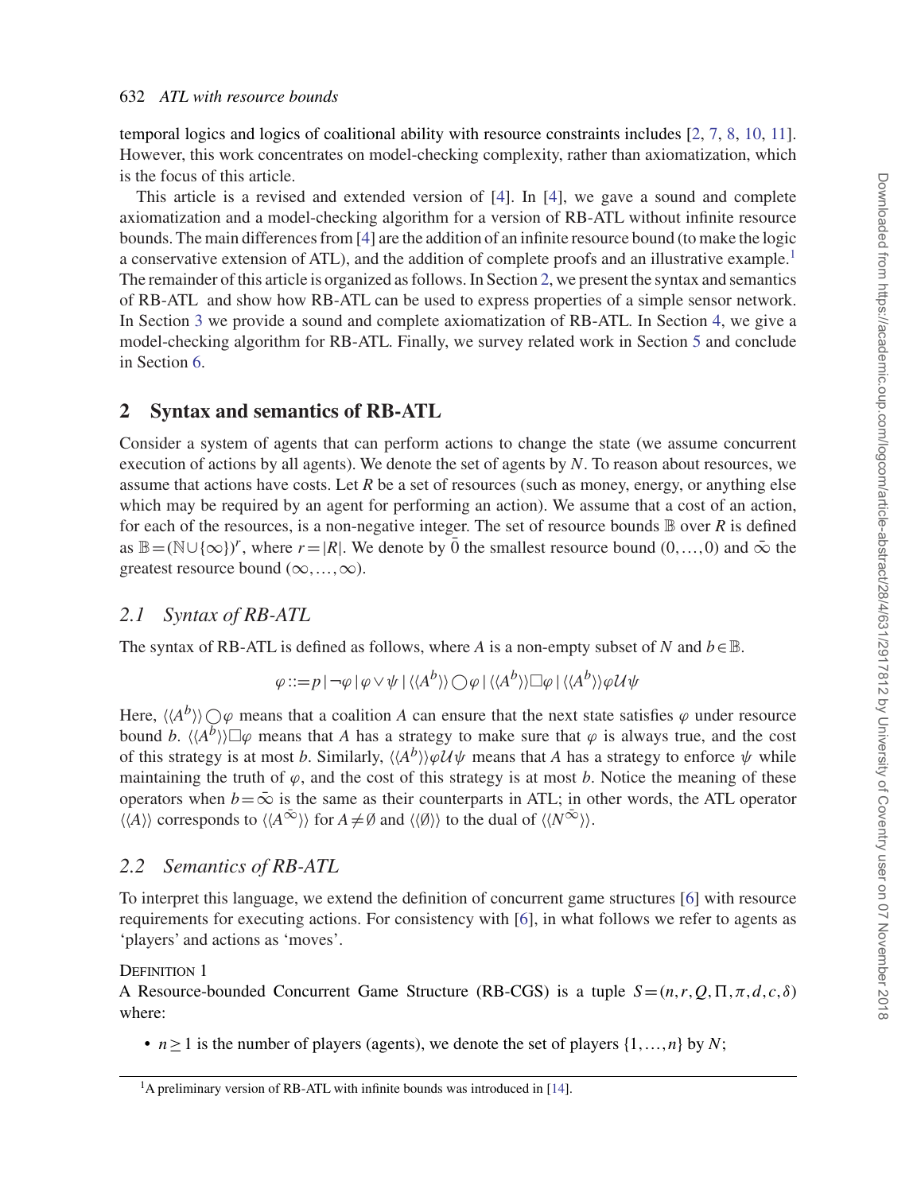temporal logics and logics of coalitional ability with resource constraints includes [2, 7, 8, 10, 11]. However, this work concentrates on model-checking complexity, rather than axiomatization, which is the focus of this article.

This article is a revised and extended version of [4]. In [4], we gave a sound and complete axiomatization and a model-checking algorithm for a version of RB-ATL without infinite resource bounds. The main differences from [4] are the addition of an infinite resource bound (to make the logic a conservative extension of ATL), and the addition of complete proofs and an illustrative example.[1] The remainder of this article is organized as follows. In Section 2, we present the syntax and semantics of RB-ATL and show how RB-ATL can be used to express properties of a simple sensor network. In Section 3 we provide a sound and complete axiomatization of RB-ATL. In Section 4, we give a model-checking algorithm for RB-ATL. Finally, we survey related work in Section 5 and conclude in Section 6.

## 2 Syntax and semantics of RB-ATL

Consider a system of agents that can perform actions to change the state (we assume concurrent execution of actions by all agents). We denote the set of agents by $N$. To reason about resources, we assume that actions have costs. Let $R$ be a set of resources (such as money, energy, or anything else which may be required by an agent for performing an action). We assume that a cost of an action, for each of the resources, is a non-negative integer. The set of resource bounds $\mathbb{B}$ over $R$ is defined as $\mathbb{B} = (\mathbb{N} \cup \{\infty\})^r$, where $r = |R|$. We denote by $\bar{0}$ the smallest resource bound $(0,\ldots,0)$ and $\bar{\infty}$ the greatest resource bound $(\infty,\ldots,\infty)$.

### 2.1 Syntax of RB-ATL

The syntax of RB-ATL is defined as follows, where $A$ is a non-empty subset of $N$ and $b \in \mathbb{B}$.

$$\varphi ::= p \mid \neg\varphi \mid \varphi \vee \psi \mid \langle\langle A^b \rangle\rangle \bigcirc \varphi \mid \langle\langle A^b \rangle\rangle \Box \varphi \mid \langle\langle A^b \rangle\rangle \varphi \mathcal{U} \psi$$

Here, $\langle\langle A^b \rangle\rangle \bigcirc \varphi$ means that a coalition $A$ can ensure that the next state satisfies $\varphi$ under resource bound $b$. $\langle\langle A^b \rangle\rangle \Box \varphi$ means that $A$ has a strategy to make sure that $\varphi$ is always true, and the cost of this strategy is at most $b$. Similarly, $\langle\langle A^b \rangle\rangle \varphi \mathcal{U} \psi$ means that $A$ has a strategy to enforce $\psi$ while maintaining the truth of $\varphi$, and the cost of this strategy is at most $b$. Notice the meaning of these operators when $b = \bar{\infty}$ is the same as their counterparts in ATL; in other words, the ATL operator $\langle\langle A \rangle\rangle$ corresponds to $\langle\langle A^{\bar{\infty}} \rangle\rangle$ for $A \neq \emptyset$ and $\langle\langle \emptyset \rangle\rangle$ to the dual of $\langle\langle N^{\bar{\infty}} \rangle\rangle$.

### 2.2 Semantics of RB-ATL

To interpret this language, we extend the definition of concurrent game structures [6] with resource requirements for executing actions. For consistency with [6], in what follows we refer to agents as 'players' and actions as 'moves'.

Definition 1
A Resource-bounded Concurrent Game Structure (RB-CGS) is a tuple $S = (n, r, Q, \Pi, \pi, d, c, \delta)$ where:

- $n \geq 1$ is the number of players (agents), we denote the set of players $\{1,\ldots,n\}$ by $N$;

[1] A preliminary version of RB-ATL with infinite bounds was introduced in [14].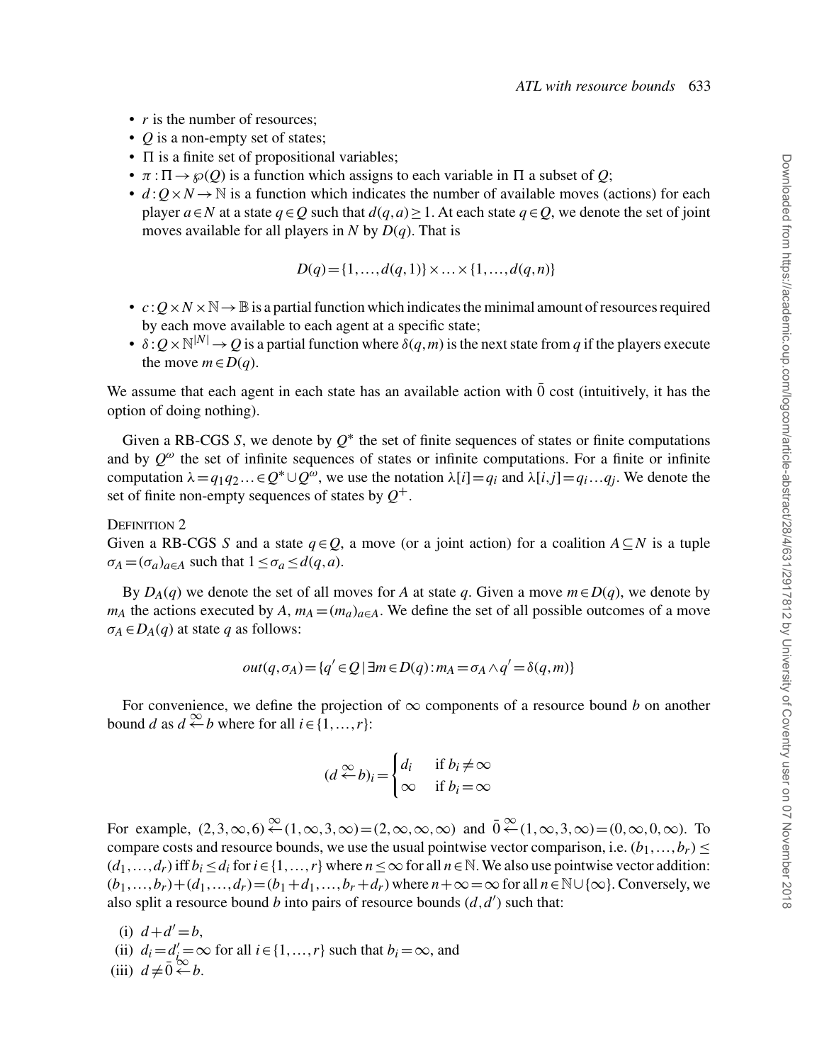- $r$ is the number of resources;
- $Q$ is a non-empty set of states;
- $\Pi$ is a finite set of propositional variables;
- $\pi : \Pi \to \wp(Q)$ is a function which assigns to each variable in $\Pi$ a subset of $Q$;
- $d : Q \times N \to \mathbb{N}$ is a function which indicates the number of available moves (actions) for each player $a \in N$ at a state $q \in Q$ such that $d(q,a) \geq 1$. At each state $q \in Q$, we denote the set of joint moves available for all players in $N$ by $D(q)$. That is

$$D(q) = \{1,\ldots,d(q,1)\} \times \ldots \times \{1,\ldots,d(q,n)\}$$

- $c : Q \times N \times \mathbb{N} \to \mathbb{B}$ is a partial function which indicates the minimal amount of resources required by each move available to each agent at a specific state;
- $\delta : Q \times \mathbb{N}^{|N|} \to Q$ is a partial function where $\delta(q,m)$ is the next state from $q$ if the players execute the move $m \in D(q)$.

We assume that each agent in each state has an available action with $\bar{0}$ cost (intuitively, it has the option of doing nothing).

Given a RB-CGS $S$, we denote by $Q^*$ the set of finite sequences of states or finite computations and by $Q^\omega$ the set of infinite sequences of states or infinite computations. For a finite or infinite computation $\lambda = q_1 q_2 \ldots \in Q^* \cup Q^\omega$, we use the notation $\lambda[i] = q_i$ and $\lambda[i,j] = q_i \ldots q_j$. We denote the set of finite non-empty sequences of states by $Q^+$.

Definition 2

Given a RB-CGS $S$ and a state $q \in Q$, a move (or a joint action) for a coalition $A \subseteq N$ is a tuple $\sigma_A = (\sigma_a)_{a \in A}$ such that $1 \leq \sigma_a \leq d(q,a)$.

By $D_A(q)$ we denote the set of all moves for $A$ at state $q$. Given a move $m \in D(q)$, we denote by $m_A$ the actions executed by $A$, $m_A = (m_a)_{a \in A}$. We define the set of all possible outcomes of a move $\sigma_A \in D_A(q)$ at state $q$ as follows:

$$out(q,\sigma_A) = \{q' \in Q \mid \exists m \in D(q) : m_A = \sigma_A \wedge q' = \delta(q,m)\}$$

For convenience, we define the projection of $\infty$ components of a resource bound $b$ on another bound $d$ as $d \overset{\infty}{\leftarrow} b$ where for all $i \in \{1,\ldots,r\}$:

$$(d \overset{\infty}{\leftarrow} b)_i = \begin{cases} d_i & \text{if } b_i \neq \infty \\ \infty & \text{if } b_i = \infty \end{cases}$$

For example, $(2,3,\infty,6) \overset{\infty}{\leftarrow} (1,\infty,3,\infty) = (2,\infty,\infty,\infty)$ and $\bar{0} \overset{\infty}{\leftarrow} (1,\infty,3,\infty) = (0,\infty,0,\infty)$. To compare costs and resource bounds, we use the usual pointwise vector comparison, i.e. $(b_1,\ldots,b_r) \leq (d_1,\ldots,d_r)$ iff $b_i \leq d_i$ for $i \in \{1,\ldots,r\}$ where $n \leq \infty$ for all $n \in \mathbb{N}$. We also use pointwise vector addition: $(b_1,\ldots,b_r) + (d_1,\ldots,d_r) = (b_1 + d_1,\ldots,b_r + d_r)$ where $n + \infty = \infty$ for all $n \in \mathbb{N} \cup \{\infty\}$. Conversely, we also split a resource bound $b$ into pairs of resource bounds $(d,d')$ such that:

(i) $d + d' = b$,
(ii) $d_i = d'_i = \infty$ for all $i \in \{1,\ldots,r\}$ such that $b_i = \infty$, and
(iii) $d \neq \bar{0} \overset{\infty}{\leftarrow} b$.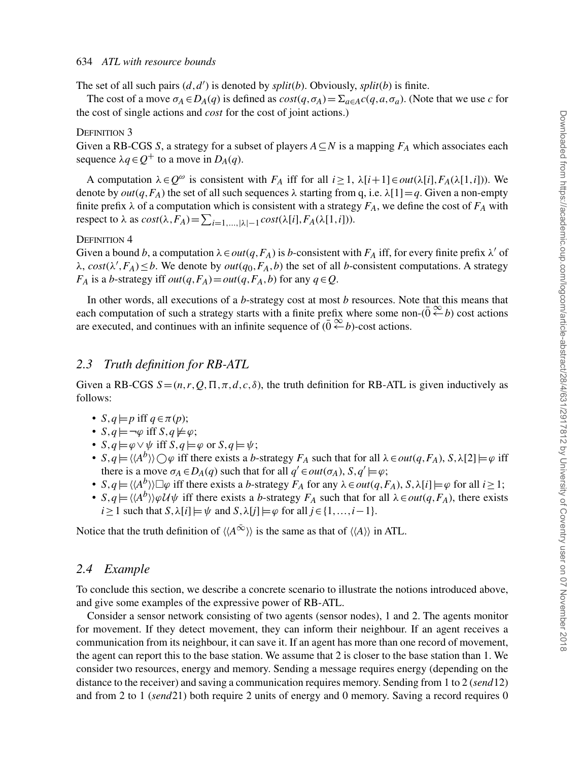The set of all such pairs $(d,d')$ is denoted by *split*$(b)$. Obviously, *split*$(b)$ is finite.

The cost of a move $\sigma_A \in D_A(q)$ is defined as $cost(q,\sigma_A) = \Sigma_{a\in A} c(q,a,\sigma_a)$. (Note that we use $c$ for the cost of single actions and *cost* for the cost of joint actions.)

Definition 3

Given a RB-CGS $S$, a strategy for a subset of players $A \subseteq N$ is a mapping $F_A$ which associates each sequence $\lambda q \in Q^+$ to a move in $D_A(q)$.

A computation $\lambda \in Q^\omega$ is consistent with $F_A$ iff for all $i \geq 1$, $\lambda[i+1] \in out(\lambda[i], F_A(\lambda[1,i]))$. We denote by $out(q,F_A)$ the set of all such sequences $\lambda$ starting from q, i.e. $\lambda[1] = q$. Given a non-empty finite prefix $\lambda$ of a computation which is consistent with a strategy $F_A$, we define the cost of $F_A$ with respect to $\lambda$ as $cost(\lambda, F_A) = \sum_{i=1,\ldots,|\lambda|-1} cost(\lambda[i], F_A(\lambda[1,i]))$.

Definition 4

Given a bound $b$, a computation $\lambda \in out(q,F_A)$ is $b$-consistent with $F_A$ iff, for every finite prefix $\lambda'$ of $\lambda$, $cost(\lambda', F_A) \leq b$. We denote by $out(q_0, F_A, b)$ the set of all $b$-consistent computations. A strategy $F_A$ is a $b$-strategy iff $out(q,F_A) = out(q,F_A,b)$ for any $q \in Q$.

In other words, all executions of a $b$-strategy cost at most $b$ resources. Note that this means that each computation of such a strategy starts with a finite prefix where some non-$(\bar{0} \overset{\infty}{\leftarrow} b)$ cost actions are executed, and continues with an infinite sequence of $(\bar{0} \overset{\infty}{\leftarrow} b)$-cost actions.

## 2.3 Truth definition for RB-ATL

Given a RB-CGS $S = (n, r, Q, \Pi, \pi, d, c, \delta)$, the truth definition for RB-ATL is given inductively as follows:

- $S,q \models p$ iff $q \in \pi(p)$;
- $S,q \models \neg\varphi$ iff $S,q \not\models \varphi$;
- $S,q \models \varphi \vee \psi$ iff $S,q \models \varphi$ or $S,q \models \psi$;
- $S,q \models \langle\langle A^b \rangle\rangle \bigcirc \varphi$ iff there exists a $b$-strategy $F_A$ such that for all $\lambda \in out(q,F_A)$, $S,\lambda[2] \models \varphi$ iff there is a move $\sigma_A \in D_A(q)$ such that for all $q' \in out(\sigma_A)$, $S,q' \models \varphi$;
- $S,q \models \langle\langle A^b \rangle\rangle \Box \varphi$ iff there exists a $b$-strategy $F_A$ for any $\lambda \in out(q,F_A)$, $S,\lambda[i] \models \varphi$ for all $i \geq 1$;
- $S,q \models \langle\langle A^b \rangle\rangle \varphi \mathcal{U} \psi$ iff there exists a $b$-strategy $F_A$ such that for all $\lambda \in out(q,F_A)$, there exists $i \geq 1$ such that $S,\lambda[i] \models \psi$ and $S,\lambda[j] \models \varphi$ for all $j \in \{1,\ldots,i-1\}$.

Notice that the truth definition of $\langle\langle A^{\bar{\infty}} \rangle\rangle$ is the same as that of $\langle\langle A \rangle\rangle$ in ATL.

## 2.4 Example

To conclude this section, we describe a concrete scenario to illustrate the notions introduced above, and give some examples of the expressive power of RB-ATL.

Consider a sensor network consisting of two agents (sensor nodes), 1 and 2. The agents monitor for movement. If they detect movement, they can inform their neighbour. If an agent receives a communication from its neighbour, it can save it. If an agent has more than one record of movement, the agent can report this to the base station. We assume that 2 is closer to the base station than 1. We consider two resources, energy and memory. Sending a message requires energy (depending on the distance to the receiver) and saving a communication requires memory. Sending from 1 to 2 (*send*12) and from 2 to 1 (*send*21) both require 2 units of energy and 0 memory. Saving a record requires 0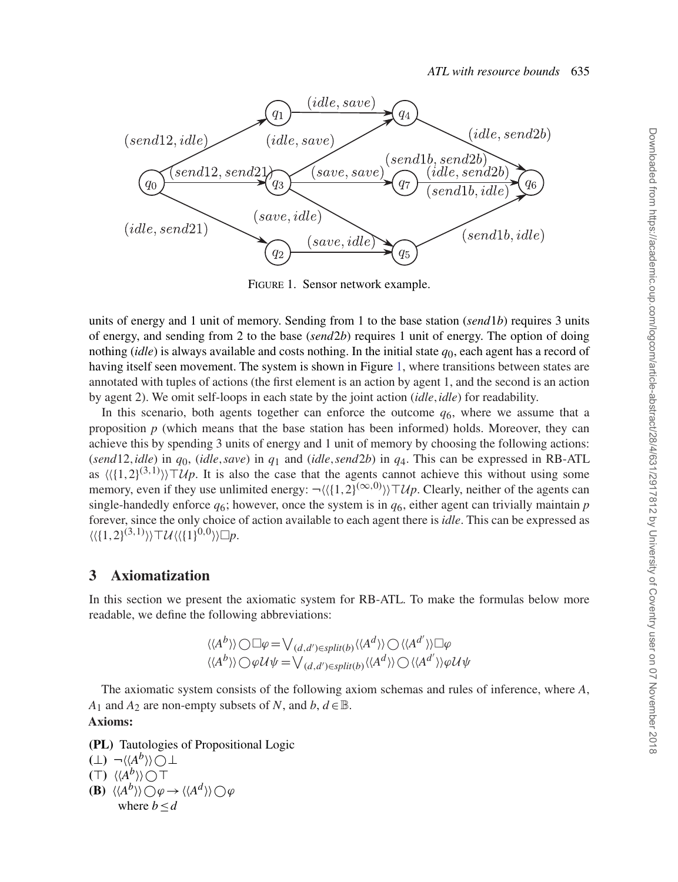FIGURE 1. Sensor network example.

units of energy and 1 unit of memory. Sending from 1 to the base station (*send*1*b*) requires 3 units of energy, and sending from 2 to the base (*send*2*b*) requires 1 unit of energy. The option of doing nothing (*idle*) is always available and costs nothing. In the initial state $q_0$, each agent has a record of having itself seen movement. The system is shown in Figure 1, where transitions between states are annotated with tuples of actions (the first element is an action by agent 1, and the second is an action by agent 2). We omit self-loops in each state by the joint action (*idle*, *idle*) for readability.

In this scenario, both agents together can enforce the outcome $q_6$, where we assume that a proposition $p$ (which means that the base station has been informed) holds. Moreover, they can achieve this by spending 3 units of energy and 1 unit of memory by choosing the following actions: (*send*12, *idle*) in $q_0$, (*idle*, *save*) in $q_1$ and (*idle*, *send*2*b*) in $q_4$. This can be expressed in RB-ATL as $\langle\langle\{1,2\}^{(3,1)}\rangle\rangle\top\mathcal{U}p$. It is also the case that the agents cannot achieve this without using some memory, even if they use unlimited energy: $\neg\langle\langle\{1,2\}^{(\infty,0)}\rangle\rangle\top\mathcal{U}p$. Clearly, neither of the agents can single-handedly enforce $q_6$; however, once the system is in $q_6$, either agent can trivially maintain $p$ forever, since the only choice of action available to each agent there is *idle*. This can be expressed as $\langle\langle\{1,2\}^{(3,1)}\rangle\rangle\top\mathcal{U}\langle\langle\{1\}^{0,0}\rangle\rangle\Box p$.

## 3 Axiomatization

In this section we present the axiomatic system for RB-ATL. To make the formulas below more readable, we define the following abbreviations:

$$\langle\langle A^b\rangle\rangle\bigcirc\Box\varphi = \bigvee_{(d,d')\in split(b)}\langle\langle A^d\rangle\rangle\bigcirc\langle\langle A^{d'}\rangle\rangle\Box\varphi$$
$$\langle\langle A^b\rangle\rangle\bigcirc\varphi\mathcal{U}\psi = \bigvee_{(d,d')\in split(b)}\langle\langle A^d\rangle\rangle\bigcirc\langle\langle A^{d'}\rangle\rangle\varphi\mathcal{U}\psi$$

The axiomatic system consists of the following axiom schemas and rules of inference, where $A$, $A_1$ and $A_2$ are non-empty subsets of $N$, and $b, d\in\mathbb{B}$.

**Axioms:**

**(PL)** Tautologies of Propositional Logic

**($\bot$)** $\neg\langle\langle A^b\rangle\rangle\bigcirc\bot$

**($\top$)** $\langle\langle A^b\rangle\rangle\bigcirc\top$

**(B)** $\langle\langle A^b\rangle\rangle\bigcirc\varphi\rightarrow\langle\langle A^d\rangle\rangle\bigcirc\varphi$
where $b\leq d$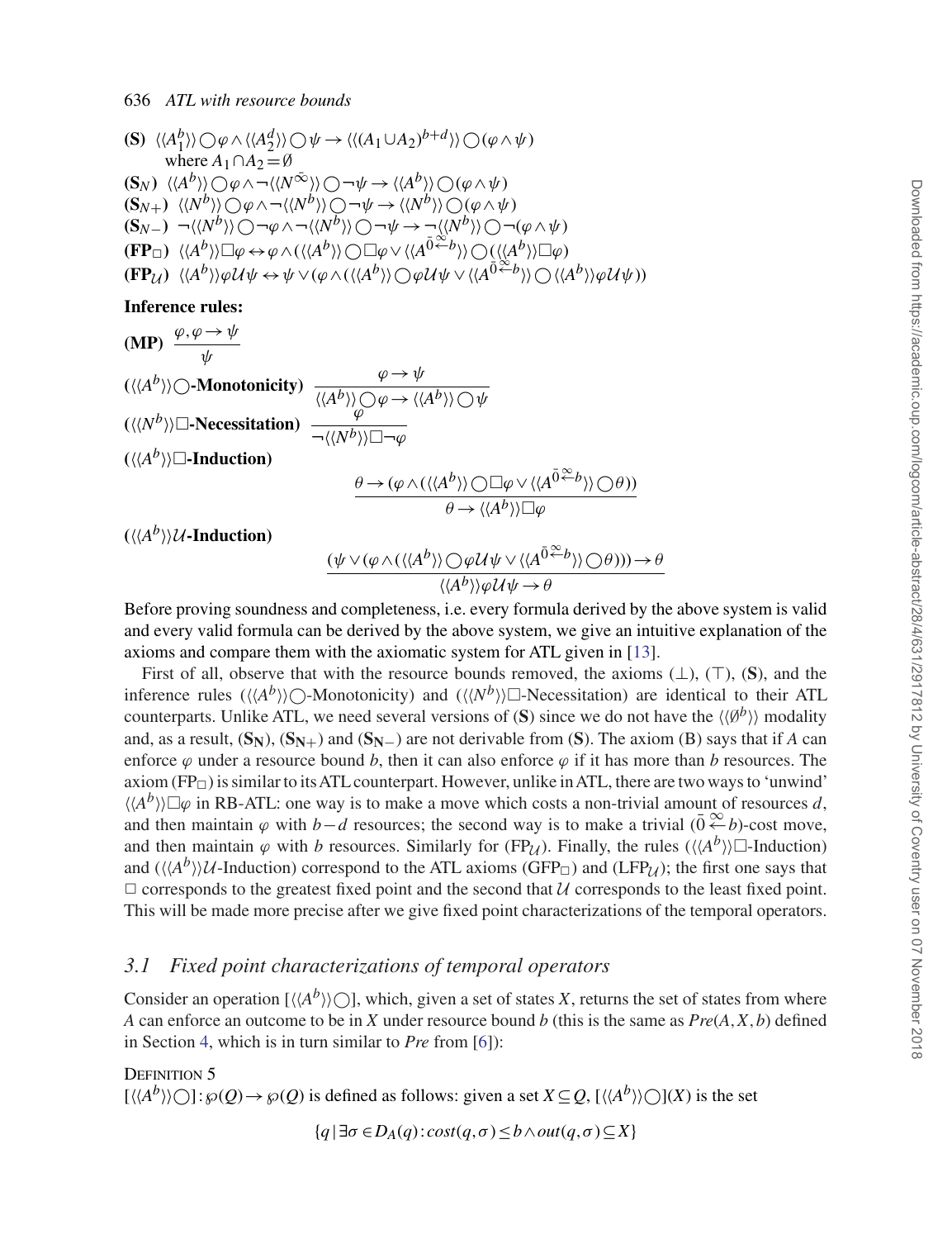**(S)** $\langle\langle A_1^b \rangle\rangle \bigcirc \varphi \wedge \langle\langle A_2^d \rangle\rangle \bigcirc \psi \rightarrow \langle\langle (A_1 \cup A_2)^{b+d} \rangle\rangle \bigcirc (\varphi \wedge \psi)$
where $A_1 \cap A_2 = \emptyset$

**($S_N$)** $\langle\langle A^b \rangle\rangle \bigcirc \varphi \wedge \neg \langle\langle N^{\bar{\infty}} \rangle\rangle \bigcirc \neg \psi \rightarrow \langle\langle A^b \rangle\rangle \bigcirc (\varphi \wedge \psi)$

**($S_{N+}$)** $\langle\langle N^b \rangle\rangle \bigcirc \varphi \wedge \neg \langle\langle N^b \rangle\rangle \bigcirc \neg \psi \rightarrow \langle\langle N^b \rangle\rangle \bigcirc (\varphi \wedge \psi)$

**($S_{N-}$)** $\neg \langle\langle N^b \rangle\rangle \bigcirc \neg \varphi \wedge \neg \langle\langle N^b \rangle\rangle \bigcirc \neg \psi \rightarrow \neg \langle\langle N^b \rangle\rangle \bigcirc \neg (\varphi \wedge \psi)$

**($FP_\Box$)** $\langle\langle A^b \rangle\rangle \Box \varphi \leftrightarrow \varphi \wedge (\langle\langle A^b \rangle\rangle \bigcirc \Box \varphi \vee \langle\langle A^{\bar{0} \stackrel{\infty}{\leftarrow} b} \rangle\rangle \bigcirc (\langle\langle A^b \rangle\rangle \Box \varphi)$

**($FP_\mathcal{U}$)** $\langle\langle A^b \rangle\rangle \varphi \mathcal{U} \psi \leftrightarrow \psi \vee (\varphi \wedge (\langle\langle A^b \rangle\rangle \bigcirc \varphi \mathcal{U} \psi \vee \langle\langle A^{\bar{0} \stackrel{\infty}{\leftarrow} b} \rangle\rangle \bigcirc \langle\langle A^b \rangle\rangle \varphi \mathcal{U} \psi))$

**Inference rules:**

**(MP)** $\dfrac{\varphi, \varphi \rightarrow \psi}{\psi}$

**($\langle\langle A^b \rangle\rangle \bigcirc$-Monotonicity)** $\dfrac{\varphi \rightarrow \psi}{\langle\langle A^b \rangle\rangle \bigcirc \varphi \rightarrow \langle\langle A^b \rangle\rangle \bigcirc \psi}$

**($\langle\langle N^b \rangle\rangle \Box$-Necessitation)** $\dfrac{\varphi}{\neg \langle\langle N^b \rangle\rangle \Box \neg \varphi}$

**($\langle\langle A^b \rangle\rangle \Box$-Induction)**

$$\frac{\theta \rightarrow (\varphi \wedge (\langle\langle A^b \rangle\rangle \bigcirc \Box \varphi \vee \langle\langle A^{\bar{0} \stackrel{\infty}{\leftarrow} b} \rangle\rangle \bigcirc \theta))}{\theta \rightarrow \langle\langle A^b \rangle\rangle \Box \varphi}$$

**($\langle\langle A^b \rangle\rangle \mathcal{U}$-Induction)**

$$\frac{(\psi \vee (\varphi \wedge (\langle\langle A^b \rangle\rangle \bigcirc \varphi \mathcal{U} \psi \vee \langle\langle A^{\bar{0} \stackrel{\infty}{\leftarrow} b} \rangle\rangle \bigcirc \theta))) \rightarrow \theta}{\langle\langle A^b \rangle\rangle \varphi \mathcal{U} \psi \rightarrow \theta}$$

Before proving soundness and completeness, i.e. every formula derived by the above system is valid and every valid formula can be derived by the above system, we give an intuitive explanation of the axioms and compare them with the axiomatic system for ATL given in [13].

First of all, observe that with the resource bounds removed, the axioms ($\bot$), ($\top$), (**S**), and the inference rules ($\langle\langle A^b \rangle\rangle \bigcirc$-Monotonicity) and ($\langle\langle N^b \rangle\rangle \Box$-Necessitation) are identical to their ATL counterparts. Unlike ATL, we need several versions of (**S**) since we do not have the $\langle\langle \emptyset^b \rangle\rangle$ modality and, as a result, ($\mathbf{S_N}$), ($\mathbf{S_{N+}}$) and ($\mathbf{S_{N-}}$) are not derivable from (**S**). The axiom (B) says that if $A$ can enforce $\varphi$ under a resource bound $b$, then it can also enforce $\varphi$ if it has more than $b$ resources. The axiom ($FP_\Box$) is similar to its ATL counterpart. However, unlike in ATL, there are two ways to 'unwind' $\langle\langle A^b \rangle\rangle \Box \varphi$ in RB-ATL: one way is to make a move which costs a non-trivial amount of resources $d$, and then maintain $\varphi$ with $b-d$ resources; the second way is to make a trivial ($\bar{0} \stackrel{\infty}{\leftarrow} b$)-cost move, and then maintain $\varphi$ with $b$ resources. Similarly for ($FP_\mathcal{U}$). Finally, the rules ($\langle\langle A^b \rangle\rangle \Box$-Induction) and ($\langle\langle A^b \rangle\rangle \mathcal{U}$-Induction) correspond to the ATL axioms ($GFP_\Box$) and ($LFP_\mathcal{U}$); the first one says that $\Box$ corresponds to the greatest fixed point and the second that $\mathcal{U}$ corresponds to the least fixed point. This will be made more precise after we give fixed point characterizations of the temporal operators.

### 3.1 Fixed point characterizations of temporal operators

Consider an operation $[\langle\langle A^b \rangle\rangle \bigcirc]$, which, given a set of states $X$, returns the set of states from where $A$ can enforce an outcome to be in $X$ under resource bound $b$ (this is the same as $Pre(A, X, b)$ defined in Section 4, which is in turn similar to $Pre$ from [6]):

DEFINITION 5

$[\langle\langle A^b \rangle\rangle \bigcirc] : \wp(Q) \rightarrow \wp(Q)$ is defined as follows: given a set $X \subseteq Q$, $[\langle\langle A^b \rangle\rangle \bigcirc](X)$ is the set

$$\{q \mid \exists \sigma \in D_A(q) : cost(q, \sigma) \leq b \wedge out(q, \sigma) \subseteq X\}$$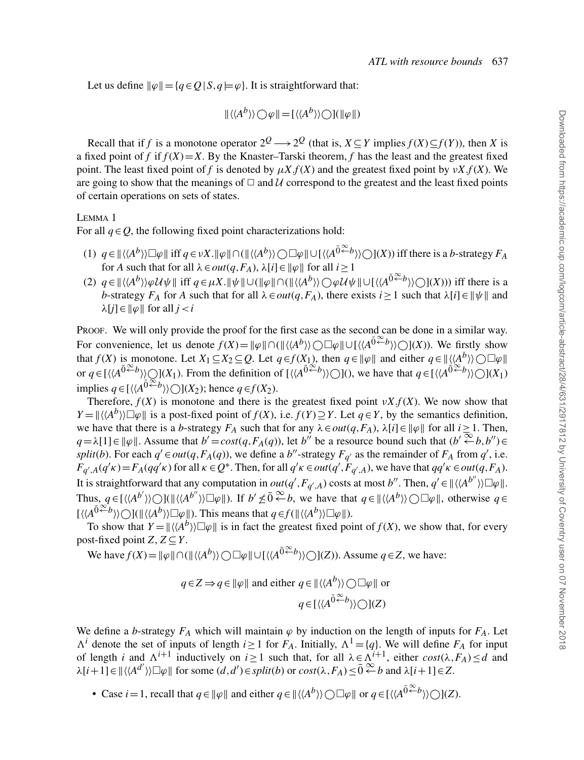Let us define $\|\varphi\| = \{q \in Q \mid S, q \models \varphi\}$. It is straightforward that:

$$\|\langle\langle A^b\rangle\rangle \bigcirc \varphi\| = [\langle\langle A^b\rangle\rangle \bigcirc](\|\varphi\|)$$

Recall that if $f$ is a monotone operator $2^Q \longrightarrow 2^Q$ (that is, $X \subseteq Y$ implies $f(X) \subseteq f(Y)$), then $X$ is a fixed point of $f$ if $f(X) = X$. By the Knaster–Tarski theorem, $f$ has the least and the greatest fixed point. The least fixed point of $f$ is denoted by $\mu X.f(X)$ and the greatest fixed point by $\nu X.f(X)$. We are going to show that the meanings of $\Box$ and $\mathcal{U}$ correspond to the greatest and the least fixed points of certain operations on sets of states.

LEMMA 1

For all $q \in Q$, the following fixed point characterizations hold:

1. $q \in \|\langle\langle A^b\rangle\rangle \Box \varphi\|$ iff $q \in \nu X.\|\varphi\| \cap (\|\langle\langle A^b\rangle\rangle \bigcirc \Box \varphi\| \cup [\langle\langle A^{\bar{0} \overset{\infty}{\leftarrow} b}\rangle\rangle \bigcirc](X))$ iff there is a $b$-strategy $F_A$ for $A$ such that for all $\lambda \in out(q, F_A)$, $\lambda[i] \in \|\varphi\|$ for all $i \geq 1$
2. $q \in \|\langle\langle A^b\rangle\rangle \varphi \mathcal{U} \psi\|$ iff $q \in \mu X.\|\psi\| \cup (\|\varphi\| \cap (\|\langle\langle A^b\rangle\rangle \bigcirc \varphi \mathcal{U} \psi\| \cup [\langle\langle A^{\bar{0} \overset{\infty}{\leftarrow} b}\rangle\rangle \bigcirc](X)))$ iff there is a $b$-strategy $F_A$ for $A$ such that for all $\lambda \in out(q, F_A)$, there exists $i \geq 1$ such that $\lambda[i] \in \|\psi\|$ and $\lambda[j] \in \|\varphi\|$ for all $j < i$

PROOF. We will only provide the proof for the first case as the second can be done in a similar way. For convenience, let us denote $f(X) = \|\varphi\| \cap (\|\langle\langle A^b\rangle\rangle \bigcirc \Box \varphi\| \cup [\langle\langle A^{\bar{0} \overset{\infty}{\leftarrow} b}\rangle\rangle \bigcirc](X))$. We firstly show that $f(X)$ is monotone. Let $X_1 \subseteq X_2 \subseteq Q$. Let $q \in f(X_1)$, then $q \in \|\varphi\|$ and either $q \in \|\langle\langle A^b\rangle\rangle \bigcirc \Box \varphi\|$ or $q \in [\langle\langle A^{\bar{0} \overset{\infty}{\leftarrow} b}\rangle\rangle \bigcirc](X_1)$. From the definition of $[\langle\langle A^{\bar{0} \overset{\infty}{\leftarrow} b}\rangle\rangle \bigcirc]()$, we have that $q \in [\langle\langle A^{\bar{0} \overset{\infty}{\leftarrow} b}\rangle\rangle \bigcirc](X_1)$ implies $q \in [\langle\langle A^{\bar{0} \overset{\infty}{\leftarrow} b}\rangle\rangle \bigcirc](X_2)$; hence $q \in f(X_2)$.

Therefore, $f(X)$ is monotone and there is the greatest fixed point $\nu X.f(X)$. We now show that $Y = \|\langle\langle A^b\rangle\rangle \Box \varphi\|$ is a post-fixed point of $f(X)$, i.e. $f(Y) \supseteq Y$. Let $q \in Y$, by the semantics definition, we have that there is a $b$-strategy $F_A$ such that for any $\lambda \in out(q, F_A)$, $\lambda[i] \in \|\varphi\|$ for all $i \geq 1$. Then, $q = \lambda[1] \in \|\varphi\|$. Assume that $b' = cost(q, F_A(q))$, let $b''$ be a resource bound such that $(b' \overset{\infty}{\leftarrow} b, b'') \in split(b)$. For each $q' \in out(q, F_A(q))$, we define a $b''$-strategy $F_{q'}$ as the remainder of $F_A$ from $q'$, i.e. $F_{q',A}(q'\kappa) = F_A(qq'\kappa)$ for all $\kappa \in Q^*$. Then, for all $q'\kappa \in out(q', F_{q',A})$, we have that $qq'\kappa \in out(q, F_A)$. It is straightforward that any computation in $out(q', F_{q',A})$ costs at most $b''$. Then, $q' \in \|\langle\langle A^{b''}\rangle\rangle \Box \varphi\|$. Thus, $q \in [\langle\langle A^{b'}\rangle\rangle \bigcirc](\|\langle\langle A^{b''}\rangle\rangle \Box \varphi\|)$. If $b' \not\leq \bar{0} \overset{\infty}{\leftarrow} b$, we have that $q \in \|\langle\langle A^b\rangle\rangle \bigcirc \Box \varphi\|$, otherwise $q \in [\langle\langle A^{\bar{0} \overset{\infty}{\leftarrow} b}\rangle\rangle \bigcirc](\|\langle\langle A^b\rangle\rangle \Box \varphi\|)$. This means that $q \in f(\|\langle\langle A^b\rangle\rangle \Box \varphi\|)$.

To show that $Y = \|\langle\langle A^b\rangle\rangle \Box \varphi\|$ is in fact the greatest fixed point of $f(X)$, we show that, for every post-fixed point $Z$, $Z \subseteq Y$.

We have $f(X) = \|\varphi\| \cap (\|\langle\langle A^b\rangle\rangle \bigcirc \Box \varphi\| \cup [\langle\langle A^{\bar{0} \overset{\infty}{\leftarrow} b}\rangle\rangle \bigcirc](Z))$. Assume $q \in Z$, we have:

$$q \in Z \Rightarrow q \in \|\varphi\| \text{ and either } q \in \|\langle\langle A^b\rangle\rangle \bigcirc \Box \varphi\| \text{ or } q \in [\langle\langle A^{\bar{0} \overset{\infty}{\leftarrow} b}\rangle\rangle \bigcirc](Z)$$

We define a $b$-strategy $F_A$ which will maintain $\varphi$ by induction on the length of inputs for $F_A$. Let $\Lambda^i$ denote the set of inputs of length $i \geq 1$ for $F_A$. Initially, $\Lambda^1 = \{q\}$. We will define $F_A$ for input of length $i$ and $\Lambda^{i+1}$ inductively on $i \geq 1$ such that, for all $\lambda \in \Lambda^{i+1}$, either $cost(\lambda, F_A) \leq d$ and $\lambda[i+1] \in \|\langle\langle A^{d'}\rangle\rangle \Box \varphi\|$ for some $(d, d') \in split(b)$ or $cost(\lambda, F_A) \leq \bar{0} \overset{\infty}{\leftarrow} b$ and $\lambda[i+1] \in Z$.

- Case $i = 1$, recall that $q \in \|\varphi\|$ and either $q \in \|\langle\langle A^b\rangle\rangle \bigcirc \Box \varphi\|$ or $q \in [\langle\langle A^{\bar{0} \overset{\infty}{\leftarrow} b}\rangle\rangle \bigcirc](Z)$.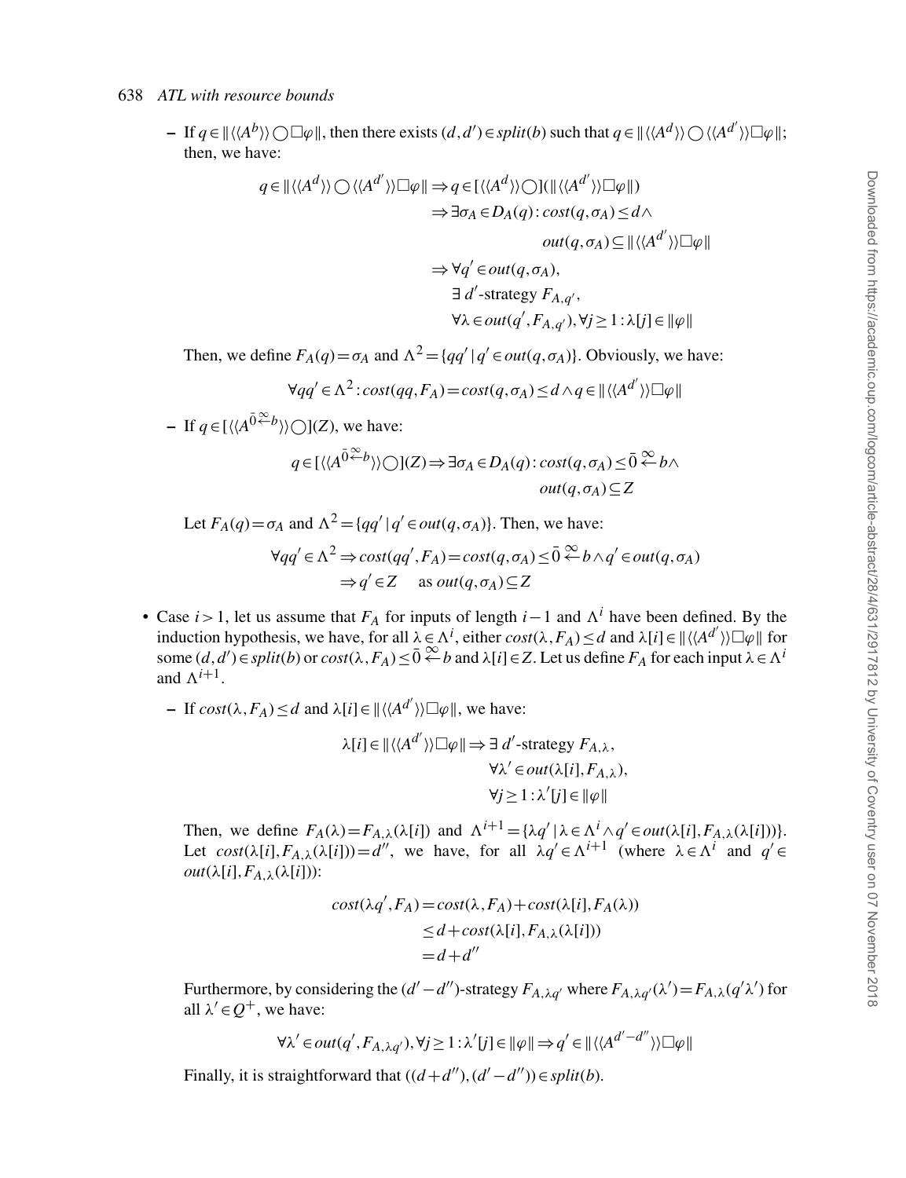– If $q \in \| \langle\langle A^b \rangle\rangle \bigcirc \Box \varphi \|$, then there exists $(d,d') \in split(b)$ such that $q \in \| \langle\langle A^d \rangle\rangle \bigcirc \langle\langle A^{d'} \rangle\rangle \Box \varphi \|$; then, we have:

$$
\begin{aligned}
q \in \| \langle\langle A^d \rangle\rangle \bigcirc \langle\langle A^{d'} \rangle\rangle \Box \varphi \| &\Rightarrow q \in [\langle\langle A^d \rangle\rangle \bigcirc](\| \langle\langle A^{d'} \rangle\rangle \Box \varphi \|) \\
&\Rightarrow \exists \sigma_A \in D_A(q) : cost(q, \sigma_A) \leq d \wedge \\
&\qquad\qquad out(q, \sigma_A) \subseteq \| \langle\langle A^{d'} \rangle\rangle \Box \varphi \| \\
&\Rightarrow \forall q' \in out(q, \sigma_A), \\
&\qquad \exists\ d'\text{-strategy } F_{A,q'}, \\
&\qquad \forall \lambda \in out(q', F_{A,q'}), \forall j \geq 1 : \lambda[j] \in \| \varphi \|
\end{aligned}
$$

Then, we define $F_A(q) = \sigma_A$ and $\Lambda^2 = \{qq' \mid q' \in out(q, \sigma_A)\}$. Obviously, we have:

$$
\forall qq' \in \Lambda^2 : cost(qq, F_A) = cost(q, \sigma_A) \leq d \wedge q \in \| \langle\langle A^{d'} \rangle\rangle \Box \varphi \|
$$

– If $q \in [\langle\langle A^{\bar{0} \overset{\infty}{\leftarrow} b} \rangle\rangle \bigcirc](Z)$, we have:

$$
\begin{aligned}
q \in [\langle\langle A^{\bar{0} \overset{\infty}{\leftarrow} b} \rangle\rangle \bigcirc](Z) \Rightarrow \exists \sigma_A \in D_A(q) : cost(q, \sigma_A) \leq \bar{0} \overset{\infty}{\leftarrow} b \wedge \\
out(q, \sigma_A) \subseteq Z
\end{aligned}
$$

Let $F_A(q) = \sigma_A$ and $\Lambda^2 = \{qq' \mid q' \in out(q, \sigma_A)\}$. Then, we have:

$$
\begin{aligned}
\forall qq' \in \Lambda^2 &\Rightarrow cost(qq', F_A) = cost(q, \sigma_A) \leq \bar{0} \overset{\infty}{\leftarrow} b \wedge q' \in out(q, \sigma_A) \\
&\Rightarrow q' \in Z \quad \text{ as } out(q, \sigma_A) \subseteq Z
\end{aligned}
$$

- Case $i > 1$, let us assume that $F_A$ for inputs of length $i-1$ and $\Lambda^i$ have been defined. By the induction hypothesis, we have, for all $\lambda \in \Lambda^i$, either $cost(\lambda, F_A) \leq d$ and $\lambda[i] \in \| \langle\langle A^{d'} \rangle\rangle \Box \varphi \|$ for some $(d,d') \in split(b)$ or $cost(\lambda, F_A) \leq \bar{0} \overset{\infty}{\leftarrow} b$ and $\lambda[i] \in Z$. Let us define $F_A$ for each input $\lambda \in \Lambda^i$ and $\Lambda^{i+1}$.

  – If $cost(\lambda, F_A) \leq d$ and $\lambda[i] \in \| \langle\langle A^{d'} \rangle\rangle \Box \varphi \|$, we have:

$$
\begin{aligned}
\lambda[i] \in \| \langle\langle A^{d'} \rangle\rangle \Box \varphi \| \Rightarrow\ & \exists\ d'\text{-strategy } F_{A,\lambda}, \\
& \forall \lambda' \in out(\lambda[i], F_{A,\lambda}), \\
& \forall j \geq 1 : \lambda'[j] \in \| \varphi \|
\end{aligned}
$$

  Then, we define $F_A(\lambda) = F_{A,\lambda}(\lambda[i])$ and $\Lambda^{i+1} = \{\lambda q' \mid \lambda \in \Lambda^i \wedge q' \in out(\lambda[i], F_{A,\lambda}(\lambda[i]))\}$. Let $cost(\lambda[i], F_{A,\lambda}(\lambda[i])) = d''$, we have, for all $\lambda q' \in \Lambda^{i+1}$ (where $\lambda \in \Lambda^i$ and $q' \in out(\lambda[i], F_{A,\lambda}(\lambda[i]))$):

$$
\begin{aligned}
cost(\lambda q', F_A) &= cost(\lambda, F_A) + cost(\lambda[i], F_A(\lambda)) \\
&\leq d + cost(\lambda[i], F_{A,\lambda}(\lambda[i])) \\
&= d + d''
\end{aligned}
$$

  Furthermore, by considering the $(d' - d'')$-strategy $F_{A,\lambda q'}$ where $F_{A,\lambda q'}(\lambda') = F_{A,\lambda}(q'\lambda')$ for all $\lambda' \in Q^+$, we have:

$$
\forall \lambda' \in out(q', F_{A,\lambda q'}), \forall j \geq 1 : \lambda'[j] \in \| \varphi \| \Rightarrow q' \in \| \langle\langle A^{d' - d''} \rangle\rangle \Box \varphi \|
$$

  Finally, it is straightforward that $((d + d''), (d' - d'')) \in split(b)$.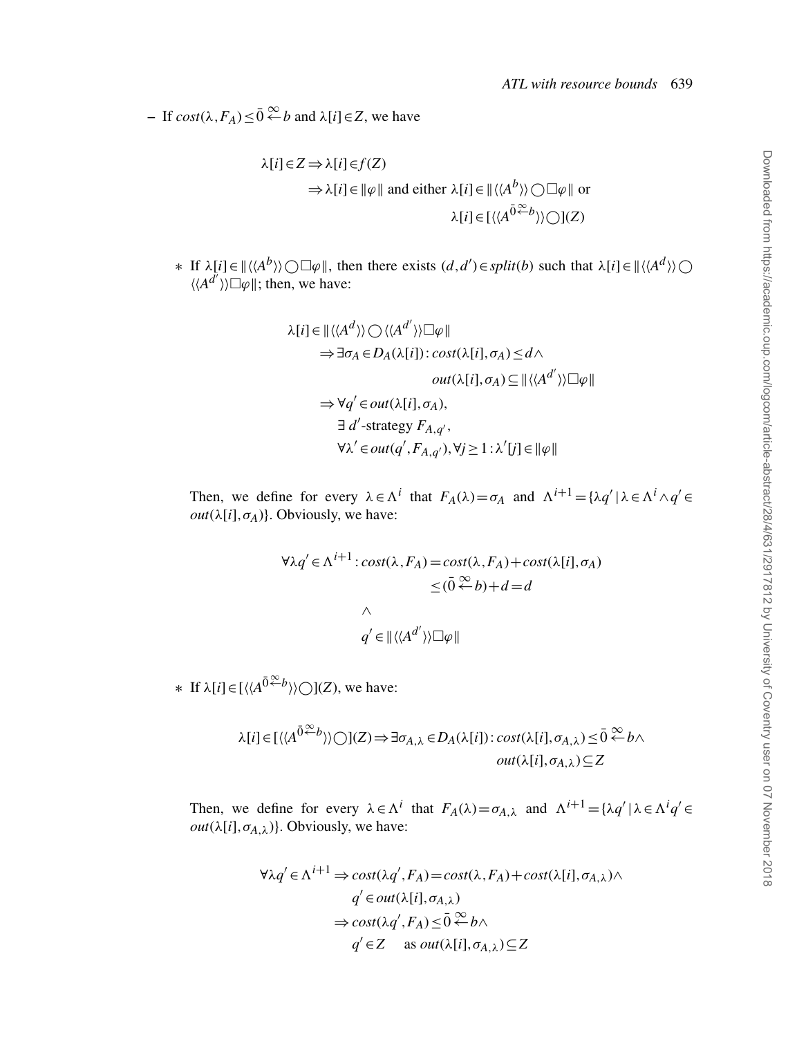– If $cost(\lambda, F_A) \leq \bar{0} \overset{\infty}{\leftarrow} b$ and $\lambda[i] \in Z$, we have

$$\begin{aligned}
\lambda[i] \in Z &\Rightarrow \lambda[i] \in f(Z) \\
&\Rightarrow \lambda[i] \in \|\varphi\| \text{ and either } \lambda[i] \in \|\langle\langle A^b \rangle\rangle \bigcirc \Box \varphi\| \text{ or} \\
&\qquad \lambda[i] \in [\langle\langle A^{\bar{0} \overset{\infty}{\leftarrow} b} \rangle\rangle \bigcirc](Z)
\end{aligned}$$

* If $\lambda[i] \in \|\langle\langle A^b \rangle\rangle \bigcirc \Box \varphi\|$, then there exists $(d, d') \in split(b)$ such that $\lambda[i] \in \|\langle\langle A^d \rangle\rangle \bigcirc \langle\langle A^{d'} \rangle\rangle \Box \varphi\|$; then, we have:

$$\begin{aligned}
\lambda[i] \in \|\langle\langle A^d \rangle\rangle \bigcirc \langle\langle A^{d'} \rangle\rangle \Box \varphi\| & \\
\Rightarrow \exists \sigma_A \in D_A(\lambda[i]) : cost(\lambda[i], \sigma_A) \leq d \wedge & \\
out(\lambda[i], \sigma_A) \subseteq \|\langle\langle A^{d'} \rangle\rangle \Box \varphi\| & \\
\Rightarrow \forall q' \in out(\lambda[i], \sigma_A), & \\
\exists\, d'\text{-strategy } F_{A,q'}, & \\
\forall \lambda' \in out(q', F_{A,q'}), \forall j \geq 1 : \lambda'[j] \in \|\varphi\| &
\end{aligned}$$

Then, we define for every $\lambda \in \Lambda^i$ that $F_A(\lambda) = \sigma_A$ and $\Lambda^{i+1} = \{\lambda q' \mid \lambda \in \Lambda^i \wedge q' \in out(\lambda[i], \sigma_A)\}$. Obviously, we have:

$$\begin{aligned}
\forall \lambda q' \in \Lambda^{i+1} : cost(\lambda, F_A) &= cost(\lambda, F_A) + cost(\lambda[i], \sigma_A) \\
&\leq (\bar{0} \overset{\infty}{\leftarrow} b) + d = d \\
&\wedge \\
&q' \in \|\langle\langle A^{d'} \rangle\rangle \Box \varphi\|
\end{aligned}$$

* If $\lambda[i] \in [\langle\langle A^{\bar{0} \overset{\infty}{\leftarrow} b} \rangle\rangle \bigcirc](Z)$, we have:

$$\begin{aligned}
\lambda[i] \in [\langle\langle A^{\bar{0} \overset{\infty}{\leftarrow} b} \rangle\rangle \bigcirc](Z) \Rightarrow \exists \sigma_{A,\lambda} \in D_A(\lambda[i]) : cost(\lambda[i], \sigma_{A,\lambda}) \leq \bar{0} \overset{\infty}{\leftarrow} b \wedge \\
out(\lambda[i], \sigma_{A,\lambda}) \subseteq Z
\end{aligned}$$

Then, we define for every $\lambda \in \Lambda^i$ that $F_A(\lambda) = \sigma_{A,\lambda}$ and $\Lambda^{i+1} = \{\lambda q' \mid \lambda \in \Lambda^i q' \in out(\lambda[i], \sigma_{A,\lambda})\}$. Obviously, we have:

$$\begin{aligned}
\forall \lambda q' \in \Lambda^{i+1} \Rightarrow\ & cost(\lambda q', F_A) = cost(\lambda, F_A) + cost(\lambda[i], \sigma_{A,\lambda}) \wedge \\
& q' \in out(\lambda[i], \sigma_{A,\lambda}) \\
\Rightarrow\ & cost(\lambda q', F_A) \leq \bar{0} \overset{\infty}{\leftarrow} b \wedge \\
& q' \in Z \quad \text{ as } out(\lambda[i], \sigma_{A,\lambda}) \subseteq Z
\end{aligned}$$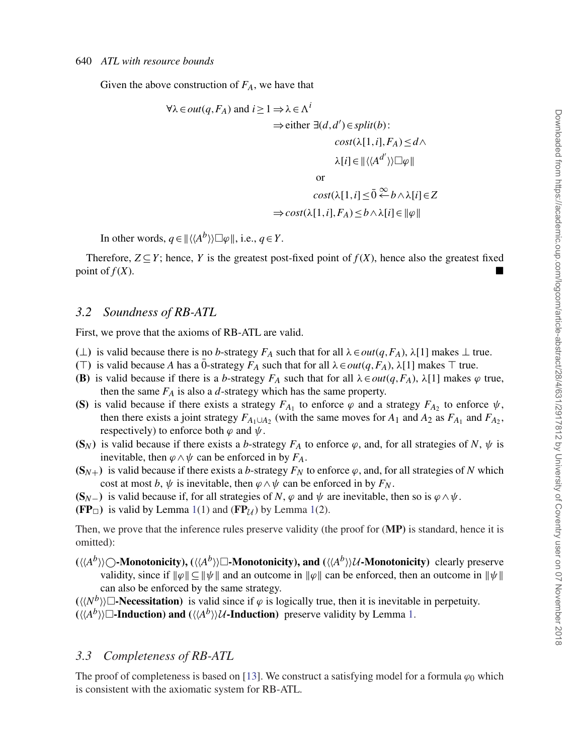Given the above construction of $F_A$, we have that

$$
\begin{aligned}
\forall \lambda \in out(q, F_A) \text{ and } i \geq 1 &\Rightarrow \lambda \in \Lambda^i \\
&\Rightarrow \text{either } \exists (d, d') \in split(b): \\
&\qquad\qquad cost(\lambda[1,i], F_A) \leq d \wedge \\
&\qquad\qquad \lambda[i] \in \| \langle\langle A^{d'} \rangle\rangle \Box \varphi \| \\
&\qquad\quad \text{or} \\
&\qquad\quad cost(\lambda[1,i] \leq \bar{0} \overset{\infty}{\leftarrow} b \wedge \lambda[i] \in Z \\
&\Rightarrow cost(\lambda[1,i], F_A) \leq b \wedge \lambda[i] \in \|\varphi\|
\end{aligned}
$$

In other words, $q \in \| \langle\langle A^b \rangle\rangle \Box \varphi \|$, i.e., $q \in Y$.

Therefore, $Z \subseteq Y$; hence, $Y$ is the greatest post-fixed point of $f(X)$, hence also the greatest fixed point of $f(X)$. ■

## 3.2 Soundness of RB-ATL

First, we prove that the axioms of RB-ATL are valid.

- **($\bot$)** is valid because there is no $b$-strategy $F_A$ such that for all $\lambda \in out(q, F_A)$, $\lambda[1]$ makes $\bot$ true.
- **($\top$)** is valid because $A$ has a $\bar{0}$-strategy $F_A$ such that for all $\lambda \in out(q, F_A)$, $\lambda[1]$ makes $\top$ true.
- **(B)** is valid because if there is a $b$-strategy $F_A$ such that for all $\lambda \in out(q, F_A)$, $\lambda[1]$ makes $\varphi$ true, then the same $F_A$ is also a $d$-strategy which has the same property.
- **(S)** is valid because if there exists a strategy $F_{A_1}$ to enforce $\varphi$ and a strategy $F_{A_2}$ to enforce $\psi$, then there exists a joint strategy $F_{A_1 \cup A_2}$ (with the same moves for $A_1$ and $A_2$ as $F_{A_1}$ and $F_{A_2}$, respectively) to enforce both $\varphi$ and $\psi$.
- **($S_N$)** is valid because if there exists a $b$-strategy $F_A$ to enforce $\varphi$, and, for all strategies of $N$, $\psi$ is inevitable, then $\varphi \wedge \psi$ can be enforced in by $F_A$.
- **($S_{N+}$)** is valid because if there exists a $b$-strategy $F_N$ to enforce $\varphi$, and, for all strategies of $N$ which cost at most $b$, $\psi$ is inevitable, then $\varphi \wedge \psi$ can be enforced in by $F_N$.
- **($S_{N-}$)** is valid because if, for all strategies of $N$, $\varphi$ and $\psi$ are inevitable, then so is $\varphi \wedge \psi$.
- **($FP_\Box$)** is valid by Lemma 1(1) and **($FP_\mathcal{U}$)** by Lemma 1(2).

Then, we prove that the inference rules preserve validity (the proof for **(MP)** is standard, hence it is omitted):

- **($\langle\langle A^b \rangle\rangle \bigcirc$-Monotonicity), ($\langle\langle A^b \rangle\rangle \Box$-Monotonicity), and ($\langle\langle A^b \rangle\rangle \mathcal{U}$-Monotonicity)** clearly preserve validity, since if $\|\varphi\| \subseteq \|\psi\|$ and an outcome in $\|\varphi\|$ can be enforced, then an outcome in $\|\psi\|$ can also be enforced by the same strategy.
- **($\langle\langle N^b \rangle\rangle \Box$-Necessitation)** is valid since if $\varphi$ is logically true, then it is inevitable in perpetuity.
- **($\langle\langle A^b \rangle\rangle \Box$-Induction) and ($\langle\langle A^b \rangle\rangle \mathcal{U}$-Induction)** preserve validity by Lemma 1.

## 3.3 Completeness of RB-ATL

The proof of completeness is based on [13]. We construct a satisfying model for a formula $\varphi_0$ which is consistent with the axiomatic system for RB-ATL.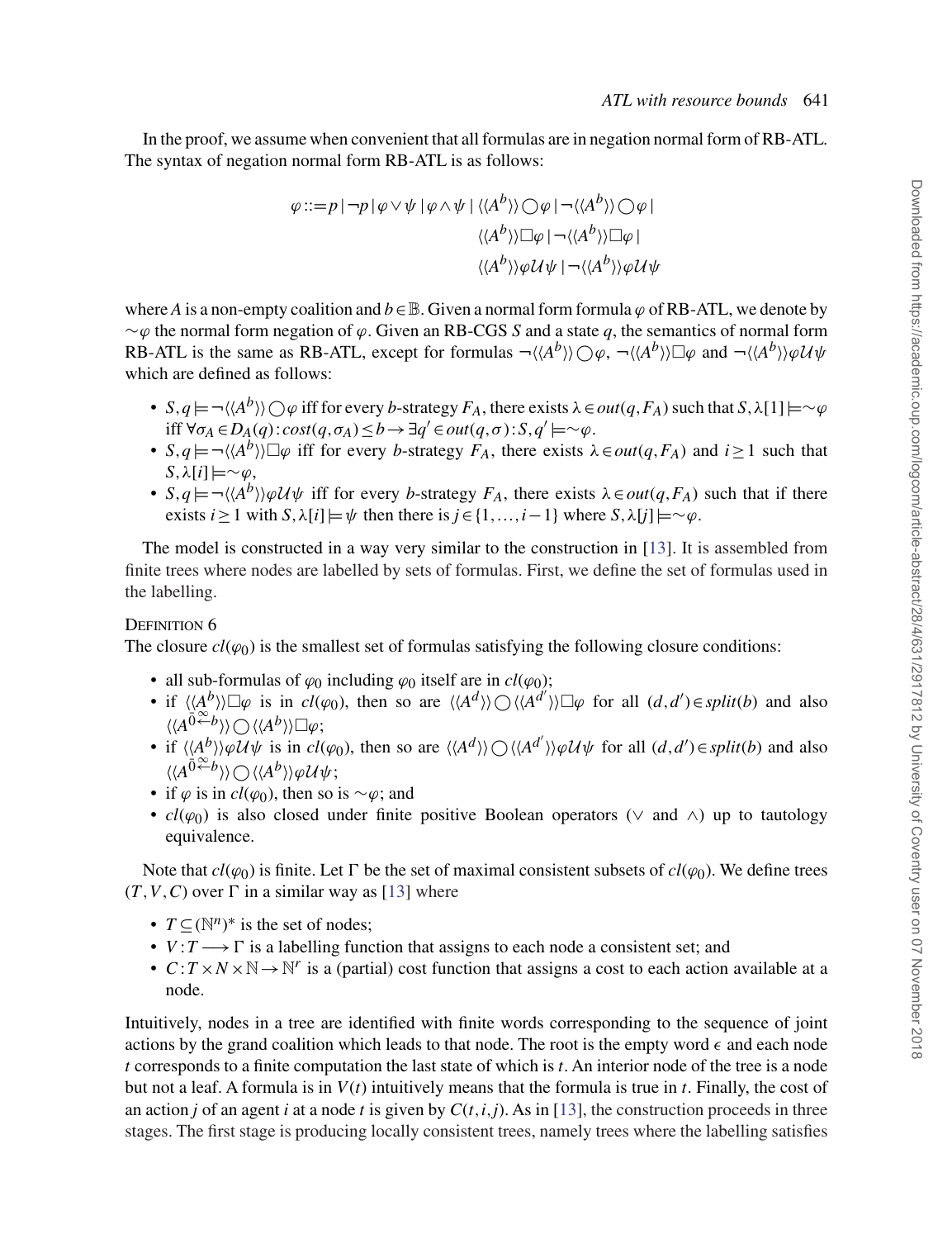In the proof, we assume when convenient that all formulas are in negation normal form of RB-ATL. The syntax of negation normal form RB-ATL is as follows:

$$\varphi ::= p \mid \neg p \mid \varphi \vee \psi \mid \varphi \wedge \psi \mid \langle\langle A^b \rangle\rangle \bigcirc \varphi \mid \neg \langle\langle A^b \rangle\rangle \bigcirc \varphi \mid \\ \langle\langle A^b \rangle\rangle \Box \varphi \mid \neg \langle\langle A^b \rangle\rangle \Box \varphi \mid \\ \langle\langle A^b \rangle\rangle \varphi \mathcal{U} \psi \mid \neg \langle\langle A^b \rangle\rangle \varphi \mathcal{U} \psi$$

where $A$ is a non-empty coalition and $b \in \mathbb{B}$. Given a normal form formula $\varphi$ of RB-ATL, we denote by $\sim\varphi$ the normal form negation of $\varphi$. Given an RB-CGS $S$ and a state $q$, the semantics of normal form RB-ATL is the same as RB-ATL, except for formulas $\neg\langle\langle A^b \rangle\rangle \bigcirc \varphi$, $\neg\langle\langle A^b \rangle\rangle \Box \varphi$ and $\neg\langle\langle A^b \rangle\rangle \varphi \mathcal{U} \psi$ which are defined as follows:

- $S, q \models \neg\langle\langle A^b \rangle\rangle \bigcirc \varphi$ iff for every $b$-strategy $F_A$, there exists $\lambda \in out(q, F_A)$ such that $S, \lambda[1] \models \sim\varphi$ iff $\forall \sigma_A \in D_A(q) : cost(q, \sigma_A) \leq b \rightarrow \exists q' \in out(q, \sigma) : S, q' \models \sim\varphi$.
- $S, q \models \neg\langle\langle A^b \rangle\rangle \Box \varphi$ iff for every $b$-strategy $F_A$, there exists $\lambda \in out(q, F_A)$ and $i \geq 1$ such that $S, \lambda[i] \models \sim\varphi$,
- $S, q \models \neg\langle\langle A^b \rangle\rangle \varphi \mathcal{U} \psi$ iff for every $b$-strategy $F_A$, there exists $\lambda \in out(q, F_A)$ such that if there exists $i \geq 1$ with $S, \lambda[i] \models \psi$ then there is $j \in \{1, \ldots, i-1\}$ where $S, \lambda[j] \models \sim\varphi$.

The model is constructed in a way very similar to the construction in [13]. It is assembled from finite trees where nodes are labelled by sets of formulas. First, we define the set of formulas used in the labelling.

Definition 6

The closure $cl(\varphi_0)$ is the smallest set of formulas satisfying the following closure conditions:

- all sub-formulas of $\varphi_0$ including $\varphi_0$ itself are in $cl(\varphi_0)$;
- if $\langle\langle A^b \rangle\rangle \Box \varphi$ is in $cl(\varphi_0)$, then so are $\langle\langle A^d \rangle\rangle \bigcirc \langle\langle A^{d'} \rangle\rangle \Box \varphi$ for all $(d, d') \in split(b)$ and also $\langle\langle A^{\bar{0} \overset{\infty}{\leftarrow} b} \rangle\rangle \bigcirc \langle\langle A^b \rangle\rangle \Box \varphi$;
- if $\langle\langle A^b \rangle\rangle \varphi \mathcal{U} \psi$ is in $cl(\varphi_0)$, then so are $\langle\langle A^d \rangle\rangle \bigcirc \langle\langle A^{d'} \rangle\rangle \varphi \mathcal{U} \psi$ for all $(d, d') \in split(b)$ and also $\langle\langle A^{\bar{0} \overset{\infty}{\leftarrow} b} \rangle\rangle \bigcirc \langle\langle A^b \rangle\rangle \varphi \mathcal{U} \psi$;
- if $\varphi$ is in $cl(\varphi_0)$, then so is $\sim\varphi$; and
- $cl(\varphi_0)$ is also closed under finite positive Boolean operators ($\vee$ and $\wedge$) up to tautology equivalence.

Note that $cl(\varphi_0)$ is finite. Let $\Gamma$ be the set of maximal consistent subsets of $cl(\varphi_0)$. We define trees $(T, V, C)$ over $\Gamma$ in a similar way as [13] where

- $T \subseteq (\mathbb{N}^n)^*$ is the set of nodes;
- $V : T \longrightarrow \Gamma$ is a labelling function that assigns to each node a consistent set; and
- $C : T \times N \times \mathbb{N} \rightarrow \mathbb{N}^r$ is a (partial) cost function that assigns a cost to each action available at a node.

Intuitively, nodes in a tree are identified with finite words corresponding to the sequence of joint actions by the grand coalition which leads to that node. The root is the empty word $\epsilon$ and each node $t$ corresponds to a finite computation the last state of which is $t$. An interior node of the tree is a node but not a leaf. A formula is in $V(t)$ intuitively means that the formula is true in $t$. Finally, the cost of an action $j$ of an agent $i$ at a node $t$ is given by $C(t, i, j)$. As in [13], the construction proceeds in three stages. The first stage is producing locally consistent trees, namely trees where the labelling satisfies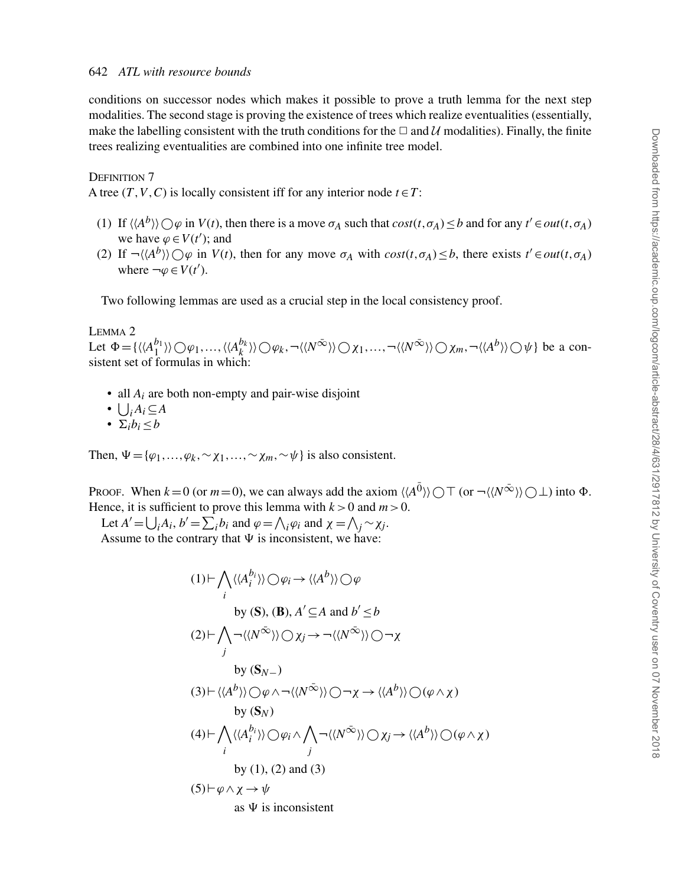conditions on successor nodes which makes it possible to prove a truth lemma for the next step modalities. The second stage is proving the existence of trees which realize eventualities (essentially, make the labelling consistent with the truth conditions for the $\Box$ and $\mathcal{U}$ modalities). Finally, the finite trees realizing eventualities are combined into one infinite tree model.

DEFINITION 7

A tree $(T,V,C)$ is locally consistent iff for any interior node $t \in T$:

1. If $\langle\langle A^b \rangle\rangle \bigcirc \varphi$ in $V(t)$, then there is a move $\sigma_A$ such that $cost(t,\sigma_A) \leq b$ and for any $t' \in out(t,\sigma_A)$ we have $\varphi \in V(t')$; and
2. If $\neg\langle\langle A^b \rangle\rangle \bigcirc \varphi$ in $V(t)$, then for any move $\sigma_A$ with $cost(t,\sigma_A) \leq b$, there exists $t' \in out(t,\sigma_A)$ where $\neg\varphi \in V(t')$.

Two following lemmas are used as a crucial step in the local consistency proof.

LEMMA 2

Let $\Phi = \{\langle\langle A_1^{b_1} \rangle\rangle \bigcirc \varphi_1, \ldots, \langle\langle A_k^{b_k} \rangle\rangle \bigcirc \varphi_k, \neg\langle\langle N^{\bar{\infty}} \rangle\rangle \bigcirc \chi_1, \ldots, \neg\langle\langle N^{\bar{\infty}} \rangle\rangle \bigcirc \chi_m, \neg\langle\langle A^b \rangle\rangle \bigcirc \psi\}$ be a consistent set of formulas in which:

- all $A_i$ are both non-empty and pair-wise disjoint
- $\bigcup_i A_i \subseteq A$
- $\Sigma_i b_i \leq b$

Then, $\Psi = \{\varphi_1, \ldots, \varphi_k, \sim\chi_1, \ldots, \sim\chi_m, \sim\psi\}$ is also consistent.

PROOF. When $k=0$ (or $m=0$), we can always add the axiom $\langle\langle A^{\bar{0}} \rangle\rangle \bigcirc \top$ (or $\neg\langle\langle N^{\bar{\infty}} \rangle\rangle \bigcirc \bot$) into $\Phi$. Hence, it is sufficient to prove this lemma with $k>0$ and $m>0$.

Let $A' = \bigcup_i A_i$, $b' = \sum_i b_i$ and $\varphi = \bigwedge_i \varphi_i$ and $\chi = \bigwedge_j \sim\chi_j$.

Assume to the contrary that $\Psi$ is inconsistent, we have:

$$(1) \vdash \bigwedge_i \langle\langle A_i^{b_i} \rangle\rangle \bigcirc \varphi_i \to \langle\langle A^b \rangle\rangle \bigcirc \varphi$$

by (**S**), (**B**), $A' \subseteq A$ and $b' \leq b$

$$(2) \vdash \bigwedge_j \neg\langle\langle N^{\bar{\infty}} \rangle\rangle \bigcirc \chi_j \to \neg\langle\langle N^{\bar{\infty}} \rangle\rangle \bigcirc \neg\chi$$

by ($\mathbf{S}_{N-}$)

$$(3) \vdash \langle\langle A^b \rangle\rangle \bigcirc \varphi \wedge \neg\langle\langle N^{\bar{\infty}} \rangle\rangle \bigcirc \neg\chi \to \langle\langle A^b \rangle\rangle \bigcirc (\varphi \wedge \chi)$$

by ($\mathbf{S}_N$)

$$(4) \vdash \bigwedge_i \langle\langle A_i^{b_i} \rangle\rangle \bigcirc \varphi_i \wedge \bigwedge_j \neg\langle\langle N^{\bar{\infty}} \rangle\rangle \bigcirc \chi_j \to \langle\langle A^b \rangle\rangle \bigcirc (\varphi \wedge \chi)$$

by (1), (2) and (3)

$$(5) \vdash \varphi \wedge \chi \to \psi$$

as $\Psi$ is inconsistent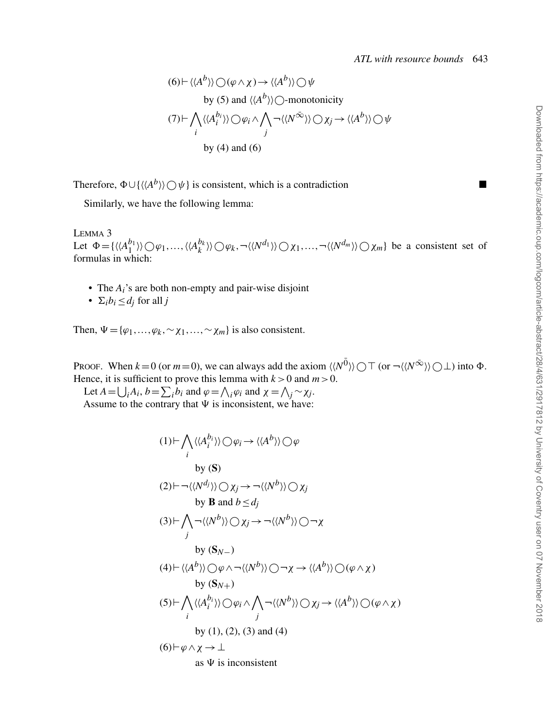$$(6) \vdash \langle\langle A^b \rangle\rangle \bigcirc (\varphi \wedge \chi) \rightarrow \langle\langle A^b \rangle\rangle \bigcirc \psi$$

by (5) and $\langle\langle A^b \rangle\rangle \bigcirc$-monotonicity

$$(7) \vdash \bigwedge_i \langle\langle A_i^{b_i} \rangle\rangle \bigcirc \varphi_i \wedge \bigwedge_j \neg \langle\langle N^{\bar{\infty}} \rangle\rangle \bigcirc \chi_j \rightarrow \langle\langle A^b \rangle\rangle \bigcirc \psi$$

by (4) and (6)

Therefore, $\Phi \cup \{\langle\langle A^b \rangle\rangle \bigcirc \psi\}$ is consistent, which is a contradiction ■

Similarly, we have the following lemma:

LEMMA 3

Let $\Phi = \{\langle\langle A_1^{b_1} \rangle\rangle \bigcirc \varphi_1, \ldots, \langle\langle A_k^{b_k} \rangle\rangle \bigcirc \varphi_k, \neg \langle\langle N^{d_1} \rangle\rangle \bigcirc \chi_1, \ldots, \neg \langle\langle N^{d_m} \rangle\rangle \bigcirc \chi_m\}$ be a consistent set of formulas in which:

- The $A_i$'s are both non-empty and pair-wise disjoint
- $\Sigma_i b_i \leq d_j$ for all $j$

Then, $\Psi = \{\varphi_1, \ldots, \varphi_k, \sim\chi_1, \ldots, \sim\chi_m\}$ is also consistent.

PROOF. When $k=0$ (or $m=0$), we can always add the axiom $\langle\langle N^{\bar{0}} \rangle\rangle \bigcirc \top$ (or $\neg \langle\langle N^{\bar{\infty}} \rangle\rangle \bigcirc \bot$) into $\Phi$. Hence, it is sufficient to prove this lemma with $k > 0$ and $m > 0$.

Let $A = \bigcup_i A_i$, $b = \sum_i b_i$ and $\varphi = \bigwedge_i \varphi_i$ and $\chi = \bigwedge_j \sim\chi_j$.

Assume to the contrary that $\Psi$ is inconsistent, we have:

$$(1) \vdash \bigwedge_i \langle\langle A_i^{b_i} \rangle\rangle \bigcirc \varphi_i \rightarrow \langle\langle A^b \rangle\rangle \bigcirc \varphi$$

by (**S**)

$$(2) \vdash \neg \langle\langle N^{d_j} \rangle\rangle \bigcirc \chi_j \rightarrow \neg \langle\langle N^b \rangle\rangle \bigcirc \chi_j$$

by **B** and $b \leq d_j$

$$(3) \vdash \bigwedge_j \neg \langle\langle N^b \rangle\rangle \bigcirc \chi_j \rightarrow \neg \langle\langle N^b \rangle\rangle \bigcirc \neg\chi$$

by ($\mathbf{S}_{N-}$)

$$(4) \vdash \langle\langle A^b \rangle\rangle \bigcirc \varphi \wedge \neg \langle\langle N^b \rangle\rangle \bigcirc \neg\chi \rightarrow \langle\langle A^b \rangle\rangle \bigcirc (\varphi \wedge \chi)$$

by ($\mathbf{S}_{N+}$)

$$(5) \vdash \bigwedge_i \langle\langle A_i^{b_i} \rangle\rangle \bigcirc \varphi_i \wedge \bigwedge_j \neg \langle\langle N^b \rangle\rangle \bigcirc \chi_j \rightarrow \langle\langle A^b \rangle\rangle \bigcirc (\varphi \wedge \chi)$$

by (1), (2), (3) and (4)

$$(6) \vdash \varphi \wedge \chi \rightarrow \bot$$

as $\Psi$ is inconsistent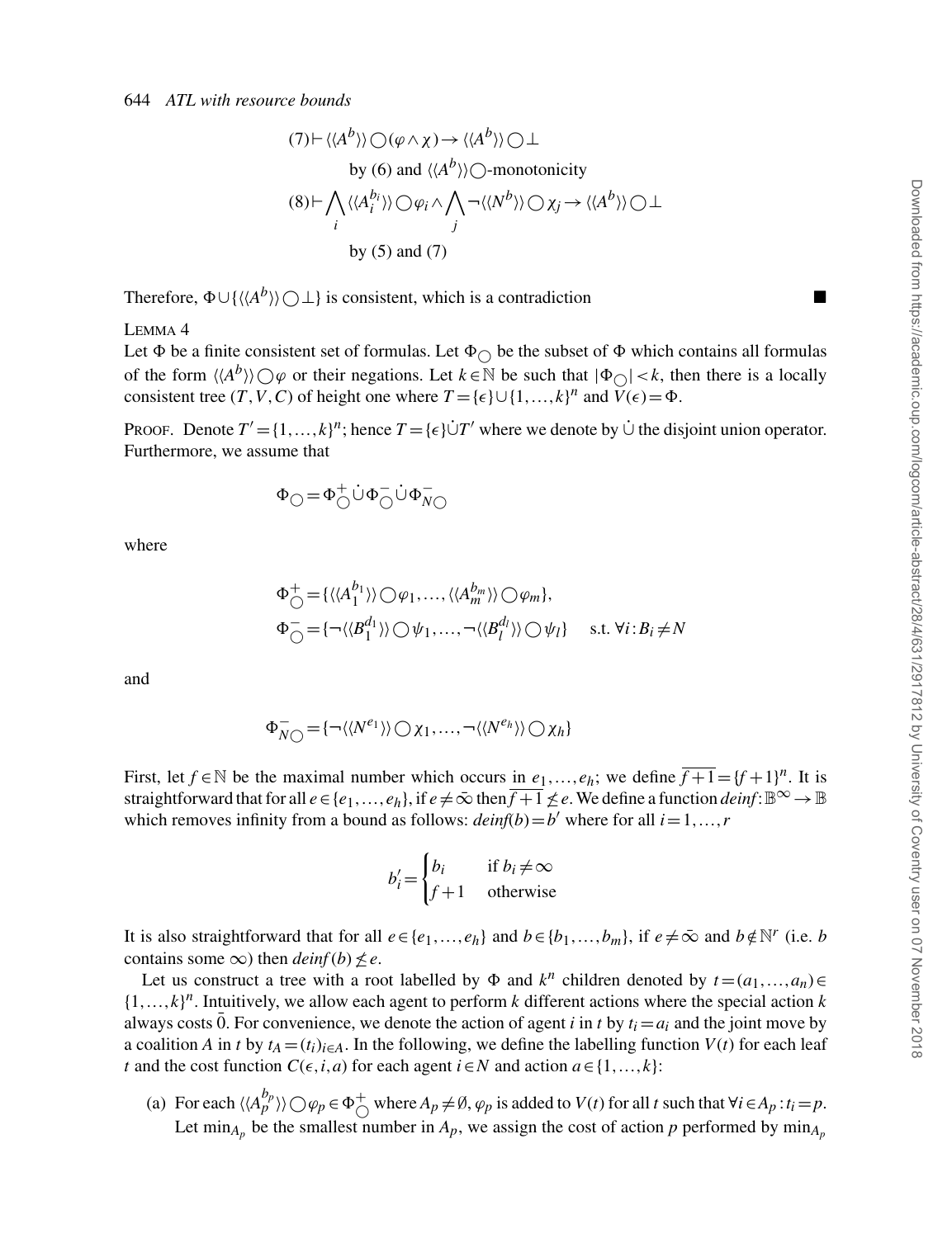$$(7) \vdash \langle\langle A^b \rangle\rangle \bigcirc (\varphi \wedge \chi) \rightarrow \langle\langle A^b \rangle\rangle \bigcirc \bot$$

by (6) and $\langle\langle A^b \rangle\rangle \bigcirc$-monotonicity

$$(8) \vdash \bigwedge_i \langle\langle A_i^{b_i} \rangle\rangle \bigcirc \varphi_i \wedge \bigwedge_j \neg \langle\langle N^b \rangle\rangle \bigcirc \chi_j \rightarrow \langle\langle A^b \rangle\rangle \bigcirc \bot$$

by (5) and (7)

Therefore, $\Phi \cup \{\langle\langle A^b \rangle\rangle \bigcirc \bot\}$ is consistent, which is a contradiction ■

LEMMA 4

Let $\Phi$ be a finite consistent set of formulas. Let $\Phi_{\bigcirc}$ be the subset of $\Phi$ which contains all formulas of the form $\langle\langle A^b \rangle\rangle \bigcirc \varphi$ or their negations. Let $k \in \mathbb{N}$ be such that $|\Phi_{\bigcirc}| < k$, then there is a locally consistent tree $(T, V, C)$ of height one where $T = \{\epsilon\} \cup \{1, \dots, k\}^n$ and $V(\epsilon) = \Phi$.

PROOF. Denote $T' = \{1, \dots, k\}^n$; hence $T = \{\epsilon\} \dot{\cup} T'$ where we denote by $\dot{\cup}$ the disjoint union operator. Furthermore, we assume that

$$\Phi_{\bigcirc} = \Phi_{\bigcirc}^{+} \dot{\cup} \Phi_{\bigcirc}^{-} \dot{\cup} \Phi_{N\bigcirc}^{-}$$

where

$$\Phi_{\bigcirc}^{+} = \{\langle\langle A_1^{b_1} \rangle\rangle \bigcirc \varphi_1, \dots, \langle\langle A_m^{b_m} \rangle\rangle \bigcirc \varphi_m\},$$
$$\Phi_{\bigcirc}^{-} = \{\neg \langle\langle B_1^{d_1} \rangle\rangle \bigcirc \psi_1, \dots, \neg \langle\langle B_l^{d_l} \rangle\rangle \bigcirc \psi_l\} \quad \text{s.t. } \forall i : B_i \neq N$$

and

$$\Phi_{N\bigcirc}^{-} = \{\neg \langle\langle N^{e_1} \rangle\rangle \bigcirc \chi_1, \dots, \neg \langle\langle N^{e_h} \rangle\rangle \bigcirc \chi_h\}$$

First, let $f \in \mathbb{N}$ be the maximal number which occurs in $e_1, \dots, e_h$; we define $\overline{f+1} = \{f+1\}^n$. It is straightforward that for all $e \in \{e_1, \dots, e_h\}$, if $e \neq \bar{\infty}$ then $\overline{f+1} \not\leq e$. We define a function $deinf: \mathbb{B}^{\infty} \rightarrow \mathbb{B}$ which removes infinity from a bound as follows: $deinf(b) = b'$ where for all $i = 1, \dots, r$

$$b'_i = \begin{cases} b_i & \text{if } b_i \neq \infty \\ f+1 & \text{otherwise} \end{cases}$$

It is also straightforward that for all $e \in \{e_1, \dots, e_h\}$ and $b \in \{b_1, \dots, b_m\}$, if $e \neq \bar{\infty}$ and $b \notin \mathbb{N}^r$ (i.e. $b$ contains some $\infty$) then $deinf(b) \not\leq e$.

Let us construct a tree with a root labelled by $\Phi$ and $k^n$ children denoted by $t = (a_1, \dots, a_n) \in \{1, \dots, k\}^n$. Intuitively, we allow each agent to perform $k$ different actions where the special action $k$ always costs $\bar{0}$. For convenience, we denote the action of agent $i$ in $t$ by $t_i = a_i$ and the joint move by a coalition $A$ in $t$ by $t_A = (t_i)_{i \in A}$. In the following, we define the labelling function $V(t)$ for each leaf $t$ and the cost function $C(\epsilon, i, a)$ for each agent $i \in N$ and action $a \in \{1, \dots, k\}$:

(a) For each $\langle\langle A_p^{b_p} \rangle\rangle \bigcirc \varphi_p \in \Phi_{\bigcirc}^{+}$ where $A_p \neq \emptyset$, $\varphi_p$ is added to $V(t)$ for all $t$ such that $\forall i \in A_p : t_i = p$. Let $\min_{A_p}$ be the smallest number in $A_p$, we assign the cost of action $p$ performed by $\min_{A_p}$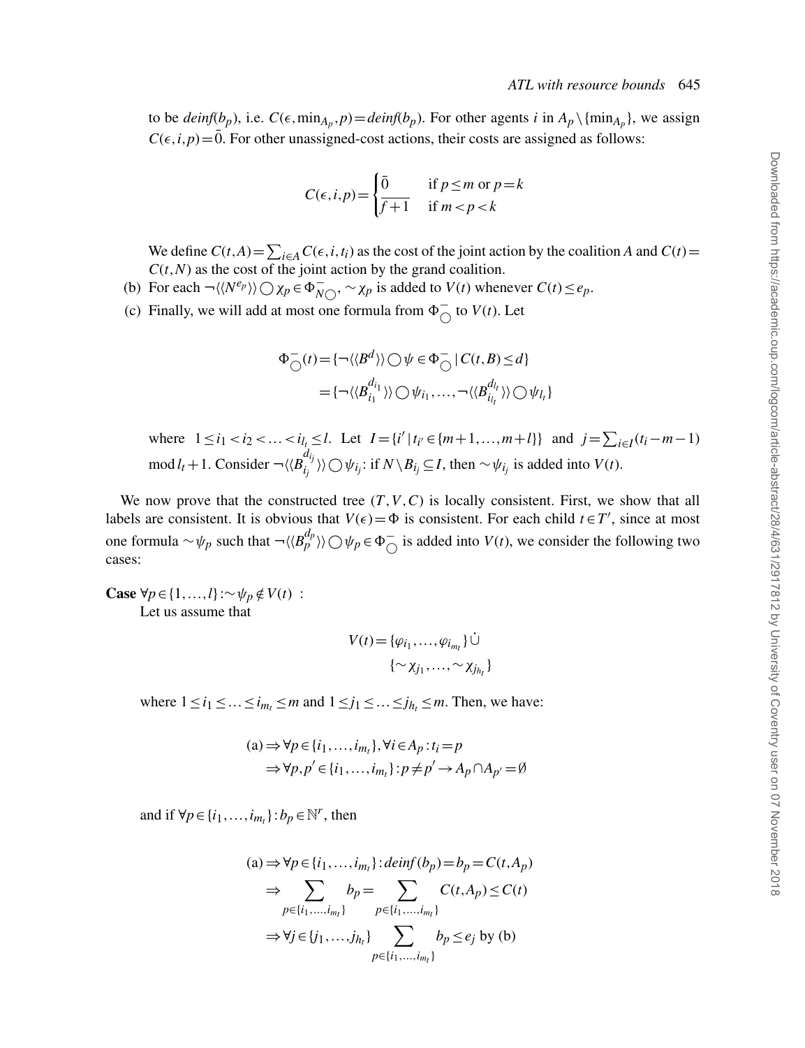to be $deinf(b_p)$, i.e. $C(\epsilon, \min_{A_p}, p) = deinf(b_p)$. For other agents $i$ in $A_p \setminus \{\min_{A_p}\}$, we assign $C(\epsilon, i, p) = \bar{0}$. For other unassigned-cost actions, their costs are assigned as follows:

$$C(\epsilon, i, p) = \begin{cases} \bar{0} & \text{if } p \leq m \text{ or } p = k \\ \overline{f+1} & \text{if } m < p < k \end{cases}$$

We define $C(t, A) = \sum_{i \in A} C(\epsilon, i, t_i)$ as the cost of the joint action by the coalition $A$ and $C(t) = C(t, N)$ as the cost of the joint action by the grand coalition.

(b) For each $\neg\langle\langle N^{e_p}\rangle\rangle \bigcirc \chi_p \in \Phi^-_{N\bigcirc}$, $\sim \chi_p$ is added to $V(t)$ whenever $C(t) \leq e_p$.

(c) Finally, we will add at most one formula from $\Phi^-_{\bigcirc}$ to $V(t)$. Let

$$\begin{aligned} \Phi^-_{\bigcirc}(t) &= \{\neg\langle\langle B^d\rangle\rangle \bigcirc \psi \in \Phi^-_{\bigcirc} \mid C(t, B) \leq d\} \\ &= \{\neg\langle\langle B^{d_{i_1}}_{i_1}\rangle\rangle \bigcirc \psi_{i_1}, \ldots, \neg\langle\langle B^{d_{l_t}}_{i_{l_t}}\rangle\rangle \bigcirc \psi_{l_t}\} \end{aligned}$$

where $1 \leq i_1 < i_2 < \ldots < i_{l_t} \leq l$. Let $I = \{i' \mid t_{i'} \in \{m+1, \ldots, m+l\}\}$ and $j = \sum_{i \in I}(t_i - m - 1) \bmod l_t + 1$. Consider $\neg\langle\langle B^{d_{i_j}}_{i_j}\rangle\rangle \bigcirc \psi_{i_j}$: if $N \setminus B_{i_j} \subseteq I$, then $\sim \psi_{i_j}$ is added into $V(t)$.

We now prove that the constructed tree $(T, V, C)$ is locally consistent. First, we show that all labels are consistent. It is obvious that $V(\epsilon) = \Phi$ is consistent. For each child $t \in T'$, since at most one formula $\sim \psi_p$ such that $\neg\langle\langle B^{d_p}_p\rangle\rangle \bigcirc \psi_p \in \Phi^-_{\bigcirc}$ is added into $V(t)$, we consider the following two cases:

**Case** $\forall p \in \{1, \ldots, l\} : \sim \psi_p \notin V(t)$ :

Let us assume that

$$V(t) = \{\varphi_{i_1}, \ldots, \varphi_{i_{m_t}}\} \,\dot\cup\, \{\sim \chi_{j_1}, \ldots, \sim \chi_{j_{h_t}}\}$$

where $1 \leq i_1 \leq \ldots \leq i_{m_t} \leq m$ and $1 \leq j_1 \leq \ldots \leq j_{h_t} \leq m$. Then, we have:

$$\begin{aligned} \text{(a)} &\Rightarrow \forall p \in \{i_1, \ldots, i_{m_t}\}, \forall i \in A_p : t_i = p \\ &\Rightarrow \forall p, p' \in \{i_1, \ldots, i_{m_t}\} : p \neq p' \rightarrow A_p \cap A_{p'} = \emptyset \end{aligned}$$

and if $\forall p \in \{i_1, \ldots, i_{m_t}\} : b_p \in \mathbb{N}^r$, then

$$\begin{aligned} \text{(a)} &\Rightarrow \forall p \in \{i_1, \ldots, i_{m_t}\} : deinf(b_p) = b_p = C(t, A_p) \\ &\Rightarrow \sum_{p \in \{i_1, \ldots, i_{m_t}\}} b_p = \sum_{p \in \{i_1, \ldots, i_{m_t}\}} C(t, A_p) \leq C(t) \\ &\Rightarrow \forall j \in \{j_1, \ldots, j_{h_t}\} \sum_{p \in \{i_1, \ldots, i_{m_t}\}} b_p \leq e_j \text{ by (b)} \end{aligned}$$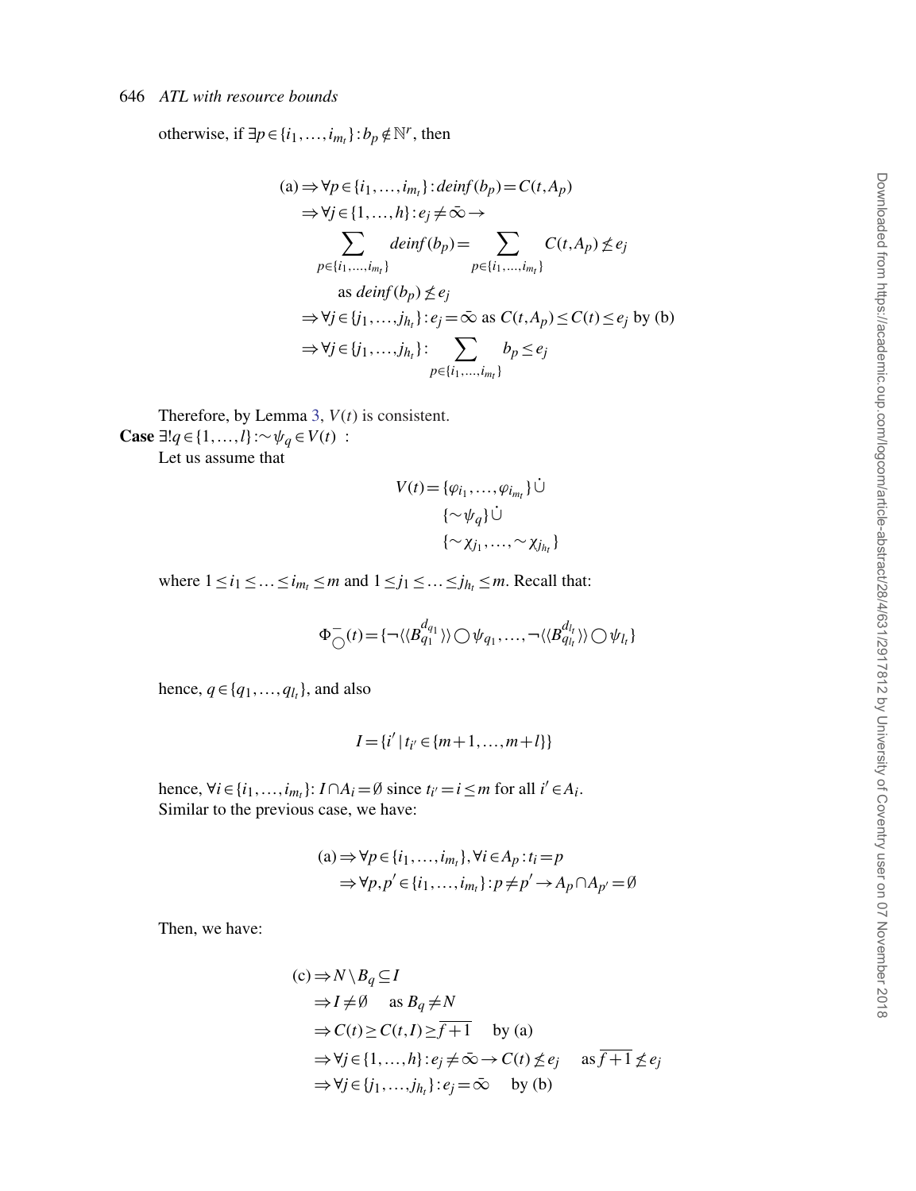otherwise, if $\exists p \in \{i_1, \ldots, i_{m_t}\} : b_p \notin \mathbb{N}^r$, then

$$
\begin{aligned}
\text{(a)} &\Rightarrow \forall p \in \{i_1, \ldots, i_{m_t}\} : \mathit{deinf}(b_p) = C(t, A_p) \\
&\Rightarrow \forall j \in \{1, \ldots, h\} : e_j \neq \bar{\infty} \rightarrow \\
&\qquad \sum_{p \in \{i_1, \ldots, i_{m_t}\}} \mathit{deinf}(b_p) = \sum_{p \in \{i_1, \ldots, i_{m_t}\}} C(t, A_p) \not\leq e_j \\
&\qquad \text{as } \mathit{deinf}(b_p) \not\leq e_j \\
&\Rightarrow \forall j \in \{j_1, \ldots, j_{h_t}\} : e_j = \bar{\infty} \text{ as } C(t, A_p) \leq C(t) \leq e_j \text{ by (b)} \\
&\Rightarrow \forall j \in \{j_1, \ldots, j_{h_t}\} : \sum_{p \in \{i_1, \ldots, i_{m_t}\}} b_p \leq e_j
\end{aligned}
$$

Therefore, by Lemma 3, $V(t)$ is consistent.

**Case** $\exists! q \in \{1, \ldots, l\} : \sim\psi_q \in V(t)$ :

Let us assume that

$$
\begin{aligned}
V(t) = &\{\varphi_{i_1}, \ldots, \varphi_{i_{m_t}}\} \,\dot{\cup} \\
&\{\sim\psi_q\} \,\dot{\cup} \\
&\{\sim\chi_{j_1}, \ldots, \sim\chi_{j_{h_t}}\}
\end{aligned}
$$

where $1 \leq i_1 \leq \ldots \leq i_{m_t} \leq m$ and $1 \leq j_1 \leq \ldots \leq j_{h_t} \leq m$. Recall that:

$$
\Phi^{-}_{\bigcirc}(t) = \{\neg\langle\langle B^{d_{q_1}}_{q_1}\rangle\rangle \bigcirc \psi_{q_1}, \ldots, \neg\langle\langle B^{d_{l_t}}_{q_{l_t}}\rangle\rangle \bigcirc \psi_{l_t}\}
$$

hence, $q \in \{q_1, \ldots, q_{l_t}\}$, and also

$$
I = \{i' \mid t_{i'} \in \{m+1, \ldots, m+l\}\}
$$

hence, $\forall i \in \{i_1, \ldots, i_{m_t}\}$: $I \cap A_i = \emptyset$ since $t_{i'} = i \leq m$ for all $i' \in A_i$.

Similar to the previous case, we have:

$$
\begin{aligned}
\text{(a)} &\Rightarrow \forall p \in \{i_1, \ldots, i_{m_t}\}, \forall i \in A_p : t_i = p \\
&\Rightarrow \forall p, p' \in \{i_1, \ldots, i_{m_t}\} : p \neq p' \rightarrow A_p \cap A_{p'} = \emptyset
\end{aligned}
$$

Then, we have:

$$
\begin{aligned}
\text{(c)} &\Rightarrow N \setminus B_q \subseteq I \\
&\Rightarrow I \neq \emptyset \quad \text{as } B_q \neq N \\
&\Rightarrow C(t) \geq C(t, I) \geq \overline{f+1} \quad \text{by (a)} \\
&\Rightarrow \forall j \in \{1, \ldots, h\} : e_j \neq \bar{\infty} \rightarrow C(t) \not\leq e_j \quad \text{as } \overline{f+1} \not\leq e_j \\
&\Rightarrow \forall j \in \{j_1, \ldots, j_{h_t}\} : e_j = \bar{\infty} \quad \text{by (b)}
\end{aligned}
$$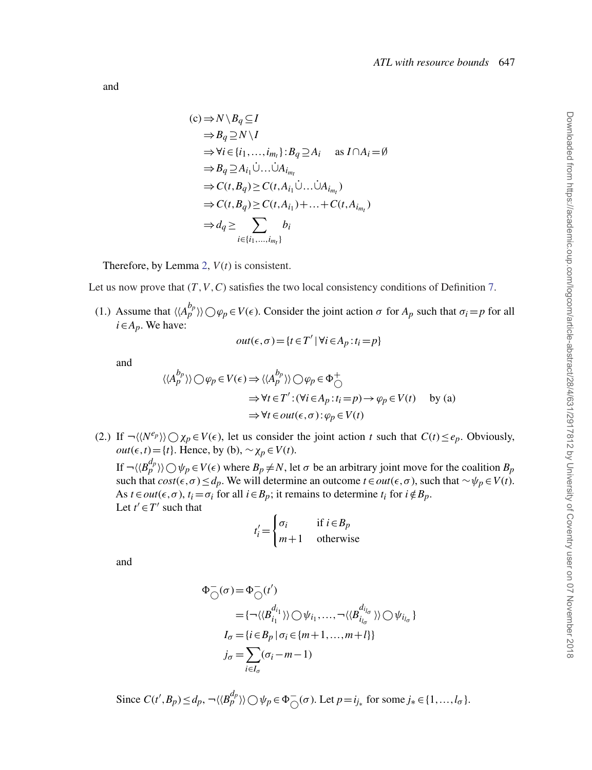and

$$
\begin{aligned}
\text{(c)} &\Rightarrow N \setminus B_q \subseteq I \\
&\Rightarrow B_q \supseteq N \setminus I \\
&\Rightarrow \forall i \in \{i_1, \ldots, i_{m_t}\} : B_q \supseteq A_i \quad \text{ as } I \cap A_i = \emptyset \\
&\Rightarrow B_q \supseteq A_{i_1} \dot{\cup} \ldots \dot{\cup} A_{i_{m_t}} \\
&\Rightarrow C(t, B_q) \geq C(t, A_{i_1} \dot{\cup} \ldots \dot{\cup} A_{i_{m_t}}) \\
&\Rightarrow C(t, B_q) \geq C(t, A_{i_1}) + \ldots + C(t, A_{i_{m_t}}) \\
&\Rightarrow d_q \geq \sum_{i \in \{i_1, \ldots, i_{m_t}\}} b_i
\end{aligned}
$$

Therefore, by Lemma 2, $V(t)$ is consistent.

Let us now prove that $(T, V, C)$ satisfies the two local consistency conditions of Definition 7.

(1.) Assume that $\langle\langle A_p^{b_p} \rangle\rangle \bigcirc \varphi_p \in V(\epsilon)$. Consider the joint action $\sigma$ for $A_p$ such that $\sigma_i = p$ for all $i \in A_p$. We have:

$$out(\epsilon, \sigma) = \{t \in T' \mid \forall i \in A_p : t_i = p\}$$

and

$$
\begin{aligned}
\langle\langle A_p^{b_p} \rangle\rangle \bigcirc \varphi_p \in V(\epsilon) &\Rightarrow \langle\langle A_p^{b_p} \rangle\rangle \bigcirc \varphi_p \in \Phi_{\bigcirc}^{+} \\
&\Rightarrow \forall t \in T' : (\forall i \in A_p : t_i = p) \rightarrow \varphi_p \in V(t) \quad \text{ by (a)} \\
&\Rightarrow \forall t \in out(\epsilon, \sigma) : \varphi_p \in V(t)
\end{aligned}
$$

(2.) If $\neg\langle\langle N^{e_p} \rangle\rangle \bigcirc \chi_p \in V(\epsilon)$, let us consider the joint action $t$ such that $C(t) \leq e_p$. Obviously, $out(\epsilon, t) = \{t\}$. Hence, by (b), $\sim\chi_p \in V(t)$.

If $\neg\langle\langle B_p^{d_p} \rangle\rangle \bigcirc \psi_p \in V(\epsilon)$ where $B_p \neq N$, let $\sigma$ be an arbitrary joint move for the coalition $B_p$ such that $cost(\epsilon, \sigma) \leq d_p$. We will determine an outcome $t \in out(\epsilon, \sigma)$, such that $\sim\psi_p \in V(t)$. As $t \in out(\epsilon, \sigma)$, $t_i = \sigma_i$ for all $i \in B_p$; it remains to determine $t_i$ for $i \notin B_p$.
Let $t' \in T'$ such that

$$t'_i = \begin{cases} \sigma_i & \text{if } i \in B_p \\ m+1 & \text{otherwise} \end{cases}$$

and

$$
\begin{aligned}
\Phi_{\bigcirc}^{-}(\sigma) &= \Phi_{\bigcirc}^{-}(t') \\
&= \{\neg\langle\langle B_{i_1}^{d_{i_1}} \rangle\rangle \bigcirc \psi_{i_1}, \ldots, \neg\langle\langle B_{i_{l_\sigma}}^{d_{i_{l_\sigma}}} \rangle\rangle \bigcirc \psi_{i_{l_\sigma}}\} \\
I_\sigma &= \{i \in B_p \mid \sigma_i \in \{m+1, \ldots, m+l\}\} \\
j_\sigma &= \sum_{i \in I_\sigma} (\sigma_i - m - 1)
\end{aligned}
$$

Since $C(t', B_p) \leq d_p$, $\neg\langle\langle B_p^{d_p} \rangle\rangle \bigcirc \psi_p \in \Phi_{\bigcirc}^{-}(\sigma)$. Let $p = i_{j_*}$ for some $j_* \in \{1, \ldots, l_\sigma\}$.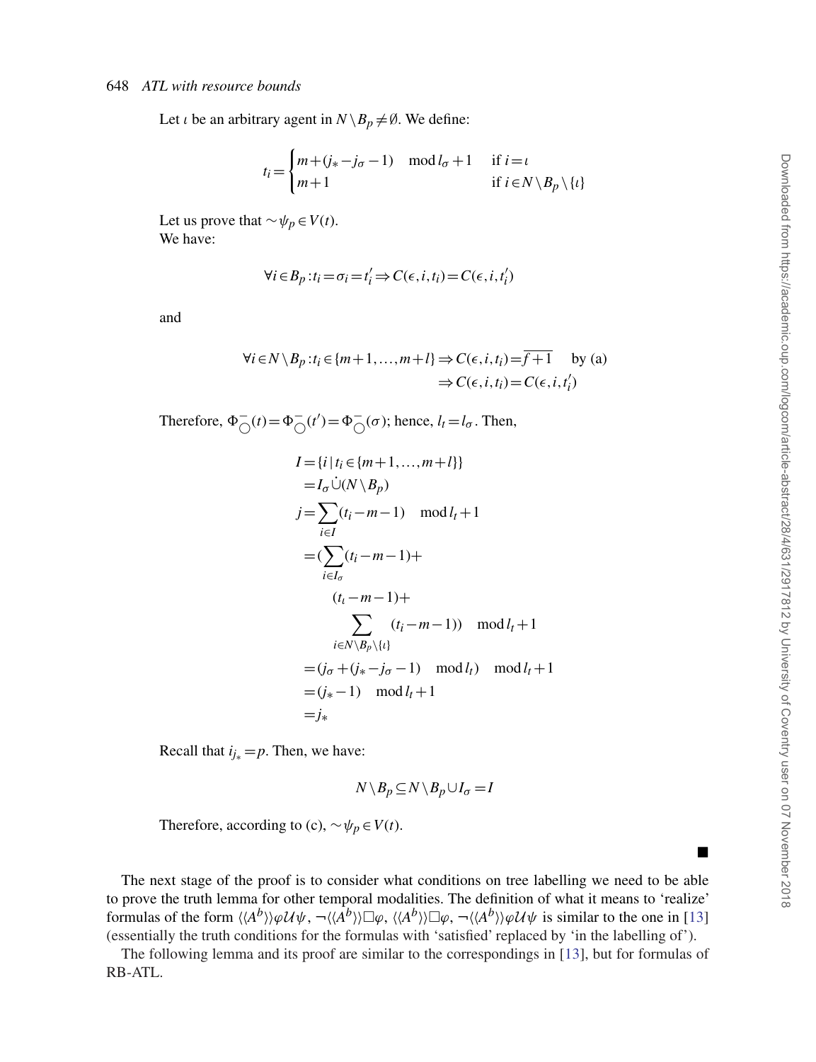Let $\iota$ be an arbitrary agent in $N \setminus B_p \neq \emptyset$. We define:

$$t_i = \begin{cases} m + (j_* - j_\sigma - 1) \mod l_\sigma + 1 & \text{if } i = \iota \\ m+1 & \text{if } i \in N \setminus B_p \setminus \{\iota\} \end{cases}$$

Let us prove that $\sim\psi_p \in V(t)$.
We have:

$$\forall i \in B_p : t_i = \sigma_i = t'_i \Rightarrow C(\epsilon, i, t_i) = C(\epsilon, i, t'_i)$$

and

$$\begin{aligned} \forall i \in N \setminus B_p : t_i \in \{m+1, \ldots, m+l\} &\Rightarrow C(\epsilon, i, t_i) = \overline{f+1} \quad \text{by (a)} \\ &\Rightarrow C(\epsilon, i, t_i) = C(\epsilon, i, t'_i) \end{aligned}$$

Therefore, $\Phi^-_{\bigcirc}(t) = \Phi^-_{\bigcirc}(t') = \Phi^-_{\bigcirc}(\sigma)$; hence, $l_t = l_\sigma$. Then,

$$\begin{aligned} I &= \{i \mid t_i \in \{m+1, \ldots, m+l\}\} \\ &= I_\sigma \dot{\cup} (N \setminus B_p) \\ j &= \sum_{i \in I} (t_i - m - 1) \mod l_t + 1 \\ &= (\sum_{i \in I_\sigma} (t_i - m - 1) + \\ &\qquad (t_\iota - m - 1) + \\ &\qquad\qquad \sum_{i \in N \setminus B_p \setminus \{\iota\}} (t_i - m - 1)) \mod l_t + 1 \\ &= (j_\sigma + (j_* - j_\sigma - 1) \mod l_t) \mod l_t + 1 \\ &= (j_* - 1) \mod l_t + 1 \\ &= j_* \end{aligned}$$

Recall that $i_{j_*} = p$. Then, we have:

$$N \setminus B_p \subseteq N \setminus B_p \cup I_\sigma = I$$

Therefore, according to (c), $\sim\psi_p \in V(t)$.

■

The next stage of the proof is to consider what conditions on tree labelling we need to be able to prove the truth lemma for other temporal modalities. The definition of what it means to 'realize' formulas of the form $\langle\langle A^b \rangle\rangle \varphi \mathcal{U} \psi$, $\neg\langle\langle A^b \rangle\rangle \Box \varphi$, $\langle\langle A^b \rangle\rangle \Box \varphi$, $\neg\langle\langle A^b \rangle\rangle \varphi \mathcal{U} \psi$ is similar to the one in [13] (essentially the truth conditions for the formulas with 'satisfied' replaced by 'in the labelling of').

The following lemma and its proof are similar to the correspondings in [13], but for formulas of RB-ATL.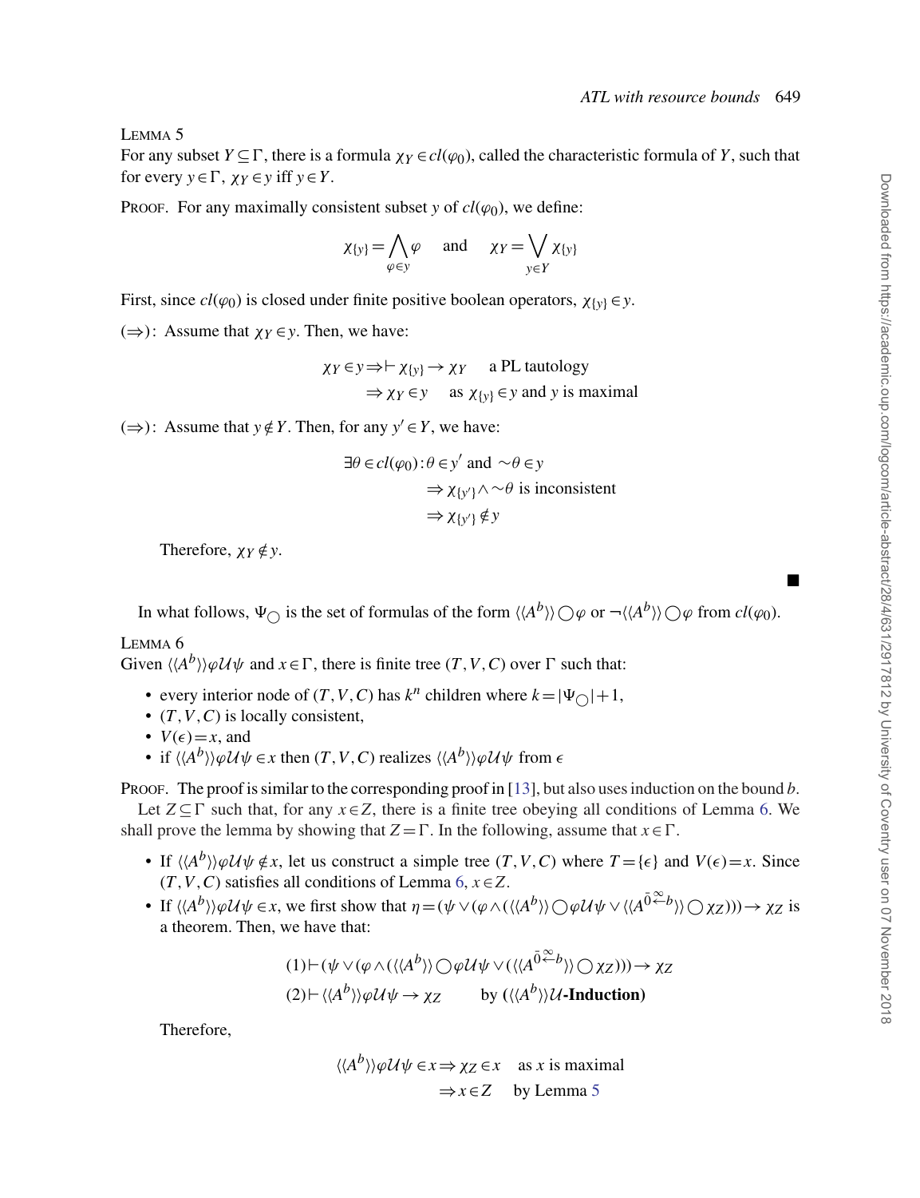LEMMA 5

For any subset $Y \subseteq \Gamma$, there is a formula $\chi_Y \in cl(\varphi_0)$, called the characteristic formula of $Y$, such that for every $y \in \Gamma$, $\chi_Y \in y$ iff $y \in Y$.

PROOF. For any maximally consistent subset $y$ of $cl(\varphi_0)$, we define:

$$\chi_{\{y\}} = \bigwedge_{\varphi \in y} \varphi \quad \text{and} \quad \chi_Y = \bigvee_{y \in Y} \chi_{\{y\}}$$

First, since $cl(\varphi_0)$ is closed under finite positive boolean operators, $\chi_{\{y\}} \in y$.

$(\Rightarrow)$: Assume that $\chi_Y \in y$. Then, we have:

$$\begin{aligned} \chi_Y \in y &\Rightarrow \vdash \chi_{\{y\}} \rightarrow \chi_Y \quad \text{a PL tautology} \\ &\Rightarrow \chi_Y \in y \quad \text{as } \chi_{\{y\}} \in y \text{ and } y \text{ is maximal} \end{aligned}$$

$(\Rightarrow)$: Assume that $y \notin Y$. Then, for any $y' \in Y$, we have:

$$\begin{aligned} \exists \theta \in cl(\varphi_0) &: \theta \in y' \text{ and } \sim\theta \in y \\ &\Rightarrow \chi_{\{y'\}} \wedge \sim\theta \text{ is inconsistent} \\ &\Rightarrow \chi_{\{y'\}} \notin y \end{aligned}$$

Therefore, $\chi_Y \notin y$.

■

In what follows, $\Psi_{\bigcirc}$ is the set of formulas of the form $\langle\langle A^b \rangle\rangle \bigcirc \varphi$ or $\neg\langle\langle A^b \rangle\rangle \bigcirc \varphi$ from $cl(\varphi_0)$.

LEMMA 6

Given $\langle\langle A^b \rangle\rangle \varphi \mathcal{U} \psi$ and $x \in \Gamma$, there is finite tree $(T, V, C)$ over $\Gamma$ such that:

- every interior node of $(T, V, C)$ has $k^n$ children where $k = |\Psi_{\bigcirc}| + 1$,
- $(T, V, C)$ is locally consistent,
- $V(\epsilon) = x$, and
- if $\langle\langle A^b \rangle\rangle \varphi \mathcal{U} \psi \in x$ then $(T, V, C)$ realizes $\langle\langle A^b \rangle\rangle \varphi \mathcal{U} \psi$ from $\epsilon$

PROOF. The proof is similar to the corresponding proof in [13], but also uses induction on the bound $b$.

Let $Z \subseteq \Gamma$ such that, for any $x \in Z$, there is a finite tree obeying all conditions of Lemma 6. We shall prove the lemma by showing that $Z = \Gamma$. In the following, assume that $x \in \Gamma$.

- If $\langle\langle A^b \rangle\rangle \varphi \mathcal{U} \psi \notin x$, let us construct a simple tree $(T, V, C)$ where $T = \{\epsilon\}$ and $V(\epsilon) = x$. Since $(T, V, C)$ satisfies all conditions of Lemma 6, $x \in Z$.
- If $\langle\langle A^b \rangle\rangle \varphi \mathcal{U} \psi \in x$, we first show that $\eta = (\psi \vee (\varphi \wedge (\langle\langle A^b \rangle\rangle \bigcirc \varphi \mathcal{U} \psi \vee \langle\langle A^{\bar{0} \overset{\infty}{\leftarrow} b} \rangle\rangle \bigcirc \chi_Z))) \rightarrow \chi_Z$ is a theorem. Then, we have that:

$$\begin{aligned} &(1) \vdash (\psi \vee (\varphi \wedge (\langle\langle A^b \rangle\rangle \bigcirc \varphi \mathcal{U} \psi \vee (\langle\langle A^{\bar{0} \overset{\infty}{\leftarrow} b} \rangle\rangle \bigcirc \chi_Z))) \rightarrow \chi_Z \\ &(2) \vdash \langle\langle A^b \rangle\rangle \varphi \mathcal{U} \psi \rightarrow \chi_Z \qquad \text{by } (\langle\langle A^b \rangle\rangle \mathcal{U}\textbf{-Induction}) \end{aligned}$$

Therefore,

$$\begin{aligned} \langle\langle A^b \rangle\rangle \varphi \mathcal{U} \psi \in x &\Rightarrow \chi_Z \in x \quad \text{as } x \text{ is maximal} \\ &\Rightarrow x \in Z \quad \text{by Lemma 5} \end{aligned}$$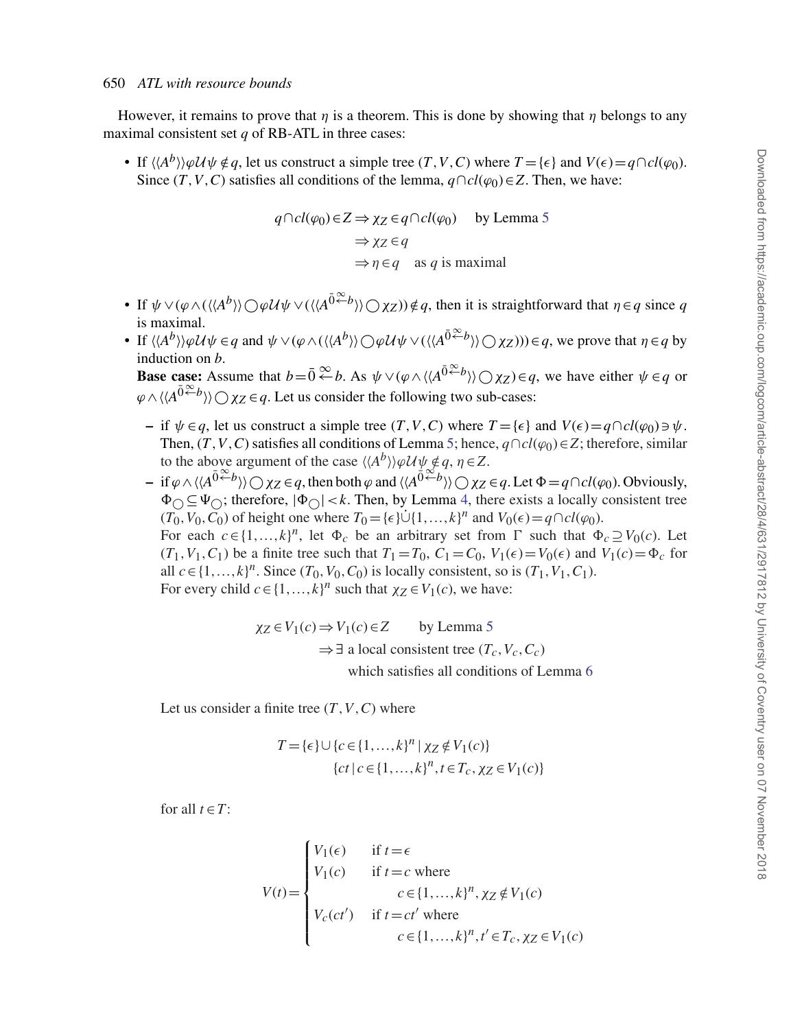However, it remains to prove that $\eta$ is a theorem. This is done by showing that $\eta$ belongs to any maximal consistent set $q$ of RB-ATL in three cases:

- If $\langle\langle A^b\rangle\rangle\varphi\mathcal{U}\psi\notin q$, let us construct a simple tree $(T,V,C)$ where $T=\{\epsilon\}$ and $V(\epsilon)=q\cap cl(\varphi_0)$. Since $(T,V,C)$ satisfies all conditions of the lemma, $q\cap cl(\varphi_0)\in Z$. Then, we have:

$$
\begin{aligned}
q\cap cl(\varphi_0)\in Z &\Rightarrow \chi_Z\in q\cap cl(\varphi_0) \quad \text{by Lemma 5}\\
&\Rightarrow \chi_Z\in q\\
&\Rightarrow \eta\in q \quad \text{as } q \text{ is maximal}
\end{aligned}
$$

- If $\psi\vee(\varphi\wedge(\langle\langle A^b\rangle\rangle\bigcirc\varphi\mathcal{U}\psi\vee(\langle\langle A^{\bar{0}\overset{\infty}{\leftarrow}b}\rangle\rangle\bigcirc\chi_Z))\notin q$, then it is straightforward that $\eta\in q$ since $q$ is maximal.
- If $\langle\langle A^b\rangle\rangle\varphi\mathcal{U}\psi\in q$ and $\psi\vee(\varphi\wedge(\langle\langle A^b\rangle\rangle\bigcirc\varphi\mathcal{U}\psi\vee(\langle\langle A^{\bar{0}\overset{\infty}{\leftarrow}b}\rangle\rangle\bigcirc\chi_Z)))\in q$, we prove that $\eta\in q$ by induction on $b$.

  **Base case:** Assume that $b=\bar{0}\overset{\infty}{\leftarrow}b$. As $\psi\vee(\varphi\wedge\langle\langle A^{\bar{0}\overset{\infty}{\leftarrow}b}\rangle\rangle\bigcirc\chi_Z)\in q$, we have either $\psi\in q$ or $\varphi\wedge\langle\langle A^{\bar{0}\overset{\infty}{\leftarrow}b}\rangle\rangle\bigcirc\chi_Z\in q$. Let us consider the following two sub-cases:

  - if $\psi\in q$, let us construct a simple tree $(T,V,C)$ where $T=\{\epsilon\}$ and $V(\epsilon)=q\cap cl(\varphi_0)\ni\psi$. Then, $(T,V,C)$ satisfies all conditions of Lemma 5; hence, $q\cap cl(\varphi_0)\in Z$; therefore, similar to the above argument of the case $\langle\langle A^b\rangle\rangle\varphi\mathcal{U}\psi\notin q$, $\eta\in Z$.
  - if $\varphi\wedge\langle\langle A^{\bar{0}\overset{\infty}{\leftarrow}b}\rangle\rangle\bigcirc\chi_Z\in q$, then both $\varphi$ and $\langle\langle A^{\bar{0}\overset{\infty}{\leftarrow}b}\rangle\rangle\bigcirc\chi_Z\in q$. Let $\Phi=q\cap cl(\varphi_0)$. Obviously, $\Phi_{\bigcirc}\subseteq\Psi_{\bigcirc}$; therefore, $|\Phi_{\bigcirc}|<k$. Then, by Lemma 4, there exists a locally consistent tree $(T_0,V_0,C_0)$ of height one where $T_0=\{\epsilon\}\dot\cup\{1,\ldots,k\}^n$ and $V_0(\epsilon)=q\cap cl(\varphi_0)$.

    For each $c\in\{1,\ldots,k\}^n$, let $\Phi_c$ be an arbitrary set from $\Gamma$ such that $\Phi_c\supseteq V_0(c)$. Let $(T_1,V_1,C_1)$ be a finite tree such that $T_1=T_0$, $C_1=C_0$, $V_1(\epsilon)=V_0(\epsilon)$ and $V_1(c)=\Phi_c$ for all $c\in\{1,\ldots,k\}^n$. Since $(T_0,V_0,C_0)$ is locally consistent, so is $(T_1,V_1,C_1)$.

    For every child $c\in\{1,\ldots,k\}^n$ such that $\chi_Z\in V_1(c)$, we have:

$$
\begin{aligned}
\chi_Z\in V_1(c) &\Rightarrow V_1(c)\in Z \qquad \text{by Lemma 5}\\
&\Rightarrow \exists \text{ a local consistent tree } (T_c,V_c,C_c)\\
&\qquad \text{which satisfies all conditions of Lemma 6}
\end{aligned}
$$

  Let us consider a finite tree $(T,V,C)$ where

$$
\begin{aligned}
T=\{\epsilon\}\cup\{c\in\{1,\ldots,k\}^n\mid\chi_Z\notin V_1(c)\}\\
\{ct\mid c\in\{1,\ldots,k\}^n, t\in T_c, \chi_Z\in V_1(c)\}
\end{aligned}
$$

  for all $t\in T$:

$$
V(t)=\begin{cases}
V_1(\epsilon) & \text{if } t=\epsilon\\
V_1(c) & \text{if } t=c \text{ where}\\
 & \qquad c\in\{1,\ldots,k\}^n, \chi_Z\notin V_1(c)\\
V_c(ct') & \text{if } t=ct' \text{ where}\\
 & \qquad c\in\{1,\ldots,k\}^n, t'\in T_c, \chi_Z\in V_1(c)
\end{cases}
$$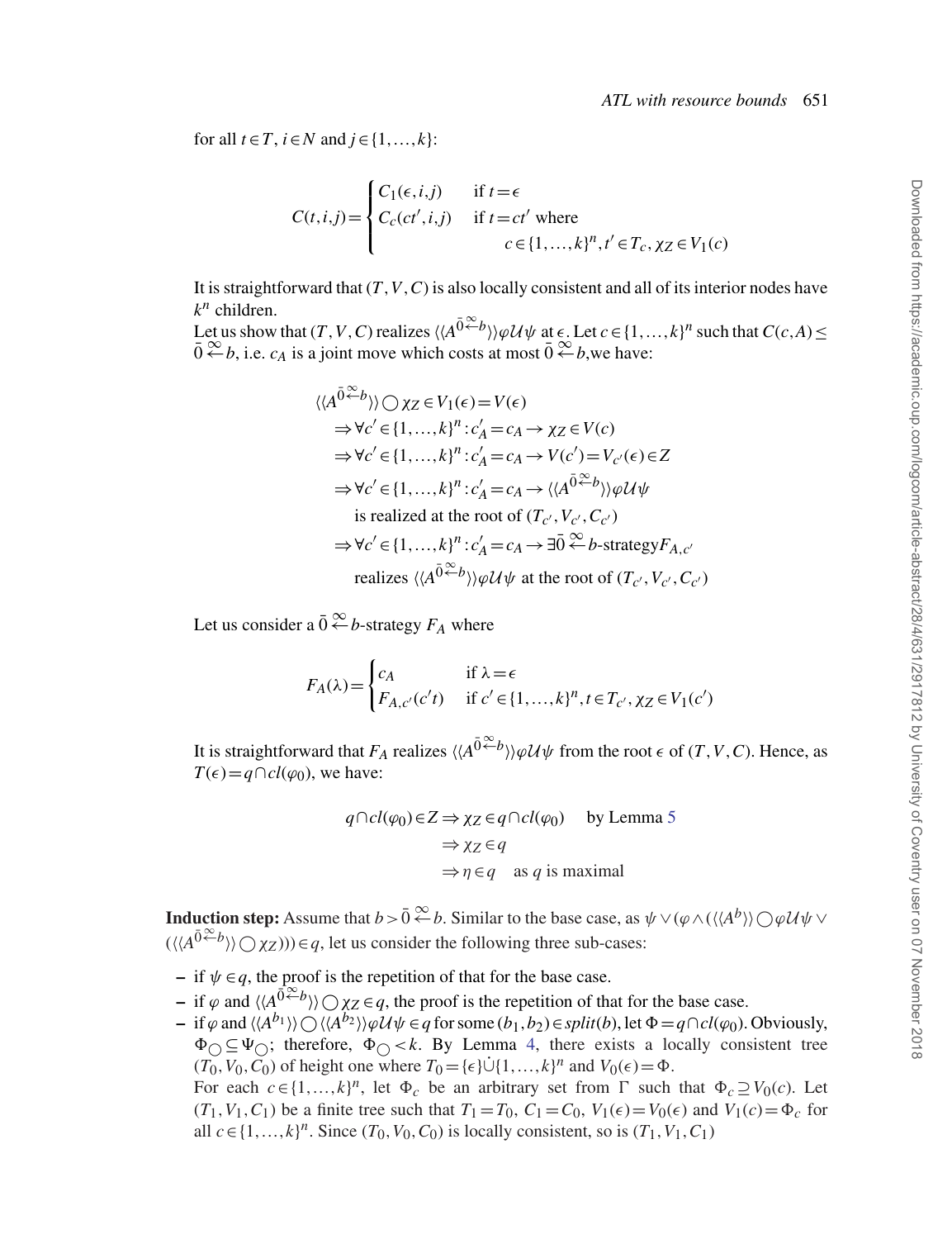for all $t \in T$, $i \in N$ and $j \in \{1,\ldots,k\}$:

$$C(t,i,j) = \begin{cases} C_1(\epsilon,i,j) & \text{if } t = \epsilon \\ C_c(ct',i,j) & \text{if } t = ct' \text{ where} \\ & \quad c \in \{1,\ldots,k\}^n, t' \in T_c, \chi_Z \in V_1(c) \end{cases}$$

It is straightforward that $(T,V,C)$ is also locally consistent and all of its interior nodes have $k^n$ children.

Let us show that $(T,V,C)$ realizes $\langle\langle A^{\bar{0}\overset{\infty}{\leftarrow}b}\rangle\rangle \varphi \mathcal{U} \psi$ at $\epsilon$. Let $c \in \{1,\ldots,k\}^n$ such that $C(c,A) \leq \bar{0}\overset{\infty}{\leftarrow}b$, i.e. $c_A$ is a joint move which costs at most $\bar{0}\overset{\infty}{\leftarrow}b$,we have:

$$\begin{aligned}
&\langle\langle A^{\bar{0}\overset{\infty}{\leftarrow}b}\rangle\rangle \bigcirc \chi_Z \in V_1(\epsilon) = V(\epsilon) \\
&\Rightarrow \forall c' \in \{1,\ldots,k\}^n : c'_A = c_A \rightarrow \chi_Z \in V(c) \\
&\Rightarrow \forall c' \in \{1,\ldots,k\}^n : c'_A = c_A \rightarrow V(c') = V_{c'}(\epsilon) \in Z \\
&\Rightarrow \forall c' \in \{1,\ldots,k\}^n : c'_A = c_A \rightarrow \langle\langle A^{\bar{0}\overset{\infty}{\leftarrow}b}\rangle\rangle \varphi \mathcal{U} \psi \\
&\quad \text{is realized at the root of } (T_{c'}, V_{c'}, C_{c'}) \\
&\Rightarrow \forall c' \in \{1,\ldots,k\}^n : c'_A = c_A \rightarrow \exists \bar{0}\overset{\infty}{\leftarrow}b\text{-strategy} F_{A,c'} \\
&\quad \text{realizes } \langle\langle A^{\bar{0}\overset{\infty}{\leftarrow}b}\rangle\rangle \varphi \mathcal{U} \psi \text{ at the root of } (T_{c'}, V_{c'}, C_{c'})
\end{aligned}$$

Let us consider a $\bar{0}\overset{\infty}{\leftarrow}b$-strategy $F_A$ where

$$F_A(\lambda) = \begin{cases} c_A & \text{if } \lambda = \epsilon \\ F_{A,c'}(c't) & \text{if } c' \in \{1,\ldots,k\}^n, t \in T_{c'}, \chi_Z \in V_1(c') \end{cases}$$

It is straightforward that $F_A$ realizes $\langle\langle A^{\bar{0}\overset{\infty}{\leftarrow}b}\rangle\rangle \varphi \mathcal{U} \psi$ from the root $\epsilon$ of $(T,V,C)$. Hence, as $T(\epsilon) = q \cap cl(\varphi_0)$, we have:

$$\begin{aligned}
q \cap cl(\varphi_0) \in Z &\Rightarrow \chi_Z \in q \cap cl(\varphi_0) \quad \text{by Lemma 5} \\
&\Rightarrow \chi_Z \in q \\
&\Rightarrow \eta \in q \quad \text{as } q \text{ is maximal}
\end{aligned}$$

**Induction step:** Assume that $b > \bar{0}\overset{\infty}{\leftarrow}b$. Similar to the base case, as $\psi \vee (\varphi \wedge (\langle\langle A^b\rangle\rangle \bigcirc \varphi \mathcal{U} \psi \vee (\langle\langle A^{\bar{0}\overset{\infty}{\leftarrow}b}\rangle\rangle \bigcirc \chi_Z))) \in q$, let us consider the following three sub-cases:

- if $\psi \in q$, the proof is the repetition of that for the base case.
- if $\varphi$ and $\langle\langle A^{\bar{0}\overset{\infty}{\leftarrow}b}\rangle\rangle \bigcirc \chi_Z \in q$, the proof is the repetition of that for the base case.
- if $\varphi$ and $\langle\langle A^{b_1}\rangle\rangle \bigcirc \langle\langle A^{b_2}\rangle\rangle \varphi \mathcal{U} \psi \in q$ for some $(b_1,b_2) \in split(b)$, let $\Phi = q \cap cl(\varphi_0)$. Obviously, $\Phi_\bigcirc \subseteq \Psi_\bigcirc$; therefore, $\Phi_\bigcirc < k$. By Lemma 4, there exists a locally consistent tree $(T_0, V_0, C_0)$ of height one where $T_0 = \{\epsilon\} \dot{\cup} \{1,\ldots,k\}^n$ and $V_0(\epsilon) = \Phi$.
  For each $c \in \{1,\ldots,k\}^n$, let $\Phi_c$ be an arbitrary set from $\Gamma$ such that $\Phi_c \supseteq V_0(c)$. Let $(T_1, V_1, C_1)$ be a finite tree such that $T_1 = T_0$, $C_1 = C_0$, $V_1(\epsilon) = V_0(\epsilon)$ and $V_1(c) = \Phi_c$ for all $c \in \{1,\ldots,k\}^n$. Since $(T_0, V_0, C_0)$ is locally consistent, so is $(T_1, V_1, C_1)$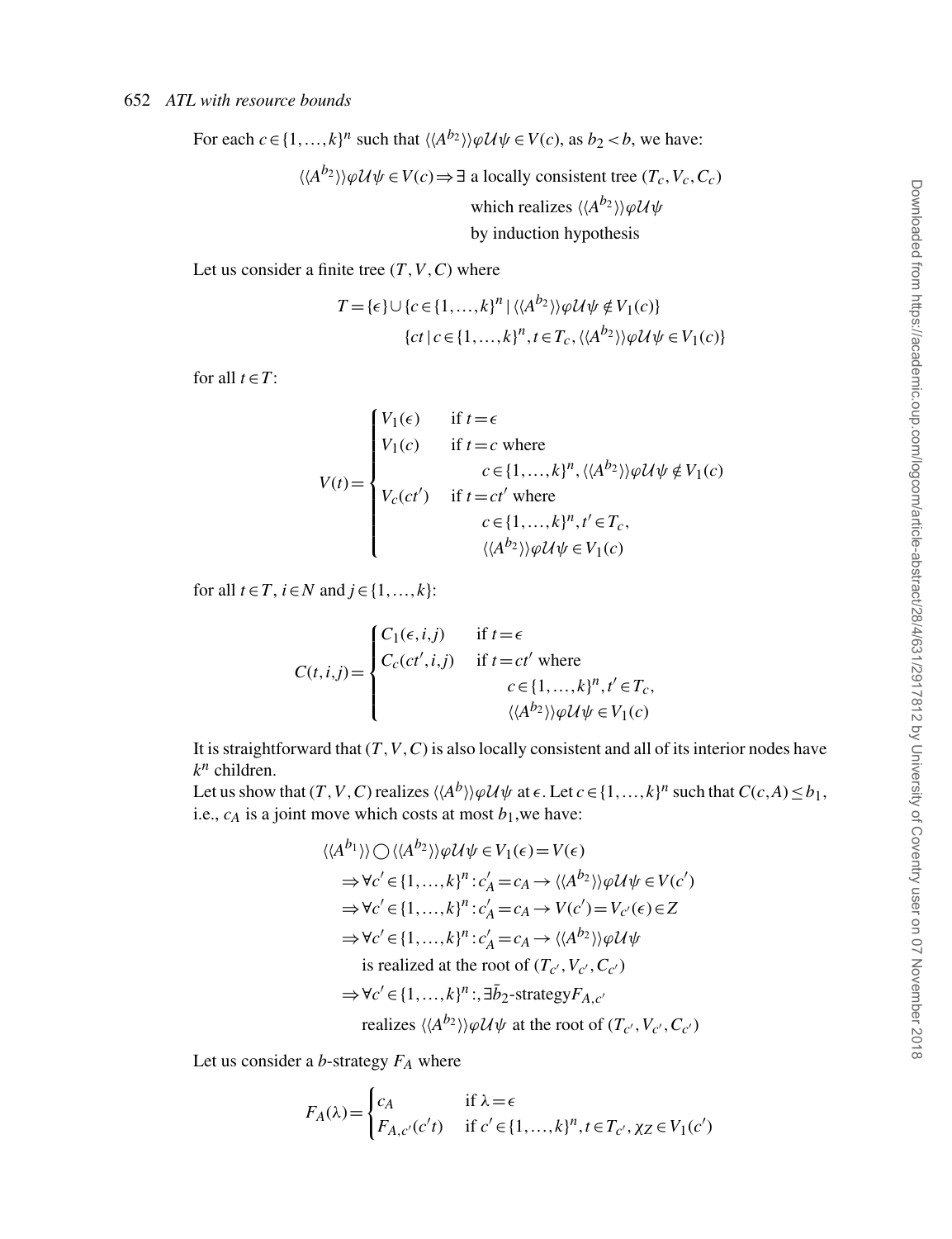For each $c \in \{1,\ldots,k\}^n$ such that $\langle\langle A^{b_2}\rangle\rangle\varphi\mathcal{U}\psi \in V(c)$, as $b_2 < b$, we have:

$$\langle\langle A^{b_2}\rangle\rangle\varphi\mathcal{U}\psi \in V(c) \Rightarrow \exists \text{ a locally consistent tree } (T_c, V_c, C_c) \text{ which realizes } \langle\langle A^{b_2}\rangle\rangle\varphi\mathcal{U}\psi \text{ by induction hypothesis}$$

Let us consider a finite tree $(T,V,C)$ where

$$T = \{\epsilon\} \cup \{c \in \{1,\ldots,k\}^n \mid \langle\langle A^{b_2}\rangle\rangle\varphi\mathcal{U}\psi \notin V_1(c)\}$$
$$\{ct \mid c \in \{1,\ldots,k\}^n, t \in T_c, \langle\langle A^{b_2}\rangle\rangle\varphi\mathcal{U}\psi \in V_1(c)\}$$

for all $t \in T$:

$$V(t) = \begin{cases} V_1(\epsilon) & \text{if } t = \epsilon \\ V_1(c) & \text{if } t = c \text{ where } c \in \{1,\ldots,k\}^n, \langle\langle A^{b_2}\rangle\rangle\varphi\mathcal{U}\psi \notin V_1(c) \\ V_c(ct') & \text{if } t = ct' \text{ where } c \in \{1,\ldots,k\}^n, t' \in T_c, \langle\langle A^{b_2}\rangle\rangle\varphi\mathcal{U}\psi \in V_1(c) \end{cases}$$

for all $t \in T$, $i \in N$ and $j \in \{1,\ldots,k\}$:

$$C(t,i,j) = \begin{cases} C_1(\epsilon,i,j) & \text{if } t = \epsilon \\ C_c(ct',i,j) & \text{if } t = ct' \text{ where } c \in \{1,\ldots,k\}^n, t' \in T_c, \langle\langle A^{b_2}\rangle\rangle\varphi\mathcal{U}\psi \in V_1(c) \end{cases}$$

It is straightforward that $(T,V,C)$ is also locally consistent and all of its interior nodes have $k^n$ children.

Let us show that $(T,V,C)$ realizes $\langle\langle A^b\rangle\rangle\varphi\mathcal{U}\psi$ at $\epsilon$. Let $c \in \{1,\ldots,k\}^n$ such that $C(c,A) \le b_1$, i.e., $c_A$ is a joint move which costs at most $b_1$,we have:

$$\begin{aligned}
&\langle\langle A^{b_1}\rangle\rangle \bigcirc \langle\langle A^{b_2}\rangle\rangle\varphi\mathcal{U}\psi \in V_1(\epsilon) = V(\epsilon) \\
&\Rightarrow \forall c' \in \{1,\ldots,k\}^n : c'_A = c_A \to \langle\langle A^{b_2}\rangle\rangle\varphi\mathcal{U}\psi \in V(c') \\
&\Rightarrow \forall c' \in \{1,\ldots,k\}^n : c'_A = c_A \to V(c') = V_{c'}(\epsilon) \in Z \\
&\Rightarrow \forall c' \in \{1,\ldots,k\}^n : c'_A = c_A \to \langle\langle A^{b_2}\rangle\rangle\varphi\mathcal{U}\psi \\
&\quad \text{is realized at the root of } (T_{c'}, V_{c'}, C_{c'}) \\
&\Rightarrow \forall c' \in \{1,\ldots,k\}^n :, \exists \bar{b}_2\text{-strategy} F_{A,c'} \\
&\quad \text{realizes } \langle\langle A^{b_2}\rangle\rangle\varphi\mathcal{U}\psi \text{ at the root of } (T_{c'}, V_{c'}, C_{c'})
\end{aligned}$$

Let us consider a $b$-strategy $F_A$ where

$$F_A(\lambda) = \begin{cases} c_A & \text{if } \lambda = \epsilon \\ F_{A,c'}(c't) & \text{if } c' \in \{1,\ldots,k\}^n, t \in T_{c'}, \chi_Z \in V_1(c') \end{cases}$$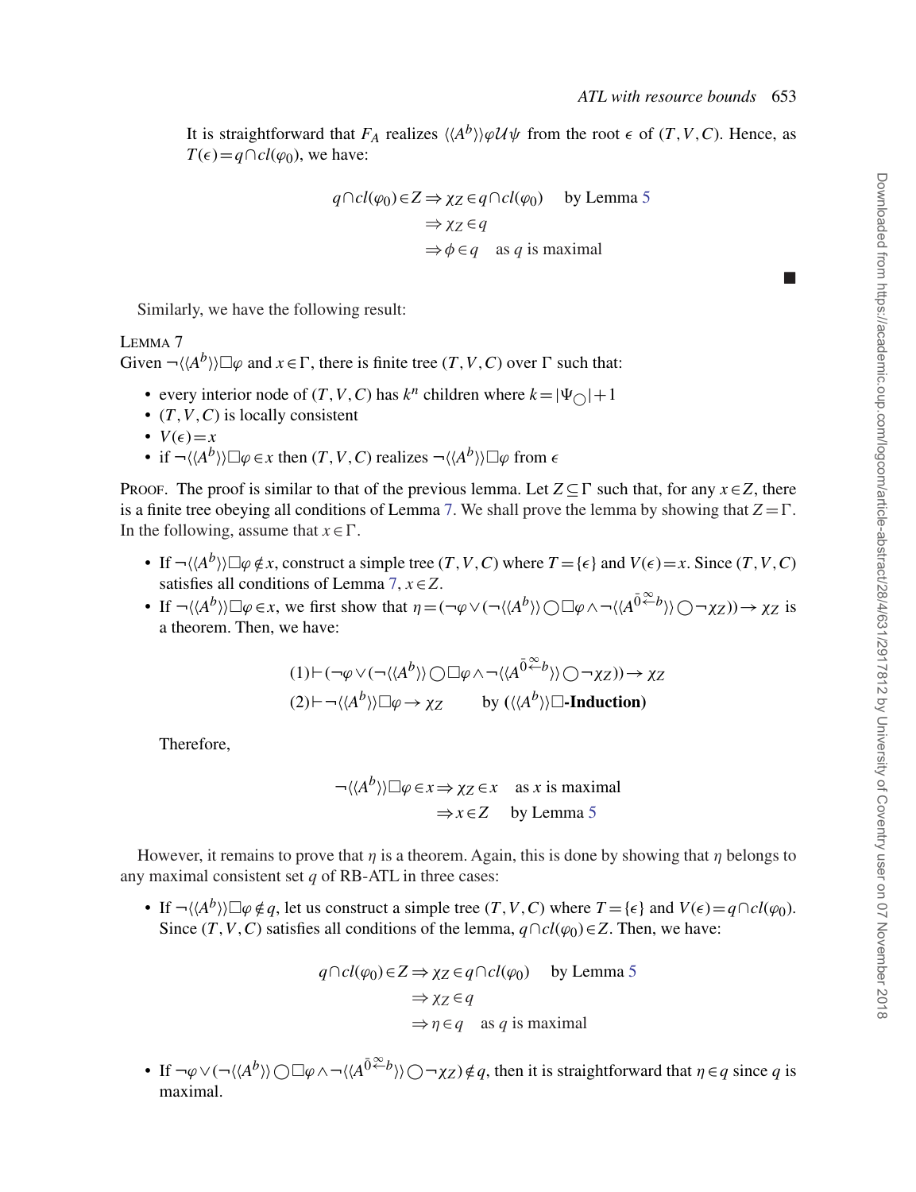It is straightforward that $F_A$ realizes $\langle\langle A^b\rangle\rangle\varphi\mathcal{U}\psi$ from the root $\epsilon$ of $(T,V,C)$. Hence, as $T(\epsilon)=q\cap cl(\varphi_0)$, we have:

$$
\begin{aligned}
q\cap cl(\varphi_0)\in Z &\Rightarrow \chi_Z\in q\cap cl(\varphi_0) \quad \text{by Lemma 5}\\
&\Rightarrow \chi_Z\in q\\
&\Rightarrow \phi\in q \quad \text{as } q \text{ is maximal}
\end{aligned}
$$

■

Similarly, we have the following result:

Lemma 7

Given $\neg\langle\langle A^b\rangle\rangle\Box\varphi$ and $x\in\Gamma$, there is finite tree $(T,V,C)$ over $\Gamma$ such that:

- every interior node of $(T,V,C)$ has $k^n$ children where $k=|\Psi_{\bigcirc}|+1$
- $(T,V,C)$ is locally consistent
- $V(\epsilon)=x$
- if $\neg\langle\langle A^b\rangle\rangle\Box\varphi\in x$ then $(T,V,C)$ realizes $\neg\langle\langle A^b\rangle\rangle\Box\varphi$ from $\epsilon$

Proof. The proof is similar to that of the previous lemma. Let $Z\subseteq\Gamma$ such that, for any $x\in Z$, there is a finite tree obeying all conditions of Lemma 7. We shall prove the lemma by showing that $Z=\Gamma$. In the following, assume that $x\in\Gamma$.

- If $\neg\langle\langle A^b\rangle\rangle\Box\varphi\notin x$, construct a simple tree $(T,V,C)$ where $T=\{\epsilon\}$ and $V(\epsilon)=x$. Since $(T,V,C)$ satisfies all conditions of Lemma 7, $x\in Z$.
- If $\neg\langle\langle A^b\rangle\rangle\Box\varphi\in x$, we first show that $\eta=(\neg\varphi\vee(\neg\langle\langle A^b\rangle\rangle\bigcirc\Box\varphi\wedge\neg\langle\langle A^{\bar{0}\overset{\infty}{\leftarrow}b}\rangle\rangle\bigcirc\neg\chi_Z))\rightarrow\chi_Z$ is a theorem. Then, we have:

$$
\begin{aligned}
&(1)\vdash(\neg\varphi\vee(\neg\langle\langle A^b\rangle\rangle\bigcirc\Box\varphi\wedge\neg\langle\langle A^{\bar{0}\overset{\infty}{\leftarrow}b}\rangle\rangle\bigcirc\neg\chi_Z))\rightarrow\chi_Z\\
&(2)\vdash\neg\langle\langle A^b\rangle\rangle\Box\varphi\rightarrow\chi_Z \qquad \text{by } \textbf{(}\langle\langle A^b\rangle\rangle\Box\textbf{-Induction)}
\end{aligned}
$$

Therefore,

$$
\begin{aligned}
\neg\langle\langle A^b\rangle\rangle\Box\varphi\in x &\Rightarrow \chi_Z\in x \quad \text{as } x \text{ is maximal}\\
&\Rightarrow x\in Z \quad \text{by Lemma 5}
\end{aligned}
$$

However, it remains to prove that $\eta$ is a theorem. Again, this is done by showing that $\eta$ belongs to any maximal consistent set $q$ of RB-ATL in three cases:

- If $\neg\langle\langle A^b\rangle\rangle\Box\varphi\notin q$, let us construct a simple tree $(T,V,C)$ where $T=\{\epsilon\}$ and $V(\epsilon)=q\cap cl(\varphi_0)$. Since $(T,V,C)$ satisfies all conditions of the lemma, $q\cap cl(\varphi_0)\in Z$. Then, we have:

$$
\begin{aligned}
q\cap cl(\varphi_0)\in Z &\Rightarrow \chi_Z\in q\cap cl(\varphi_0) \quad \text{by Lemma 5}\\
&\Rightarrow \chi_Z\in q\\
&\Rightarrow \eta\in q \quad \text{as } q \text{ is maximal}
\end{aligned}
$$

- If $\neg\varphi\vee(\neg\langle\langle A^b\rangle\rangle\bigcirc\Box\varphi\wedge\neg\langle\langle A^{\bar{0}\overset{\infty}{\leftarrow}b}\rangle\rangle\bigcirc\neg\chi_Z)\notin q$, then it is straightforward that $\eta\in q$ since $q$ is maximal.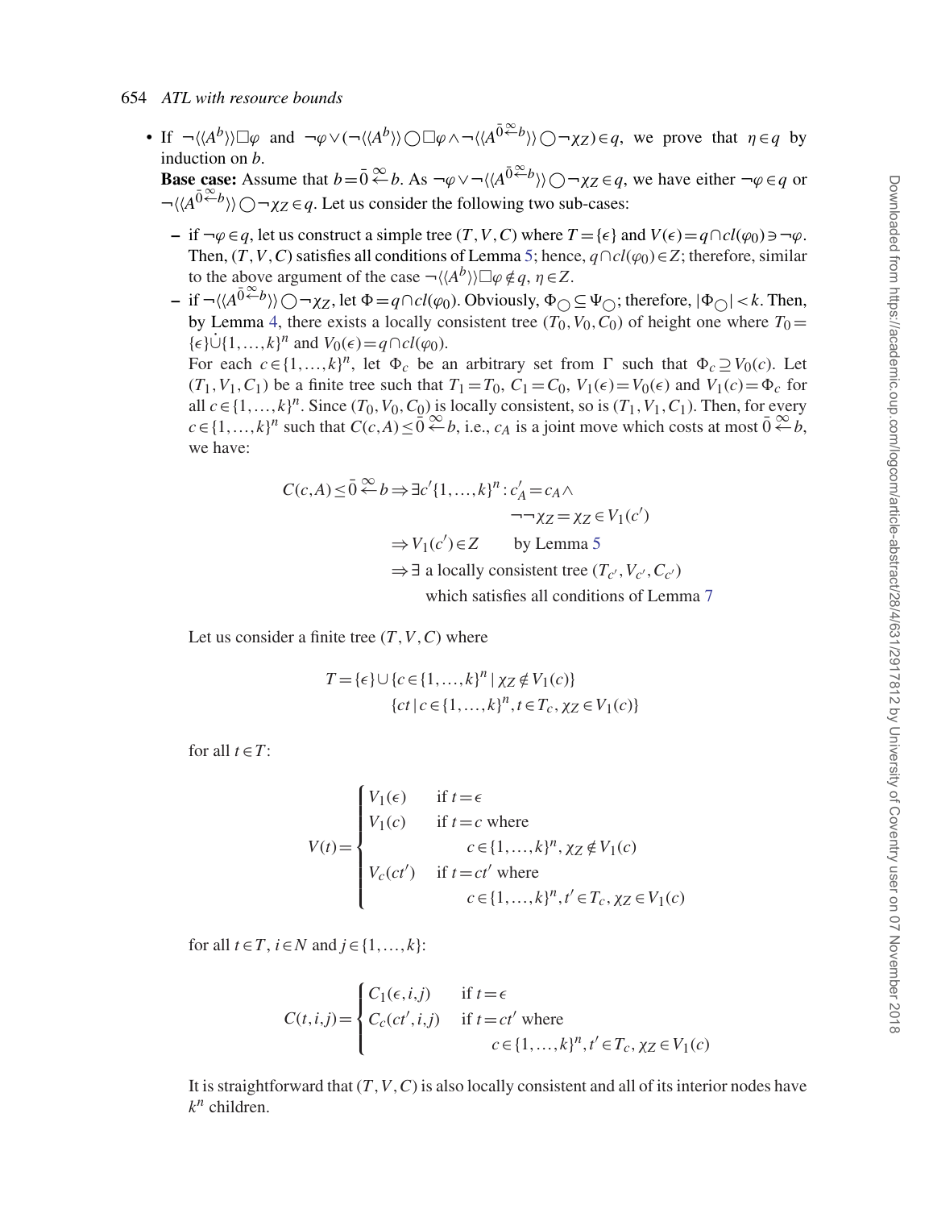- If $\neg\langle\langle A^b\rangle\rangle\Box\varphi$ and $\neg\varphi\vee(\neg\langle\langle A^b\rangle\rangle\bigcirc\Box\varphi\wedge\neg\langle\langle A^{\bar{0}\overset{\infty}{\leftarrow}b}\rangle\rangle\bigcirc\neg\chi_Z)\in q$, we prove that $\eta\in q$ by induction on $b$.

  **Base case:** Assume that $b=\bar{0}\overset{\infty}{\leftarrow}b$. As $\neg\varphi\vee\neg\langle\langle A^{\bar{0}\overset{\infty}{\leftarrow}b}\rangle\rangle\bigcirc\neg\chi_Z\in q$, we have either $\neg\varphi\in q$ or $\neg\langle\langle A^{\bar{0}\overset{\infty}{\leftarrow}b}\rangle\rangle\bigcirc\neg\chi_Z\in q$. Let us consider the following two sub-cases:

  - if $\neg\varphi\in q$, let us construct a simple tree $(T,V,C)$ where $T=\{\epsilon\}$ and $V(\epsilon)=q\cap cl(\varphi_0)\ni\neg\varphi$. Then, $(T,V,C)$ satisfies all conditions of Lemma 5; hence, $q\cap cl(\varphi_0)\in Z$; therefore, similar to the above argument of the case $\neg\langle\langle A^b\rangle\rangle\Box\varphi\notin q$, $\eta\in Z$.
  - if $\neg\langle\langle A^{\bar{0}\overset{\infty}{\leftarrow}b}\rangle\rangle\bigcirc\neg\chi_Z$, let $\Phi=q\cap cl(\varphi_0)$. Obviously, $\Phi_{\bigcirc}\subseteq\Psi_{\bigcirc}$; therefore, $|\Phi_{\bigcirc}|<k$. Then, by Lemma 4, there exists a locally consistent tree $(T_0,V_0,C_0)$ of height one where $T_0=\{\epsilon\}\dot{\cup}\{1,\ldots,k\}^n$ and $V_0(\epsilon)=q\cap cl(\varphi_0)$.

    For each $c\in\{1,\ldots,k\}^n$, let $\Phi_c$ be an arbitrary set from $\Gamma$ such that $\Phi_c\supseteq V_0(c)$. Let $(T_1,V_1,C_1)$ be a finite tree such that $T_1=T_0$, $C_1=C_0$, $V_1(\epsilon)=V_0(\epsilon)$ and $V_1(c)=\Phi_c$ for all $c\in\{1,\ldots,k\}^n$. Since $(T_0,V_0,C_0)$ is locally consistent, so is $(T_1,V_1,C_1)$. Then, for every $c\in\{1,\ldots,k\}^n$ such that $C(c,A)\leq\bar{0}\overset{\infty}{\leftarrow}b$, i.e., $c_A$ is a joint move which costs at most $\bar{0}\overset{\infty}{\leftarrow}b$, we have:

$$
\begin{aligned}
C(c,A)\leq\bar{0}\overset{\infty}{\leftarrow}b &\Rightarrow \exists c'\{1,\ldots,k\}^n : c'_A=c_A\wedge\\
&\qquad\qquad \neg\neg\chi_Z=\chi_Z\in V_1(c')\\
&\Rightarrow V_1(c')\in Z \qquad \text{by Lemma 5}\\
&\Rightarrow \exists \text{ a locally consistent tree } (T_{c'},V_{c'},C_{c'})\\
&\qquad \text{which satisfies all conditions of Lemma 7}
\end{aligned}
$$

    Let us consider a finite tree $(T,V,C)$ where

$$
\begin{aligned}
T=\{\epsilon\}&\cup\{c\in\{1,\ldots,k\}^n\mid\chi_Z\notin V_1(c)\}\\
&\{ct\mid c\in\{1,\ldots,k\}^n, t\in T_c, \chi_Z\in V_1(c)\}
\end{aligned}
$$

    for all $t\in T$:

$$
V(t)=\begin{cases}
V_1(\epsilon) & \text{if } t=\epsilon\\
V_1(c) & \text{if } t=c \text{ where}\\
 & \qquad c\in\{1,\ldots,k\}^n,\chi_Z\notin V_1(c)\\
V_c(ct') & \text{if } t=ct' \text{ where}\\
 & \qquad c\in\{1,\ldots,k\}^n, t'\in T_c,\chi_Z\in V_1(c)
\end{cases}
$$

    for all $t\in T$, $i\in N$ and $j\in\{1,\ldots,k\}$:

$$
C(t,i,j)=\begin{cases}
C_1(\epsilon,i,j) & \text{if } t=\epsilon\\
C_c(ct',i,j) & \text{if } t=ct' \text{ where}\\
 & \qquad c\in\{1,\ldots,k\}^n, t'\in T_c,\chi_Z\in V_1(c)
\end{cases}
$$

    It is straightforward that $(T,V,C)$ is also locally consistent and all of its interior nodes have $k^n$ children.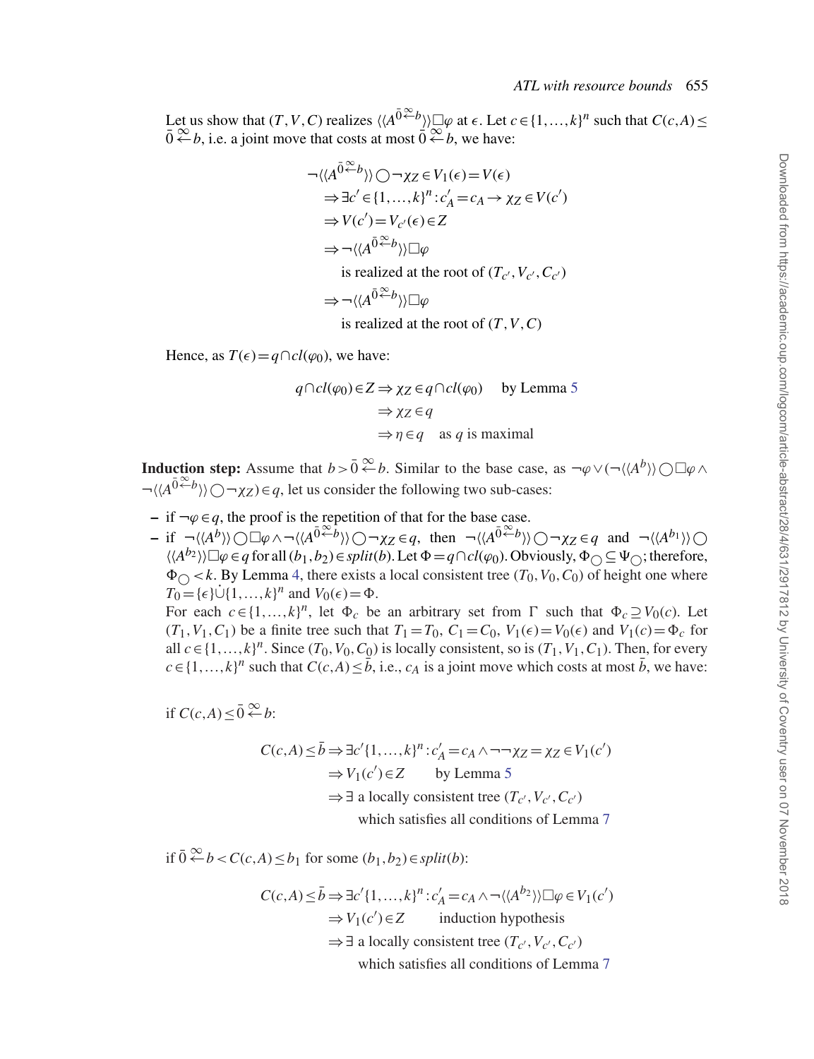Let us show that $(T,V,C)$ realizes $\langle\langle A^{\bar{0}\overset{\infty}{\leftarrow}b}\rangle\rangle\Box\varphi$ at $\epsilon$. Let $c\in\{1,\dots,k\}^n$ such that $C(c,A)\leq \bar{0}\overset{\infty}{\leftarrow}b$, i.e. a joint move that costs at most $\bar{0}\overset{\infty}{\leftarrow}b$, we have:

$$
\begin{aligned}
&\neg\langle\langle A^{\bar{0}\overset{\infty}{\leftarrow}b}\rangle\rangle\bigcirc\neg\chi_Z\in V_1(\epsilon)=V(\epsilon)\\
&\quad\Rightarrow \exists c'\in\{1,\dots,k\}^n : c'_A=c_A\to\chi_Z\in V(c')\\
&\quad\Rightarrow V(c')=V_{c'}(\epsilon)\in Z\\
&\quad\Rightarrow \neg\langle\langle A^{\bar{0}\overset{\infty}{\leftarrow}b}\rangle\rangle\Box\varphi\\
&\qquad\text{is realized at the root of } (T_{c'},V_{c'},C_{c'})\\
&\quad\Rightarrow \neg\langle\langle A^{\bar{0}\overset{\infty}{\leftarrow}b}\rangle\rangle\Box\varphi\\
&\qquad\text{is realized at the root of } (T,V,C)
\end{aligned}
$$

Hence, as $T(\epsilon)=q\cap cl(\varphi_0)$, we have:

$$
\begin{aligned}
q\cap cl(\varphi_0)\in Z &\Rightarrow \chi_Z\in q\cap cl(\varphi_0) \quad \text{by Lemma 5}\\
&\Rightarrow \chi_Z\in q\\
&\Rightarrow \eta\in q \quad \text{as } q \text{ is maximal}
\end{aligned}
$$

**Induction step:** Assume that $b>\bar{0}\overset{\infty}{\leftarrow}b$. Similar to the base case, as $\neg\varphi\vee(\neg\langle\langle A^{b}\rangle\rangle\bigcirc\Box\varphi\wedge\neg\langle\langle A^{\bar{0}\overset{\infty}{\leftarrow}b}\rangle\rangle\bigcirc\neg\chi_Z)\in q$, let us consider the following two sub-cases:

- if $\neg\varphi\in q$, the proof is the repetition of that for the base case.
- if $\neg\langle\langle A^{b}\rangle\rangle\bigcirc\Box\varphi\wedge\neg\langle\langle A^{\bar{0}\overset{\infty}{\leftarrow}b}\rangle\rangle\bigcirc\neg\chi_Z\in q$, then $\neg\langle\langle A^{\bar{0}\overset{\infty}{\leftarrow}b}\rangle\rangle\bigcirc\neg\chi_Z\in q$ and $\neg\langle\langle A^{b_1}\rangle\rangle\bigcirc\langle\langle A^{b_2}\rangle\rangle\Box\varphi\in q$ for all $(b_1,b_2)\in split(b)$. Let $\Phi=q\cap cl(\varphi_0)$. Obviously, $\Phi_{\bigcirc}\subseteq\Psi_{\bigcirc}$; therefore, $\Phi_{\bigcirc}<k$. By Lemma 4, there exists a local consistent tree $(T_0,V_0,C_0)$ of height one where $T_0=\{\epsilon\}\dot{\cup}\{1,\dots,k\}^n$ and $V_0(\epsilon)=\Phi$.
  For each $c\in\{1,\dots,k\}^n$, let $\Phi_c$ be an arbitrary set from $\Gamma$ such that $\Phi_c\supseteq V_0(c)$. Let $(T_1,V_1,C_1)$ be a finite tree such that $T_1=T_0$, $C_1=C_0$, $V_1(\epsilon)=V_0(\epsilon)$ and $V_1(c)=\Phi_c$ for all $c\in\{1,\dots,k\}^n$. Since $(T_0,V_0,C_0)$ is locally consistent, so is $(T_1,V_1,C_1)$. Then, for every $c\in\{1,\dots,k\}^n$ such that $C(c,A)\leq\bar{b}$, i.e., $c_A$ is a joint move which costs at most $\bar{b}$, we have:

if $C(c,A)\leq\bar{0}\overset{\infty}{\leftarrow}b$:

$$
\begin{aligned}
C(c,A)\leq\bar{b} &\Rightarrow \exists c'\{1,\dots,k\}^n : c'_A=c_A\wedge\neg\neg\chi_Z=\chi_Z\in V_1(c')\\
&\Rightarrow V_1(c')\in Z \qquad \text{by Lemma 5}\\
&\Rightarrow \exists \text{ a locally consistent tree } (T_{c'},V_{c'},C_{c'})\\
&\qquad \text{which satisfies all conditions of Lemma 7}
\end{aligned}
$$

if $\bar{0}\overset{\infty}{\leftarrow}b<C(c,A)\leq b_1$ for some $(b_1,b_2)\in split(b)$:

$$
\begin{aligned}
C(c,A)\leq\bar{b} &\Rightarrow \exists c'\{1,\dots,k\}^n : c'_A=c_A\wedge\neg\langle\langle A^{b_2}\rangle\rangle\Box\varphi\in V_1(c')\\
&\Rightarrow V_1(c')\in Z \qquad \text{induction hypothesis}\\
&\Rightarrow \exists \text{ a locally consistent tree } (T_{c'},V_{c'},C_{c'})\\
&\qquad \text{which satisfies all conditions of Lemma 7}
\end{aligned}
$$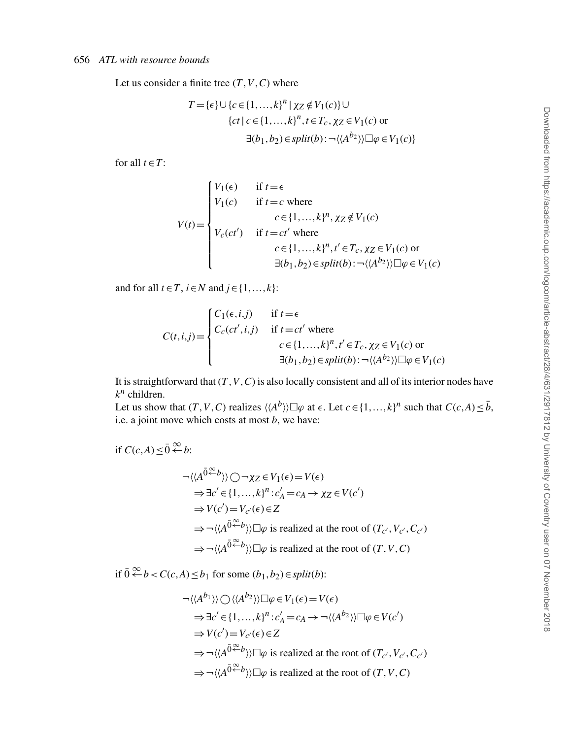Let us consider a finite tree $(T,V,C)$ where

$$
\begin{aligned}
T = \{\epsilon\} \cup \{c \in \{1,\ldots,k\}^n \mid \chi_Z \notin V_1(c)\} \cup \\
\{ct \mid c \in \{1,\ldots,k\}^n, t \in T_c, \chi_Z \in V_1(c) \text{ or} \\
\exists (b_1,b_2) \in split(b) : \neg\langle\langle A^{b_2}\rangle\rangle \Box \varphi \in V_1(c)\}
\end{aligned}
$$

for all $t \in T$:

$$
V(t) = \begin{cases}
V_1(\epsilon) & \text{if } t = \epsilon \\
V_1(c) & \text{if } t = c \text{ where} \\
& \quad c \in \{1,\ldots,k\}^n, \chi_Z \notin V_1(c) \\
V_c(ct') & \text{if } t = ct' \text{ where} \\
& \quad c \in \{1,\ldots,k\}^n, t' \in T_c, \chi_Z \in V_1(c) \text{ or} \\
& \quad \exists (b_1,b_2) \in split(b) : \neg\langle\langle A^{b_2}\rangle\rangle \Box \varphi \in V_1(c)
\end{cases}
$$

and for all $t \in T$, $i \in N$ and $j \in \{1,\ldots,k\}$:

$$
C(t,i,j) = \begin{cases}
C_1(\epsilon,i,j) & \text{if } t = \epsilon \\
C_c(ct',i,j) & \text{if } t = ct' \text{ where} \\
& \quad c \in \{1,\ldots,k\}^n, t' \in T_c, \chi_Z \in V_1(c) \text{ or} \\
& \quad \exists (b_1,b_2) \in split(b) : \neg\langle\langle A^{b_2}\rangle\rangle \Box \varphi \in V_1(c)
\end{cases}
$$

It is straightforward that $(T,V,C)$ is also locally consistent and all of its interior nodes have $k^n$ children.

Let us show that $(T,V,C)$ realizes $\langle\langle A^b\rangle\rangle \Box \varphi$ at $\epsilon$. Let $c \in \{1,\ldots,k\}^n$ such that $C(c,A) \le \bar{b}$, i.e. a joint move which costs at most $b$, we have:

if $C(c,A) \le \bar{0} \overset{\infty}{\leftarrow} b$:

$$
\begin{aligned}
& \neg\langle\langle A^{\bar{0} \overset{\infty}{\leftarrow} b}\rangle\rangle \bigcirc \neg\chi_Z \in V_1(\epsilon) = V(\epsilon) \\
& \Rightarrow \exists c' \in \{1,\ldots,k\}^n : c'_A = c_A \rightarrow \chi_Z \in V(c') \\
& \Rightarrow V(c') = V_{c'}(\epsilon) \in Z \\
& \Rightarrow \neg\langle\langle A^{\bar{0} \overset{\infty}{\leftarrow} b}\rangle\rangle \Box \varphi \text{ is realized at the root of } (T_{c'}, V_{c'}, C_{c'}) \\
& \Rightarrow \neg\langle\langle A^{\bar{0} \overset{\infty}{\leftarrow} b}\rangle\rangle \Box \varphi \text{ is realized at the root of } (T,V,C)
\end{aligned}
$$

if $\bar{0} \overset{\infty}{\leftarrow} b < C(c,A) \le b_1$ for some $(b_1,b_2) \in split(b)$:

$$
\begin{aligned}
& \neg\langle\langle A^{b_1}\rangle\rangle \bigcirc \langle\langle A^{b_2}\rangle\rangle \Box \varphi \in V_1(\epsilon) = V(\epsilon) \\
& \Rightarrow \exists c' \in \{1,\ldots,k\}^n : c'_A = c_A \rightarrow \neg\langle\langle A^{b_2}\rangle\rangle \Box \varphi \in V(c') \\
& \Rightarrow V(c') = V_{c'}(\epsilon) \in Z \\
& \Rightarrow \neg\langle\langle A^{\bar{0} \overset{\infty}{\leftarrow} b}\rangle\rangle \Box \varphi \text{ is realized at the root of } (T_{c'}, V_{c'}, C_{c'}) \\
& \Rightarrow \neg\langle\langle A^{\bar{0} \overset{\infty}{\leftarrow} b}\rangle\rangle \Box \varphi \text{ is realized at the root of } (T,V,C)
\end{aligned}
$$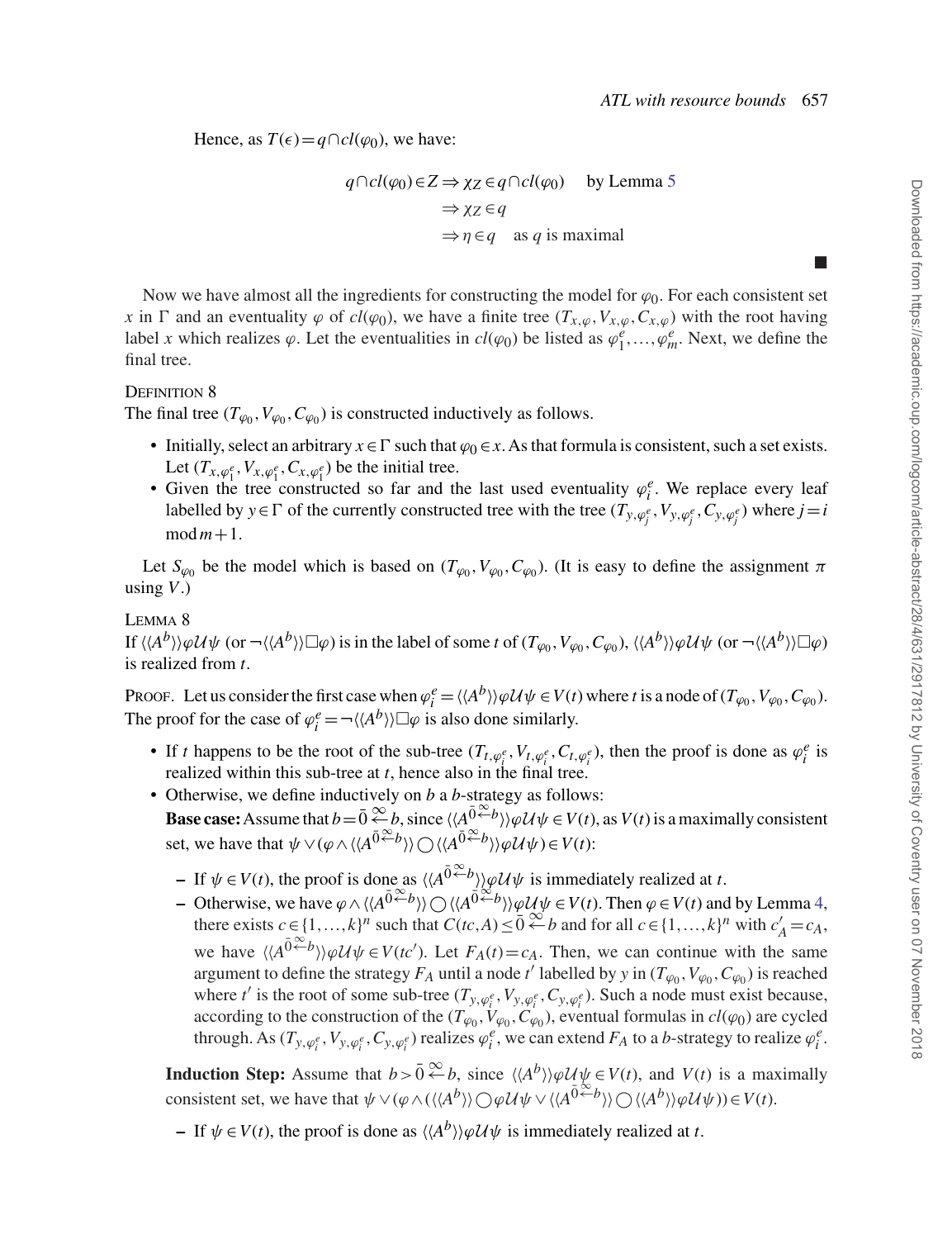Hence, as $T(\epsilon) = q \cap cl(\varphi_0)$, we have:

$$
\begin{aligned}
q \cap cl(\varphi_0) \in Z &\Rightarrow \chi_Z \in q \cap cl(\varphi_0) \quad \text{by Lemma 5} \\
&\Rightarrow \chi_Z \in q \\
&\Rightarrow \eta \in q \quad \text{as } q \text{ is maximal}
\end{aligned}
$$

∎

Now we have almost all the ingredients for constructing the model for $\varphi_0$. For each consistent set $x$ in $\Gamma$ and an eventuality $\varphi$ of $cl(\varphi_0)$, we have a finite tree $(T_{x,\varphi}, V_{x,\varphi}, C_{x,\varphi})$ with the root having label $x$ which realizes $\varphi$. Let the eventualities in $cl(\varphi_0)$ be listed as $\varphi_1^e, \ldots, \varphi_m^e$. Next, we define the final tree.

DEFINITION 8

The final tree $(T_{\varphi_0}, V_{\varphi_0}, C_{\varphi_0})$ is constructed inductively as follows.

- Initially, select an arbitrary $x \in \Gamma$ such that $\varphi_0 \in x$. As that formula is consistent, such a set exists. Let $(T_{x,\varphi_1^e}, V_{x,\varphi_1^e}, C_{x,\varphi_1^e})$ be the initial tree.
- Given the tree constructed so far and the last used eventuality $\varphi_i^e$. We replace every leaf labelled by $y \in \Gamma$ of the currently constructed tree with the tree $(T_{y,\varphi_j^e}, V_{y,\varphi_j^e}, C_{y,\varphi_j^e})$ where $j = i \bmod m + 1$.

Let $S_{\varphi_0}$ be the model which is based on $(T_{\varphi_0}, V_{\varphi_0}, C_{\varphi_0})$. (It is easy to define the assignment $\pi$ using $V$.)

LEMMA 8

If $\langle\langle A^b \rangle\rangle \varphi \mathcal{U} \psi$ (or $\neg \langle\langle A^b \rangle\rangle \Box \varphi$) is in the label of some $t$ of $(T_{\varphi_0}, V_{\varphi_0}, C_{\varphi_0})$, $\langle\langle A^b \rangle\rangle \varphi \mathcal{U} \psi$ (or $\neg \langle\langle A^b \rangle\rangle \Box \varphi$) is realized from $t$.

PROOF. Let us consider the first case when $\varphi_i^e = \langle\langle A^b \rangle\rangle \varphi \mathcal{U} \psi \in V(t)$ where $t$ is a node of $(T_{\varphi_0}, V_{\varphi_0}, C_{\varphi_0})$. The proof for the case of $\varphi_i^e = \neg \langle\langle A^b \rangle\rangle \Box \varphi$ is also done similarly.

- If $t$ happens to be the root of the sub-tree $(T_{t,\varphi_i^e}, V_{t,\varphi_i^e}, C_{t,\varphi_i^e})$, then the proof is done as $\varphi_i^e$ is realized within this sub-tree at $t$, hence also in the final tree.
- Otherwise, we define inductively on $b$ a $b$-strategy as follows:
  **Base case:** Assume that $b = \bar{0} \overset{\infty}{\leftarrow} b$, since $\langle\langle A^{\bar{0} \overset{\infty}{\leftarrow} b} \rangle\rangle \varphi \mathcal{U} \psi \in V(t)$, as $V(t)$ is a maximally consistent set, we have that $\psi \vee (\varphi \wedge \langle\langle A^{\bar{0} \overset{\infty}{\leftarrow} b} \rangle\rangle \bigcirc \langle\langle A^{\bar{0} \overset{\infty}{\leftarrow} b} \rangle\rangle \varphi \mathcal{U} \psi) \in V(t)$:
  - If $\psi \in V(t)$, the proof is done as $\langle\langle A^{\bar{0} \overset{\infty}{\leftarrow} b} \rangle\rangle \varphi \mathcal{U} \psi$ is immediately realized at $t$.
  - Otherwise, we have $\varphi \wedge \langle\langle A^{\bar{0} \overset{\infty}{\leftarrow} b} \rangle\rangle \bigcirc \langle\langle A^{\bar{0} \overset{\infty}{\leftarrow} b} \rangle\rangle \varphi \mathcal{U} \psi \in V(t)$. Then $\varphi \in V(t)$ and by Lemma 4, there exists $c \in \{1, \ldots, k\}^n$ such that $C(tc, A) \leq \bar{0} \overset{\infty}{\leftarrow} b$ and for all $c \in \{1, \ldots, k\}^n$ with $c'_A = c_A$, we have $\langle\langle A^{\bar{0} \overset{\infty}{\leftarrow} b} \rangle\rangle \varphi \mathcal{U} \psi \in V(tc')$. Let $F_A(t) = c_A$. Then, we can continue with the same argument to define the strategy $F_A$ until a node $t'$ labelled by $y$ in $(T_{\varphi_0}, V_{\varphi_0}, C_{\varphi_0})$ is reached where $t'$ is the root of some sub-tree $(T_{y,\varphi_i^e}, V_{y,\varphi_i^e}, C_{y,\varphi_i^e})$. Such a node must exist because, according to the construction of the $(T_{\varphi_0}, V_{\varphi_0}, C_{\varphi_0})$, eventual formulas in $cl(\varphi_0)$ are cycled through. As $(T_{y,\varphi_i^e}, V_{y,\varphi_i^e}, C_{y,\varphi_i^e})$ realizes $\varphi_i^e$, we can extend $F_A$ to a $b$-strategy to realize $\varphi_i^e$.

  **Induction Step:** Assume that $b > \bar{0} \overset{\infty}{\leftarrow} b$, since $\langle\langle A^b \rangle\rangle \varphi \mathcal{U} \psi \in V(t)$, and $V(t)$ is a maximally consistent set, we have that $\psi \vee (\varphi \wedge (\langle\langle A^b \rangle\rangle \bigcirc \varphi \mathcal{U} \psi \vee \langle\langle A^{\bar{0} \overset{\infty}{\leftarrow} b} \rangle\rangle \bigcirc \langle\langle A^b \rangle\rangle \varphi \mathcal{U} \psi)) \in V(t)$.

  - If $\psi \in V(t)$, the proof is done as $\langle\langle A^b \rangle\rangle \varphi \mathcal{U} \psi$ is immediately realized at $t$.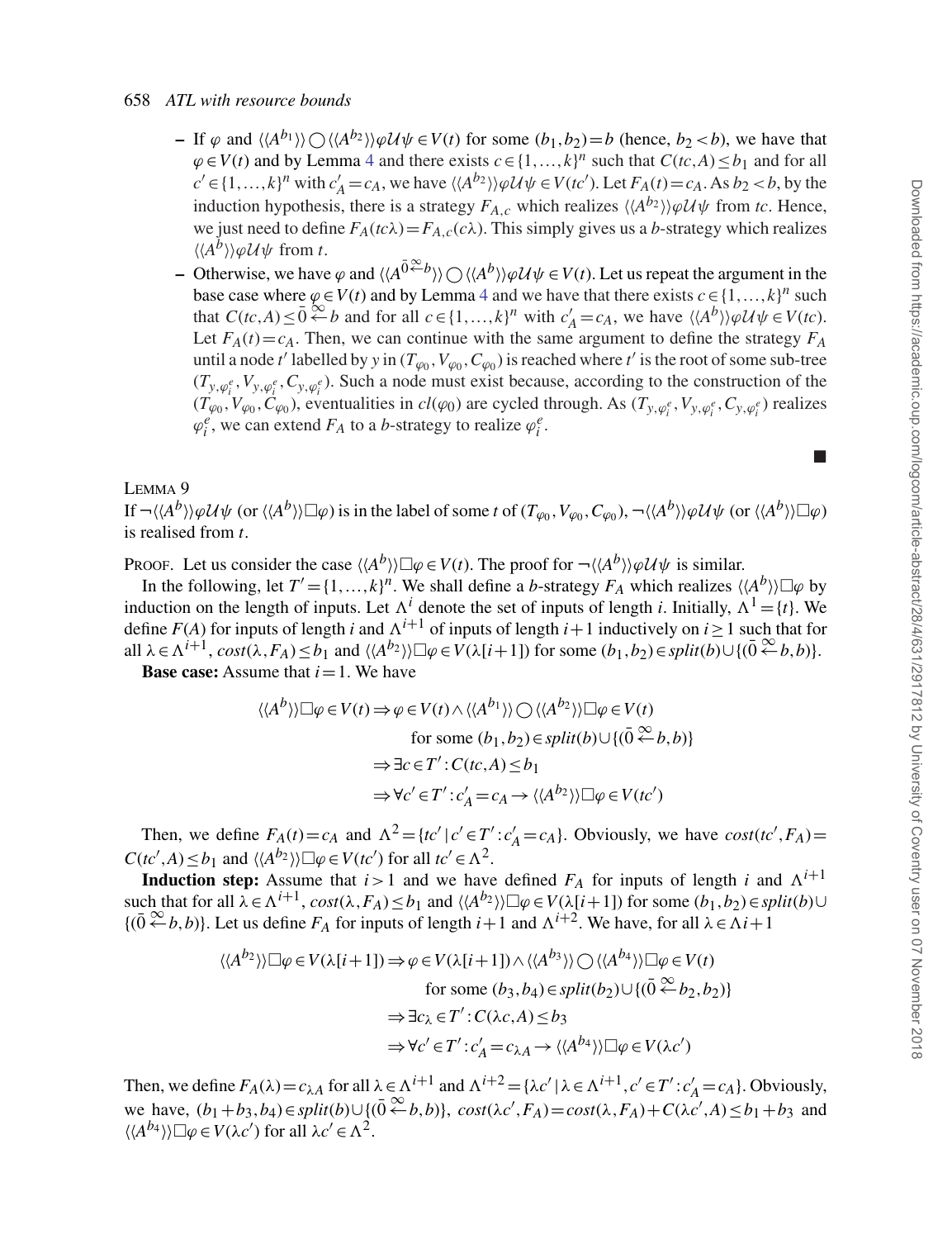- If $\varphi$ and $\langle\langle A^{b_1}\rangle\rangle \bigcirc \langle\langle A^{b_2}\rangle\rangle \varphi \mathcal{U} \psi \in V(t)$ for some $(b_1,b_2)=b$ (hence, $b_2 < b$), we have that $\varphi \in V(t)$ and by Lemma 4 and there exists $c \in \{1,\dots,k\}^n$ such that $C(tc,A) \leq b_1$ and for all $c' \in \{1,\dots,k\}^n$ with $c'_A = c_A$, we have $\langle\langle A^{b_2}\rangle\rangle \varphi \mathcal{U} \psi \in V(tc')$. Let $F_A(t)=c_A$. As $b_2 < b$, by the induction hypothesis, there is a strategy $F_{A,c}$ which realizes $\langle\langle A^{b_2}\rangle\rangle \varphi \mathcal{U} \psi$ from $tc$. Hence, we just need to define $F_A(tc\lambda)=F_{A,c}(c\lambda)$. This simply gives us a $b$-strategy which realizes $\langle\langle A^{b}\rangle\rangle \varphi \mathcal{U} \psi$ from $t$.
- Otherwise, we have $\varphi$ and $\langle\langle A^{\bar{0}\overset{\infty}{\leftarrow} b}\rangle\rangle \bigcirc \langle\langle A^{b}\rangle\rangle \varphi \mathcal{U} \psi \in V(t)$. Let us repeat the argument in the base case where $\varphi \in V(t)$ and by Lemma 4 and we have that there exists $c \in \{1,\dots,k\}^n$ such that $C(tc,A) \leq \bar{0} \overset{\infty}{\leftarrow} b$ and for all $c \in \{1,\dots,k\}^n$ with $c'_A = c_A$, we have $\langle\langle A^{b}\rangle\rangle \varphi \mathcal{U} \psi \in V(tc)$. Let $F_A(t)=c_A$. Then, we can continue with the same argument to define the strategy $F_A$ until a node $t'$ labelled by $y$ in $(T_{\varphi_0}, V_{\varphi_0}, C_{\varphi_0})$ is reached where $t'$ is the root of some sub-tree $(T_{y,\varphi_i^e}, V_{y,\varphi_i^e}, C_{y,\varphi_i^e})$. Such a node must exist because, according to the construction of the $(T_{\varphi_0}, V_{\varphi_0}, C_{\varphi_0})$, eventualities in $cl(\varphi_0)$ are cycled through. As $(T_{y,\varphi_i^e}, V_{y,\varphi_i^e}, C_{y,\varphi_i^e})$ realizes $\varphi_i^e$, we can extend $F_A$ to a $b$-strategy to realize $\varphi_i^e$.

■

LEMMA 9

If $\neg\langle\langle A^{b}\rangle\rangle \varphi \mathcal{U} \psi$ (or $\langle\langle A^{b}\rangle\rangle \Box \varphi$) is in the label of some $t$ of $(T_{\varphi_0}, V_{\varphi_0}, C_{\varphi_0})$, $\neg\langle\langle A^{b}\rangle\rangle \varphi \mathcal{U} \psi$ (or $\langle\langle A^{b}\rangle\rangle \Box \varphi$) is realised from $t$.

PROOF. Let us consider the case $\langle\langle A^{b}\rangle\rangle \Box \varphi \in V(t)$. The proof for $\neg\langle\langle A^{b}\rangle\rangle \varphi \mathcal{U} \psi$ is similar.

In the following, let $T' = \{1,\dots,k\}^n$. We shall define a $b$-strategy $F_A$ which realizes $\langle\langle A^{b}\rangle\rangle \Box \varphi$ by induction on the length of inputs. Let $\Lambda^i$ denote the set of inputs of length $i$. Initially, $\Lambda^1 = \{t\}$. We define $F(A)$ for inputs of length $i$ and $\Lambda^{i+1}$ of inputs of length $i+1$ inductively on $i \geq 1$ such that for all $\lambda \in \Lambda^{i+1}$, $cost(\lambda, F_A) \leq b_1$ and $\langle\langle A^{b_2}\rangle\rangle \Box \varphi \in V(\lambda[i+1])$ for some $(b_1,b_2) \in split(b) \cup \{(\bar{0}\overset{\infty}{\leftarrow} b, b)\}$.

**Base case:** Assume that $i=1$. We have

$$\begin{aligned}
\langle\langle A^{b}\rangle\rangle \Box \varphi \in V(t) &\Rightarrow \varphi \in V(t) \wedge \langle\langle A^{b_1}\rangle\rangle \bigcirc \langle\langle A^{b_2}\rangle\rangle \Box \varphi \in V(t) \\
&\qquad \text{for some } (b_1,b_2) \in split(b) \cup \{(\bar{0}\overset{\infty}{\leftarrow} b, b)\} \\
&\Rightarrow \exists c \in T' : C(tc,A) \leq b_1 \\
&\Rightarrow \forall c' \in T' : c'_A = c_A \rightarrow \langle\langle A^{b_2}\rangle\rangle \Box \varphi \in V(tc')
\end{aligned}$$

Then, we define $F_A(t)=c_A$ and $\Lambda^2 = \{tc' \mid c' \in T' : c'_A = c_A\}$. Obviously, we have $cost(tc', F_A) = C(tc',A) \leq b_1$ and $\langle\langle A^{b_2}\rangle\rangle \Box \varphi \in V(tc')$ for all $tc' \in \Lambda^2$.

**Induction step:** Assume that $i > 1$ and we have defined $F_A$ for inputs of length $i$ and $\Lambda^{i+1}$ such that for all $\lambda \in \Lambda^{i+1}$, $cost(\lambda, F_A) \leq b_1$ and $\langle\langle A^{b_2}\rangle\rangle \Box \varphi \in V(\lambda[i+1])$ for some $(b_1,b_2) \in split(b) \cup \{(\bar{0}\overset{\infty}{\leftarrow} b, b)\}$. Let us define $F_A$ for inputs of length $i+1$ and $\Lambda^{i+2}$. We have, for all $\lambda \in \Lambda i+1$

$$\begin{aligned}
\langle\langle A^{b_2}\rangle\rangle \Box \varphi \in V(\lambda[i+1]) &\Rightarrow \varphi \in V(\lambda[i+1]) \wedge \langle\langle A^{b_3}\rangle\rangle \bigcirc \langle\langle A^{b_4}\rangle\rangle \Box \varphi \in V(t) \\
&\qquad \text{for some } (b_3,b_4) \in split(b_2) \cup \{(\bar{0}\overset{\infty}{\leftarrow} b_2, b_2)\} \\
&\Rightarrow \exists c_\lambda \in T' : C(\lambda c, A) \leq b_3 \\
&\Rightarrow \forall c' \in T' : c'_A = c_{\lambda A} \rightarrow \langle\langle A^{b_4}\rangle\rangle \Box \varphi \in V(\lambda c')
\end{aligned}$$

Then, we define $F_A(\lambda) = c_{\lambda A}$ for all $\lambda \in \Lambda^{i+1}$ and $\Lambda^{i+2} = \{\lambda c' \mid \lambda \in \Lambda^{i+1}, c' \in T' : c'_A = c_A\}$. Obviously, we have, $(b_1+b_3, b_4) \in split(b) \cup \{(\bar{0}\overset{\infty}{\leftarrow} b, b)\}$, $cost(\lambda c', F_A) = cost(\lambda, F_A) + C(\lambda c', A) \leq b_1 + b_3$ and $\langle\langle A^{b_4}\rangle\rangle \Box \varphi \in V(\lambda c')$ for all $\lambda c' \in \Lambda^2$.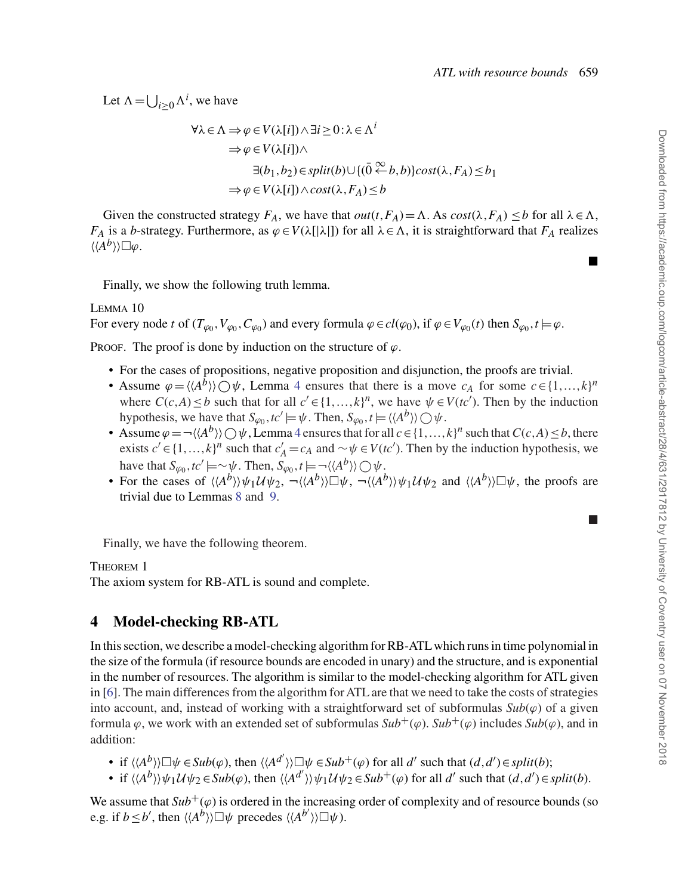Let $\Lambda = \bigcup_{i \geq 0} \Lambda^i$, we have

$$
\begin{aligned}
\forall \lambda \in \Lambda \Rightarrow & \varphi \in V(\lambda[i]) \wedge \exists i \geq 0 : \lambda \in \Lambda^i \\
\Rightarrow & \varphi \in V(\lambda[i]) \wedge \\
& \quad \exists (b_1, b_2) \in split(b) \cup \{(\bar{0} \overset{\infty}{\leftarrow} b, b)\} cost(\lambda, F_A) \leq b_1 \\
\Rightarrow & \varphi \in V(\lambda[i]) \wedge cost(\lambda, F_A) \leq b
\end{aligned}
$$

Given the constructed strategy $F_A$, we have that $out(t, F_A) = \Lambda$. As $cost(\lambda, F_A) \leq b$ for all $\lambda \in \Lambda$, $F_A$ is a $b$-strategy. Furthermore, as $\varphi \in V(\lambda[|\lambda|])$ for all $\lambda \in \Lambda$, it is straightforward that $F_A$ realizes $\langle\langle A^b \rangle\rangle \Box \varphi$. ∎

Finally, we show the following truth lemma.

LEMMA 10
For every node $t$ of $(T_{\varphi_0}, V_{\varphi_0}, C_{\varphi_0})$ and every formula $\varphi \in cl(\varphi_0)$, if $\varphi \in V_{\varphi_0}(t)$ then $S_{\varphi_0}, t \models \varphi$.

PROOF. The proof is done by induction on the structure of $\varphi$.

- For the cases of propositions, negative proposition and disjunction, the proofs are trivial.
- Assume $\varphi = \langle\langle A^b \rangle\rangle \bigcirc \psi$, Lemma 4 ensures that there is a move $c_A$ for some $c \in \{1, \ldots, k\}^n$ where $C(c, A) \leq b$ such that for all $c' \in \{1, \ldots, k\}^n$, we have $\psi \in V(tc')$. Then by the induction hypothesis, we have that $S_{\varphi_0}, tc' \models \psi$. Then, $S_{\varphi_0}, t \models \langle\langle A^b \rangle\rangle \bigcirc \psi$.
- Assume $\varphi = \neg \langle\langle A^b \rangle\rangle \bigcirc \psi$, Lemma 4 ensures that for all $c \in \{1, \ldots, k\}^n$ such that $C(c, A) \leq b$, there exists $c' \in \{1, \ldots, k\}^n$ such that $c'_A = c_A$ and $\sim \psi \in V(tc')$. Then by the induction hypothesis, we have that $S_{\varphi_0}, tc' \models \sim \psi$. Then, $S_{\varphi_0}, t \models \neg \langle\langle A^b \rangle\rangle \bigcirc \psi$.
- For the cases of $\langle\langle A^b \rangle\rangle \psi_1 \mathcal{U} \psi_2$, $\neg \langle\langle A^b \rangle\rangle \Box \psi$, $\neg \langle\langle A^b \rangle\rangle \psi_1 \mathcal{U} \psi_2$ and $\langle\langle A^b \rangle\rangle \Box \psi$, the proofs are trivial due to Lemmas 8 and 9.

∎

Finally, we have the following theorem.

THEOREM 1
The axiom system for RB-ATL is sound and complete.

## 4 Model-checking RB-ATL

In this section, we describe a model-checking algorithm for RB-ATL which runs in time polynomial in the size of the formula (if resource bounds are encoded in unary) and the structure, and is exponential in the number of resources. The algorithm is similar to the model-checking algorithm for ATL given in [6]. The main differences from the algorithm for ATL are that we need to take the costs of strategies into account, and, instead of working with a straightforward set of subformulas $Sub(\varphi)$ of a given formula $\varphi$, we work with an extended set of subformulas $Sub^+(\varphi)$. $Sub^+(\varphi)$ includes $Sub(\varphi)$, and in addition:

- if $\langle\langle A^b \rangle\rangle \Box \psi \in Sub(\varphi)$, then $\langle\langle A^{d'} \rangle\rangle \Box \psi \in Sub^+(\varphi)$ for all $d'$ such that $(d, d') \in split(b)$;
- if $\langle\langle A^b \rangle\rangle \psi_1 \mathcal{U} \psi_2 \in Sub(\varphi)$, then $\langle\langle A^{d'} \rangle\rangle \psi_1 \mathcal{U} \psi_2 \in Sub^+(\varphi)$ for all $d'$ such that $(d, d') \in split(b)$.

We assume that $Sub^+(\varphi)$ is ordered in the increasing order of complexity and of resource bounds (so e.g. if $b \leq b'$, then $\langle\langle A^b \rangle\rangle \Box \psi$ precedes $\langle\langle A^{b'} \rangle\rangle \Box \psi$).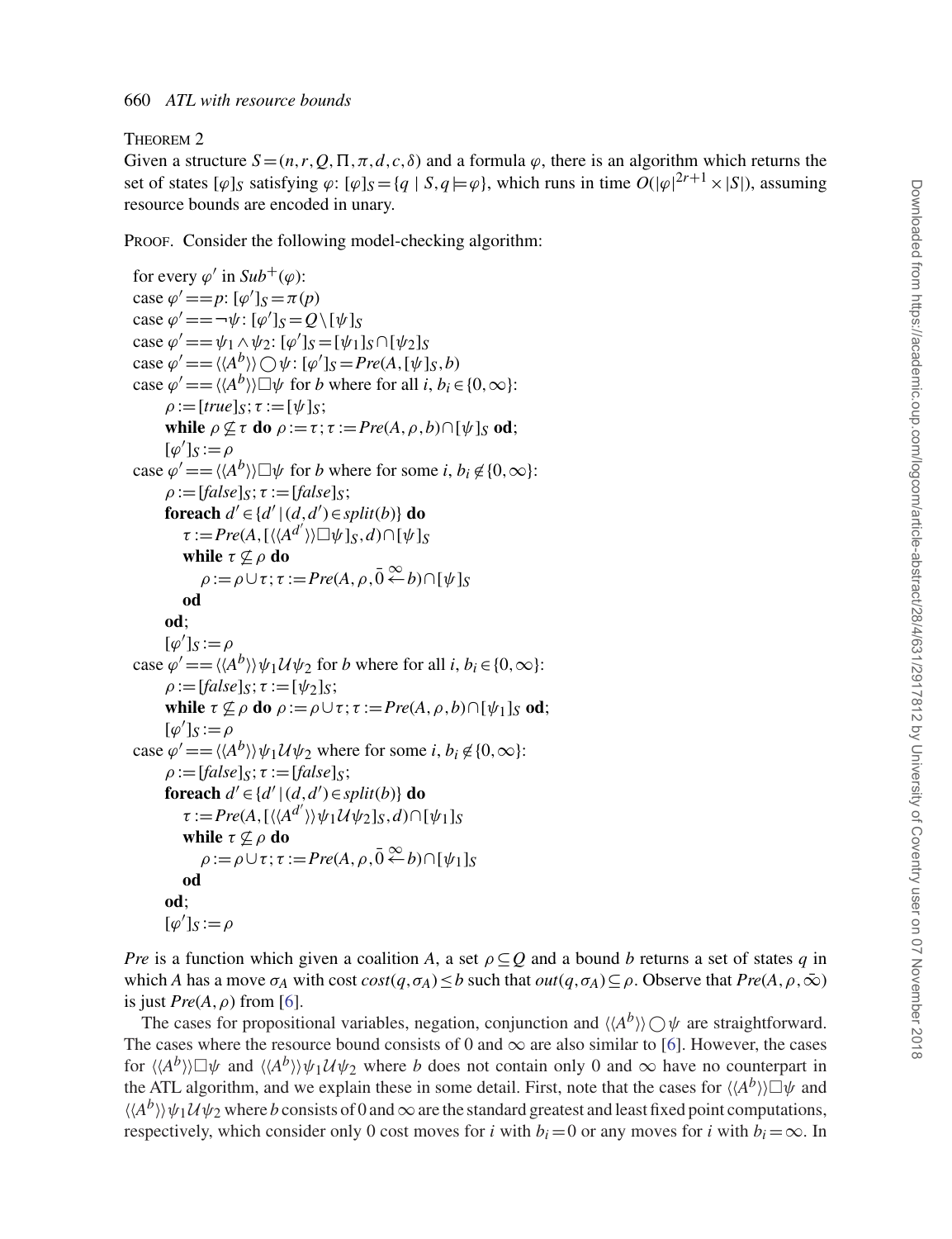THEOREM 2

Given a structure $S=(n,r,Q,\Pi,\pi,d,c,\delta)$ and a formula $\varphi$, there is an algorithm which returns the set of states $[\varphi]_S$ satisfying $\varphi$: $[\varphi]_S=\{q \mid S,q\models\varphi\}$, which runs in time $O(|\varphi|^{2r+1}\times|S|)$, assuming resource bounds are encoded in unary.

PROOF. Consider the following model-checking algorithm:

for every $\varphi'$ in $Sub^+(\varphi)$:
case $\varphi' == p$: $[\varphi']_S = \pi(p)$
case $\varphi' == \neg\psi$: $[\varphi']_S = Q\setminus[\psi]_S$
case $\varphi' == \psi_1\wedge\psi_2$: $[\varphi']_S = [\psi_1]_S\cap[\psi_2]_S$
case $\varphi' == \langle\langle A^b\rangle\rangle\bigcirc\psi$: $[\varphi']_S = Pre(A,[\psi]_S,b)$
case $\varphi' == \langle\langle A^b\rangle\rangle\Box\psi$ for $b$ where for all $i$, $b_i\in\{0,\infty\}$:
  $\rho := [true]_S; \tau := [\psi]_S$;
  **while** $\rho\not\subseteq\tau$ **do** $\rho:=\tau; \tau:=Pre(A,\rho,b)\cap[\psi]_S$ **od**;
  $[\varphi']_S := \rho$
case $\varphi' == \langle\langle A^b\rangle\rangle\Box\psi$ for $b$ where for some $i$, $b_i\notin\{0,\infty\}$:
  $\rho := [false]_S; \tau := [false]_S$;
  **foreach** $d'\in\{d' \mid (d,d')\in split(b)\}$ **do**
    $\tau := Pre(A,[\langle\langle A^{d'}\rangle\rangle\Box\psi]_S,d)\cap[\psi]_S$
    **while** $\tau\not\subseteq\rho$ **do**
      $\rho := \rho\cup\tau; \tau := Pre(A,\rho,\bar{0}\overset{\infty}{\leftarrow}b)\cap[\psi]_S$
    **od**
  **od**;
  $[\varphi']_S := \rho$
case $\varphi' == \langle\langle A^b\rangle\rangle\psi_1\mathcal{U}\psi_2$ for $b$ where for all $i$, $b_i\in\{0,\infty\}$:
  $\rho := [false]_S; \tau := [\psi_2]_S$;
  **while** $\tau\not\subseteq\rho$ **do** $\rho:=\rho\cup\tau; \tau:=Pre(A,\rho,b)\cap[\psi_1]_S$ **od**;
  $[\varphi']_S := \rho$
case $\varphi' == \langle\langle A^b\rangle\rangle\psi_1\mathcal{U}\psi_2$ where for some $i$, $b_i\notin\{0,\infty\}$:
  $\rho := [false]_S; \tau := [false]_S$;
  **foreach** $d'\in\{d' \mid (d,d')\in split(b)\}$ **do**
    $\tau := Pre(A,[\langle\langle A^{d'}\rangle\rangle\psi_1\mathcal{U}\psi_2]_S,d)\cap[\psi_1]_S$
    **while** $\tau\not\subseteq\rho$ **do**
      $\rho := \rho\cup\tau; \tau := Pre(A,\rho,\bar{0}\overset{\infty}{\leftarrow}b)\cap[\psi_1]_S$
    **od**
  **od**;
  $[\varphi']_S := \rho$

*Pre* is a function which given a coalition $A$, a set $\rho\subseteq Q$ and a bound $b$ returns a set of states $q$ in which $A$ has a move $\sigma_A$ with cost $cost(q,\sigma_A)\leq b$ such that $out(q,\sigma_A)\subseteq\rho$. Observe that $Pre(A,\rho,\bar{\infty})$ is just $Pre(A,\rho)$ from [6].

The cases for propositional variables, negation, conjunction and $\langle\langle A^b\rangle\rangle\bigcirc\psi$ are straightforward. The cases where the resource bound consists of 0 and $\infty$ are also similar to [6]. However, the cases for $\langle\langle A^b\rangle\rangle\Box\psi$ and $\langle\langle A^b\rangle\rangle\psi_1\mathcal{U}\psi_2$ where $b$ does not contain only 0 and $\infty$ have no counterpart in the ATL algorithm, and we explain these in some detail. First, note that the cases for $\langle\langle A^b\rangle\rangle\Box\psi$ and $\langle\langle A^b\rangle\rangle\psi_1\mathcal{U}\psi_2$ where $b$ consists of 0 and $\infty$ are the standard greatest and least fixed point computations, respectively, which consider only 0 cost moves for $i$ with $b_i=0$ or any moves for $i$ with $b_i=\infty$. In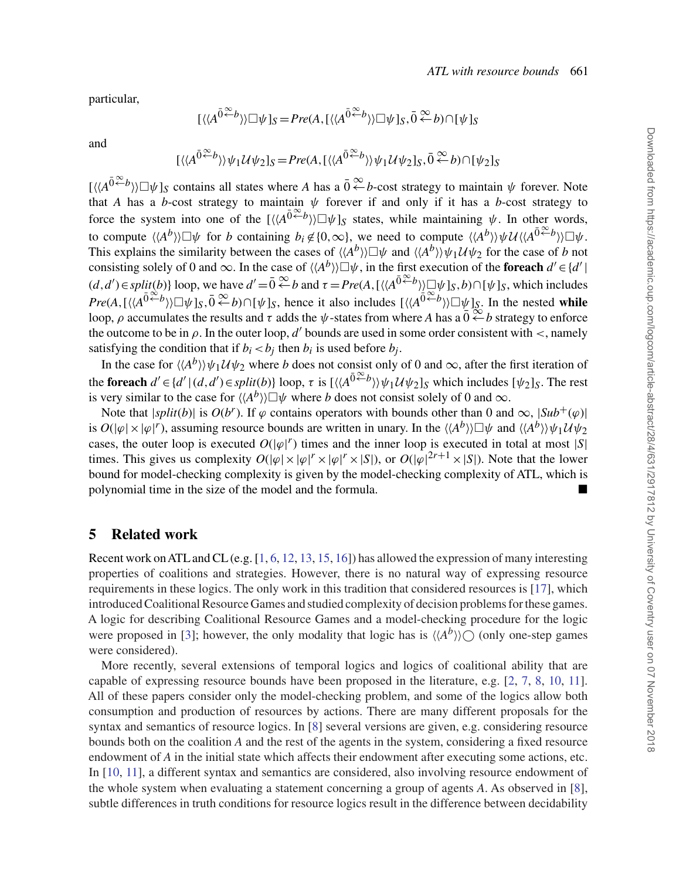particular,

$$[\langle\langle A^{\bar{0}\overset{\infty}{\leftarrow}b}\rangle\rangle\Box\psi]_S = Pre(A, [\langle\langle A^{\bar{0}\overset{\infty}{\leftarrow}b}\rangle\rangle\Box\psi]_S, \bar{0}\overset{\infty}{\leftarrow}b) \cap [\psi]_S$$

and

$$[\langle\langle A^{\bar{0}\overset{\infty}{\leftarrow}b}\rangle\rangle\psi_1\mathcal{U}\psi_2]_S = Pre(A, [\langle\langle A^{\bar{0}\overset{\infty}{\leftarrow}b}\rangle\rangle\psi_1\mathcal{U}\psi_2]_S, \bar{0}\overset{\infty}{\leftarrow}b) \cap [\psi_2]_S$$

$[\langle\langle A^{\bar{0}\overset{\infty}{\leftarrow}b}\rangle\rangle\Box\psi]_S$ contains all states where $A$ has a $\bar{0}\overset{\infty}{\leftarrow}b$-cost strategy to maintain $\psi$ forever. Note that $A$ has a $b$-cost strategy to maintain $\psi$ forever if and only if it has a $b$-cost strategy to force the system into one of the $[\langle\langle A^{\bar{0}\overset{\infty}{\leftarrow}b}\rangle\rangle\Box\psi]_S$ states, while maintaining $\psi$. In other words, to compute $\langle\langle A^b\rangle\rangle\Box\psi$ for $b$ containing $b_i \notin \{0,\infty\}$, we need to compute $\langle\langle A^b\rangle\rangle\psi\mathcal{U}\langle\langle A^{\bar{0}\overset{\infty}{\leftarrow}b}\rangle\rangle\Box\psi$. This explains the similarity between the cases of $\langle\langle A^b\rangle\rangle\Box\psi$ and $\langle\langle A^b\rangle\rangle\psi_1\mathcal{U}\psi_2$ for the case of $b$ not consisting solely of 0 and $\infty$. In the case of $\langle\langle A^b\rangle\rangle\Box\psi$, in the first execution of the **foreach** $d' \in \{d' \mid (d,d') \in split(b)\}$ loop, we have $d' = \bar{0}\overset{\infty}{\leftarrow}b$ and $\tau = Pre(A, [\langle\langle A^{\bar{0}\overset{\infty}{\leftarrow}b}\rangle\rangle\Box\psi]_S, b) \cap [\psi]_S$, which includes $Pre(A, [\langle\langle A^{\bar{0}\overset{\infty}{\leftarrow}b}\rangle\rangle\Box\psi]_S, \bar{0}\overset{\infty}{\leftarrow}b) \cap [\psi]_S$, hence it also includes $[\langle\langle A^{\bar{0}\overset{\infty}{\leftarrow}b}\rangle\rangle\Box\psi]_S$. In the nested **while** loop, $\rho$ accumulates the results and $\tau$ adds the $\psi$-states from where $A$ has a $\bar{0}\overset{\infty}{\leftarrow}b$ strategy to enforce the outcome to be in $\rho$. In the outer loop, $d'$ bounds are used in some order consistent with $<$, namely satisfying the condition that if $b_i < b_j$ then $b_i$ is used before $b_j$.

In the case for $\langle\langle A^b\rangle\rangle\psi_1\mathcal{U}\psi_2$ where $b$ does not consist only of 0 and $\infty$, after the first iteration of the **foreach** $d' \in \{d' \mid (d,d') \in split(b)\}$ loop, $\tau$ is $[\langle\langle A^{\bar{0}\overset{\infty}{\leftarrow}b}\rangle\rangle\psi_1\mathcal{U}\psi_2]_S$ which includes $[\psi_2]_S$. The rest is very similar to the case for $\langle\langle A^b\rangle\rangle\Box\psi$ where $b$ does not consist solely of 0 and $\infty$.

Note that $|split(b)|$ is $O(b^r)$. If $\varphi$ contains operators with bounds other than 0 and $\infty$, $|Sub^+(\varphi)|$ is $O(|\varphi| \times |\varphi|^r)$, assuming resource bounds are written in unary. In the $\langle\langle A^b\rangle\rangle\Box\psi$ and $\langle\langle A^b\rangle\rangle\psi_1\mathcal{U}\psi_2$ cases, the outer loop is executed $O(|\varphi|^r)$ times and the inner loop is executed in total at most $|S|$ times. This gives us complexity $O(|\varphi| \times |\varphi|^r \times |\varphi|^r \times |S|)$, or $O(|\varphi|^{2r+1} \times |S|)$. Note that the lower bound for model-checking complexity is given by the model-checking complexity of ATL, which is polynomial time in the size of the model and the formula. ■

## 5 Related work

Recent work on ATL and CL (e.g. [1, 6, 12, 13, 15, 16]) has allowed the expression of many interesting properties of coalitions and strategies. However, there is no natural way of expressing resource requirements in these logics. The only work in this tradition that considered resources is [17], which introduced Coalitional Resource Games and studied complexity of decision problems for these games. A logic for describing Coalitional Resource Games and a model-checking procedure for the logic were proposed in [3]; however, the only modality that logic has is $\langle\langle A^b\rangle\rangle\bigcirc$ (only one-step games were considered).

More recently, several extensions of temporal logics and logics of coalitional ability that are capable of expressing resource bounds have been proposed in the literature, e.g. [2, 7, 8, 10, 11]. All of these papers consider only the model-checking problem, and some of the logics allow both consumption and production of resources by actions. There are many different proposals for the syntax and semantics of resource logics. In [8] several versions are given, e.g. considering resource bounds both on the coalition $A$ and the rest of the agents in the system, considering a fixed resource endowment of $A$ in the initial state which affects their endowment after executing some actions, etc. In [10, 11], a different syntax and semantics are considered, also involving resource endowment of the whole system when evaluating a statement concerning a group of agents $A$. As observed in [8], subtle differences in truth conditions for resource logics result in the difference between decidability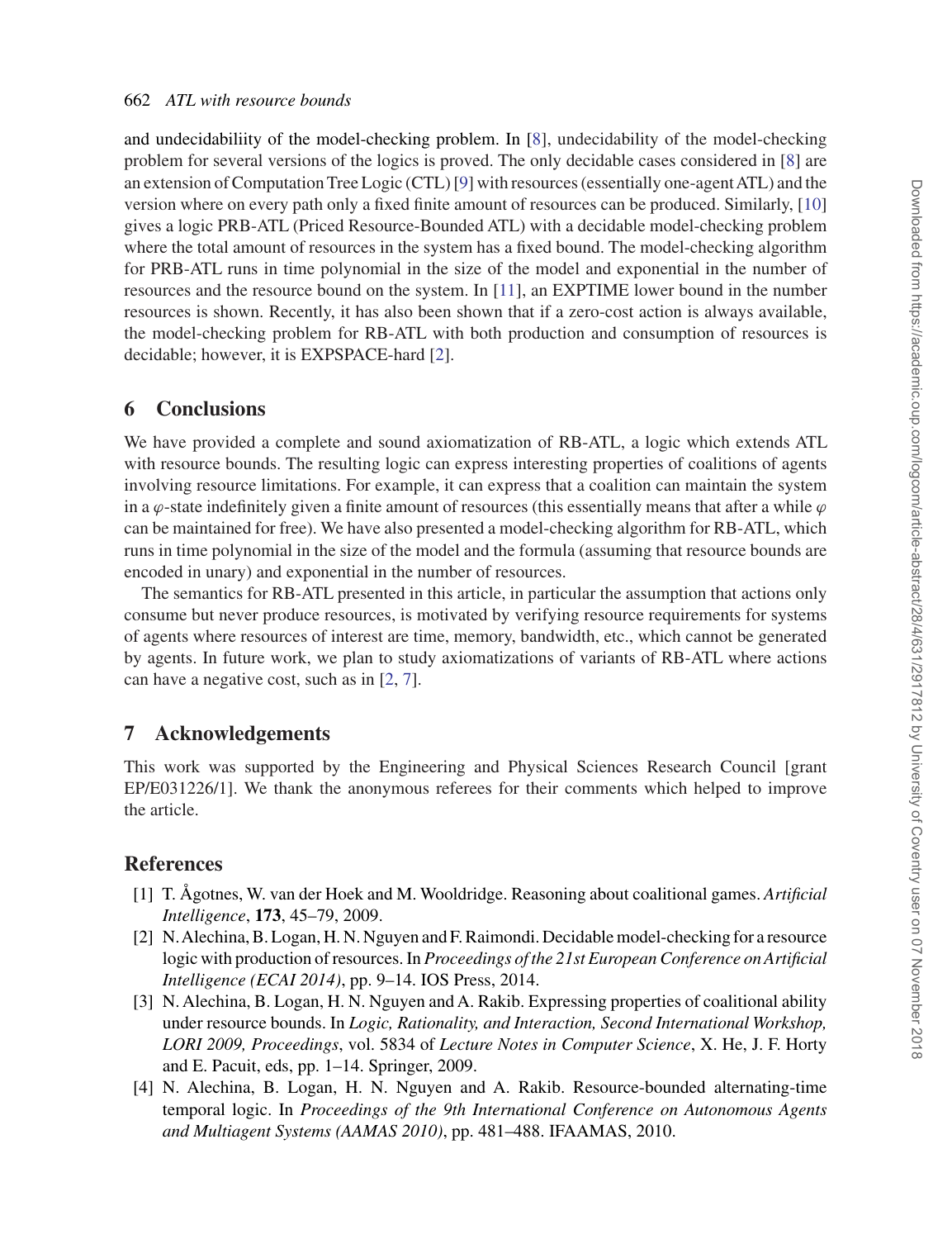and undecidabiliity of the model-checking problem. In [8], undecidability of the model-checking problem for several versions of the logics is proved. The only decidable cases considered in [8] are an extension of Computation Tree Logic (CTL) [9] with resources (essentially one-agent ATL) and the version where on every path only a fixed finite amount of resources can be produced. Similarly, [10] gives a logic PRB-ATL (Priced Resource-Bounded ATL) with a decidable model-checking problem where the total amount of resources in the system has a fixed bound. The model-checking algorithm for PRB-ATL runs in time polynomial in the size of the model and exponential in the number of resources and the resource bound on the system. In [11], an EXPTIME lower bound in the number resources is shown. Recently, it has also been shown that if a zero-cost action is always available, the model-checking problem for RB-ATL with both production and consumption of resources is decidable; however, it is EXPSPACE-hard [2].

## 6 Conclusions

We have provided a complete and sound axiomatization of RB-ATL, a logic which extends ATL with resource bounds. The resulting logic can express interesting properties of coalitions of agents involving resource limitations. For example, it can express that a coalition can maintain the system in a $\varphi$-state indefinitely given a finite amount of resources (this essentially means that after a while $\varphi$ can be maintained for free). We have also presented a model-checking algorithm for RB-ATL, which runs in time polynomial in the size of the model and the formula (assuming that resource bounds are encoded in unary) and exponential in the number of resources.

The semantics for RB-ATL presented in this article, in particular the assumption that actions only consume but never produce resources, is motivated by verifying resource requirements for systems of agents where resources of interest are time, memory, bandwidth, etc., which cannot be generated by agents. In future work, we plan to study axiomatizations of variants of RB-ATL where actions can have a negative cost, such as in [2, 7].

## 7 Acknowledgements

This work was supported by the Engineering and Physical Sciences Research Council [grant EP/E031226/1]. We thank the anonymous referees for their comments which helped to improve the article.

## References

[1] T. Ågotnes, W. van der Hoek and M. Wooldridge. Reasoning about coalitional games. *Artificial Intelligence*, **173**, 45–79, 2009.

[2] N. Alechina, B. Logan, H. N. Nguyen and F. Raimondi. Decidable model-checking for a resource logic with production of resources. In *Proceedings of the 21st European Conference on Artificial Intelligence (ECAI 2014)*, pp. 9–14. IOS Press, 2014.

[3] N. Alechina, B. Logan, H. N. Nguyen and A. Rakib. Expressing properties of coalitional ability under resource bounds. In *Logic, Rationality, and Interaction, Second International Workshop, LORI 2009, Proceedings*, vol. 5834 of *Lecture Notes in Computer Science*, X. He, J. F. Horty and E. Pacuit, eds, pp. 1–14. Springer, 2009.

[4] N. Alechina, B. Logan, H. N. Nguyen and A. Rakib. Resource-bounded alternating-time temporal logic. In *Proceedings of the 9th International Conference on Autonomous Agents and Multiagent Systems (AAMAS 2010)*, pp. 481–488. IFAAMAS, 2010.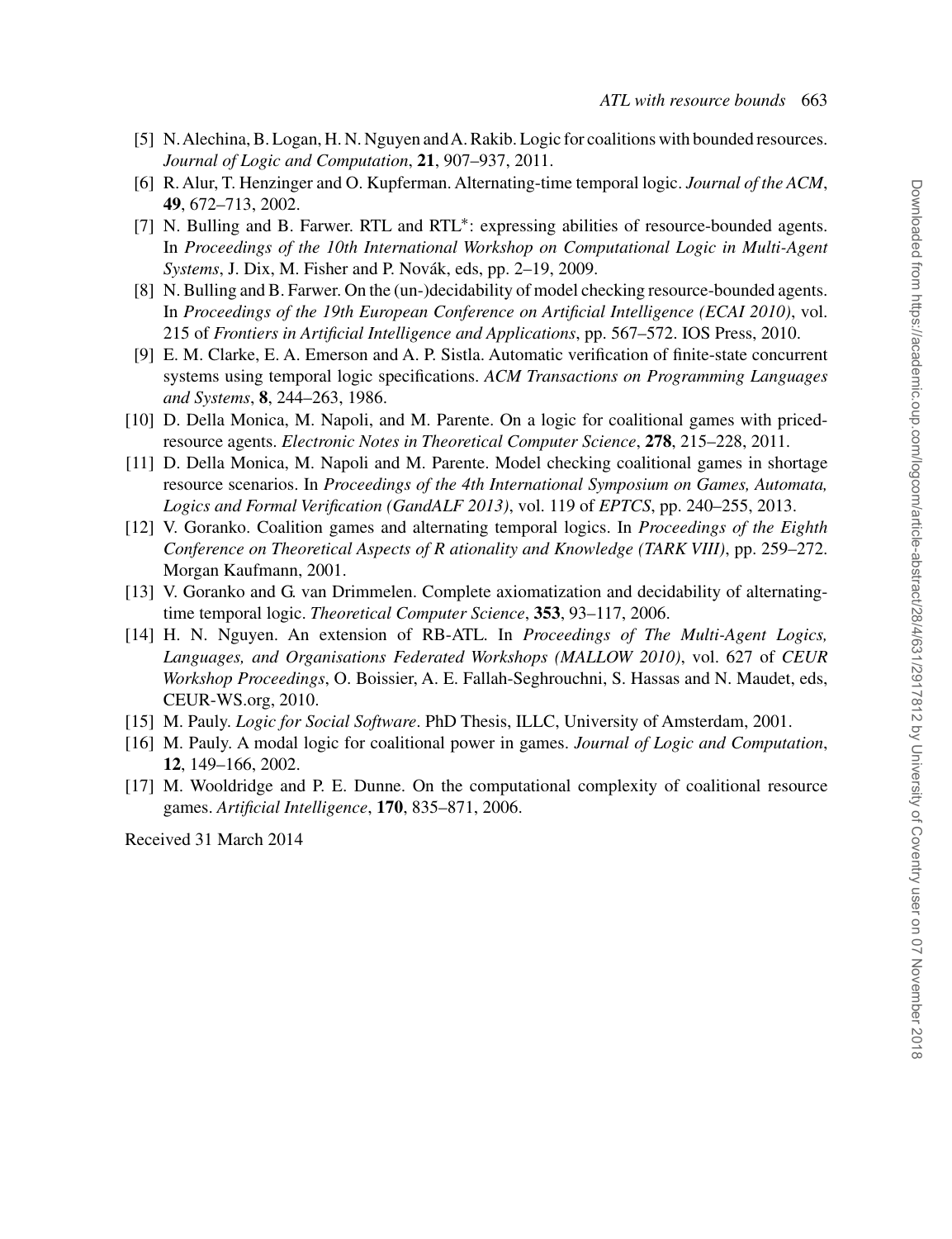[5] N. Alechina, B. Logan, H. N. Nguyen and A. Rakib. Logic for coalitions with bounded resources. *Journal of Logic and Computation*, **21**, 907–937, 2011.

[6] R. Alur, T. Henzinger and O. Kupferman. Alternating-time temporal logic. *Journal of the ACM*, **49**, 672–713, 2002.

[7] N. Bulling and B. Farwer. RTL and RTL*: expressing abilities of resource-bounded agents. In *Proceedings of the 10th International Workshop on Computational Logic in Multi-Agent Systems*, J. Dix, M. Fisher and P. Novák, eds, pp. 2–19, 2009.

[8] N. Bulling and B. Farwer. On the (un-)decidability of model checking resource-bounded agents. In *Proceedings of the 19th European Conference on Artificial Intelligence (ECAI 2010)*, vol. 215 of *Frontiers in Artificial Intelligence and Applications*, pp. 567–572. IOS Press, 2010.

[9] E. M. Clarke, E. A. Emerson and A. P. Sistla. Automatic verification of finite-state concurrent systems using temporal logic specifications. *ACM Transactions on Programming Languages and Systems*, **8**, 244–263, 1986.

[10] D. Della Monica, M. Napoli, and M. Parente. On a logic for coalitional games with priced-resource agents. *Electronic Notes in Theoretical Computer Science*, **278**, 215–228, 2011.

[11] D. Della Monica, M. Napoli and M. Parente. Model checking coalitional games in shortage resource scenarios. In *Proceedings of the 4th International Symposium on Games, Automata, Logics and Formal Verification (GandALF 2013)*, vol. 119 of *EPTCS*, pp. 240–255, 2013.

[12] V. Goranko. Coalition games and alternating temporal logics. In *Proceedings of the Eighth Conference on Theoretical Aspects of R ationality and Knowledge (TARK VIII)*, pp. 259–272. Morgan Kaufmann, 2001.

[13] V. Goranko and G. van Drimmelen. Complete axiomatization and decidability of alternating-time temporal logic. *Theoretical Computer Science*, **353**, 93–117, 2006.

[14] H. N. Nguyen. An extension of RB-ATL. In *Proceedings of The Multi-Agent Logics, Languages, and Organisations Federated Workshops (MALLOW 2010)*, vol. 627 of *CEUR Workshop Proceedings*, O. Boissier, A. E. Fallah-Seghrouchni, S. Hassas and N. Maudet, eds, CEUR-WS.org, 2010.

[15] M. Pauly. *Logic for Social Software*. PhD Thesis, ILLC, University of Amsterdam, 2001.

[16] M. Pauly. A modal logic for coalitional power in games. *Journal of Logic and Computation*, **12**, 149–166, 2002.

[17] M. Wooldridge and P. E. Dunne. On the computational complexity of coalitional resource games. *Artificial Intelligence*, **170**, 835–871, 2006.

Received 31 March 2014